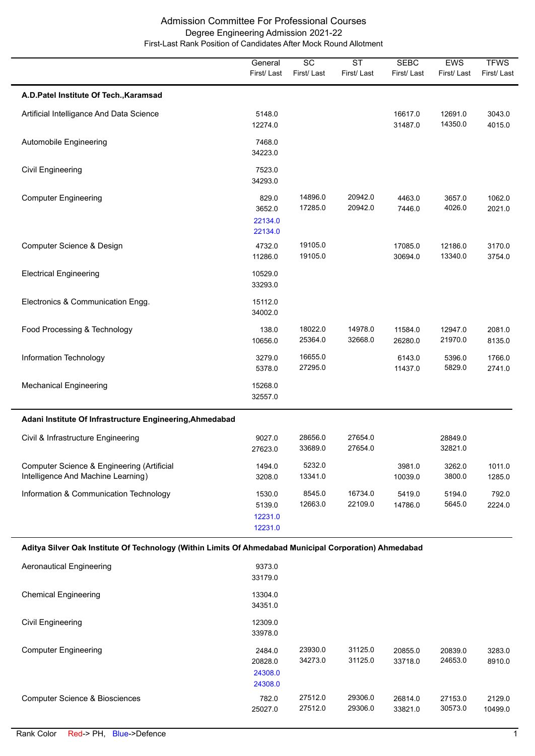# Admission Committee For Professional Courses

## Degree Engineering Admission 2021-22

### First-Last Rank Position of Candidates After Mock Round Allotment

| | General First/ Last | SC First/ Last | ST First/ Last | SEBC First/ Last | EWS First/ Last | TFWS First/ Last |
|---|---|---|---|---|---|---|
| **A.D.Patel Institute Of Tech.,Karamsad** | | | | | | |
| Artificial Intelligance And Data Science | 5148.0<br>12274.0 | | | 16617.0<br>31487.0 | 12691.0<br>14350.0 | 3043.0<br>4015.0 |
| Automobile Engineering | 7468.0<br>34223.0 | | | | | |
| Civil Engineering | 7523.0<br>34293.0 | | | | | |
| Computer Engineering | 829.0<br>3652.0<br>22134.0<br>22134.0 | 14896.0<br>17285.0 | 20942.0<br>20942.0 | 4463.0<br>7446.0 | 3657.0<br>4026.0 | 1062.0<br>2021.0 |
| Computer Science & Design | 4732.0<br>11286.0 | 19105.0<br>19105.0 | | 17085.0<br>30694.0 | 12186.0<br>13340.0 | 3170.0<br>3754.0 |
| Electrical Engineering | 10529.0<br>33293.0 | | | | | |
| Electronics & Communication Engg. | 15112.0<br>34002.0 | | | | | |
| Food Processing & Technology | 138.0<br>10656.0 | 18022.0<br>25364.0 | 14978.0<br>32668.0 | 11584.0<br>26280.0 | 12947.0<br>21970.0 | 2081.0<br>8135.0 |
| Information Technology | 3279.0<br>5378.0 | 16655.0<br>27295.0 | | 6143.0<br>11437.0 | 5396.0<br>5829.0 | 1766.0<br>2741.0 |
| Mechanical Engineering | 15268.0<br>32557.0 | | | | | |
| **Adani Institute Of Infrastructure Engineering,Ahmedabad** | | | | | | |
| Civil & Infrastructure Engineering | 9027.0<br>27623.0 | 28656.0<br>33689.0 | 27654.0<br>27654.0 | | 28849.0<br>32821.0 | |
| Computer Science & Engineering (Artificial Intelligence And Machine Learning) | 1494.0<br>3208.0 | 5232.0<br>13341.0 | | 3981.0<br>10039.0 | 3262.0<br>3800.0 | 1011.0<br>1285.0 |
| Information & Communication Technology | 1530.0<br>5139.0<br>12231.0<br>12231.0 | 8545.0<br>12663.0 | 16734.0<br>22109.0 | 5419.0<br>14786.0 | 5194.0<br>5645.0 | 792.0<br>2224.0 |
| **Aditya Silver Oak Institute Of Technology (Within Limits Of Ahmedabad Municipal Corporation) Ahmedabad** | | | | | | |
| Aeronautical Engineering | 9373.0<br>33179.0 | | | | | |
| Chemical Engineering | 13304.0<br>34351.0 | | | | | |
| Civil Engineering | 12309.0<br>33978.0 | | | | | |
| Computer Engineering | 2484.0<br>20828.0<br>24308.0<br>24308.0 | 23930.0<br>34273.0 | 31125.0<br>31125.0 | 20855.0<br>33718.0 | 20839.0<br>24653.0 | 3283.0<br>8910.0 |
| Computer Science & Biosciences | 782.0<br>25027.0 | 27512.0<br>27512.0 | 29306.0<br>29306.0 | 26814.0<br>33821.0 | 27153.0<br>30573.0 | 2129.0<br>10499.0 |

Rank Color Red-> PH, Blue->Defence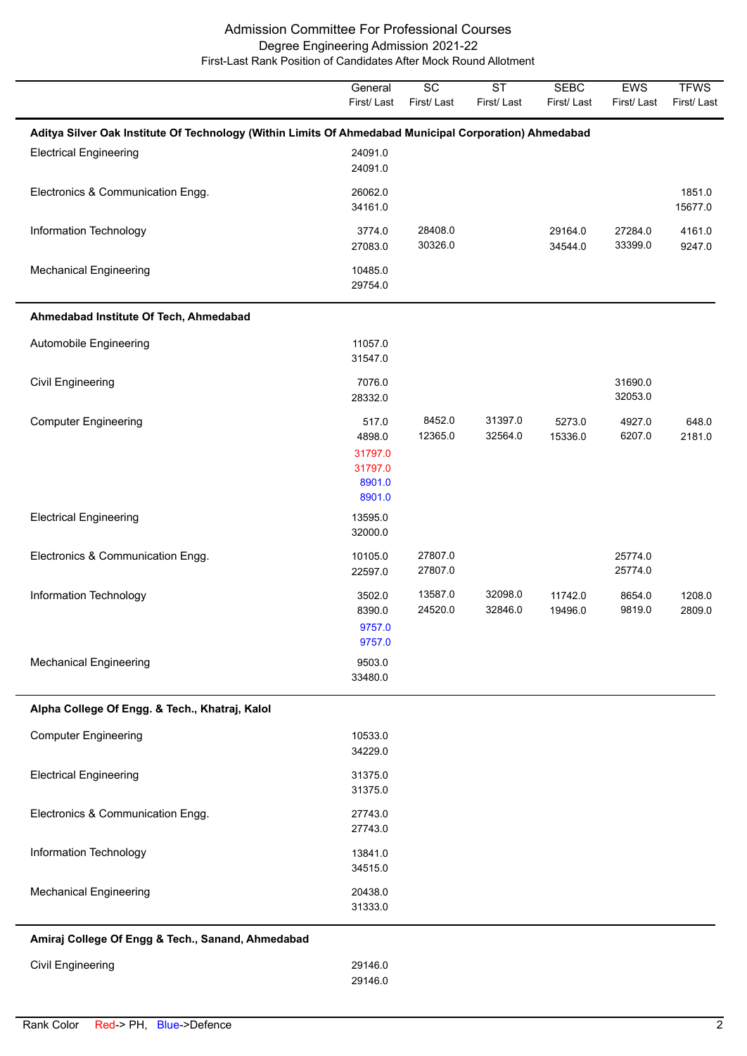Admission Committee For Professional Courses

Degree Engineering Admission 2021-22

First-Last Rank Position of Candidates After Mock Round Allotment

| | General First/ Last | SC First/ Last | ST First/ Last | SEBC First/ Last | EWS First/ Last | TFWS First/ Last |
|---|---|---|---|---|---|---|
| **Aditya Silver Oak Institute Of Technology (Within Limits Of Ahmedabad Municipal Corporation) Ahmedabad** | | | | | | |
| Electrical Engineering | 24091.0<br>24091.0 | | | | | |
| Electronics & Communication Engg. | 26062.0<br>34161.0 | | | | | 1851.0<br>15677.0 |
| Information Technology | 3774.0<br>27083.0 | 28408.0<br>30326.0 | | 29164.0<br>34544.0 | 27284.0<br>33399.0 | 4161.0<br>9247.0 |
| Mechanical Engineering | 10485.0<br>29754.0 | | | | | |
| **Ahmedabad Institute Of Tech, Ahmedabad** | | | | | | |
| Automobile Engineering | 11057.0<br>31547.0 | | | | | |
| Civil Engineering | 7076.0<br>28332.0 | | | | 31690.0<br>32053.0 | |
| Computer Engineering | 517.0<br>4898.0<br>31797.0 (PH)<br>31797.0 (PH)<br>8901.0 (Defence)<br>8901.0 (Defence) | 8452.0<br>12365.0 | 31397.0<br>32564.0 | 5273.0<br>15336.0 | 4927.0<br>6207.0 | 648.0<br>2181.0 |
| Electrical Engineering | 13595.0<br>32000.0 | | | | | |
| Electronics & Communication Engg. | 10105.0<br>22597.0 | 27807.0<br>27807.0 | | | 25774.0<br>25774.0 | |
| Information Technology | 3502.0<br>8390.0<br>9757.0 (Defence)<br>9757.0 (Defence) | 13587.0<br>24520.0 | 32098.0<br>32846.0 | 11742.0<br>19496.0 | 8654.0<br>9819.0 | 1208.0<br>2809.0 |
| Mechanical Engineering | 9503.0<br>33480.0 | | | | | |
| **Alpha College Of Engg. & Tech., Khatraj, Kalol** | | | | | | |
| Computer Engineering | 10533.0<br>34229.0 | | | | | |
| Electrical Engineering | 31375.0<br>31375.0 | | | | | |
| Electronics & Communication Engg. | 27743.0<br>27743.0 | | | | | |
| Information Technology | 13841.0<br>34515.0 | | | | | |
| Mechanical Engineering | 20438.0<br>31333.0 | | | | | |
| **Amiraj College Of Engg & Tech., Sanand, Ahmedabad** | | | | | | |
| Civil Engineering | 29146.0<br>29146.0 | | | | | |

Rank Color Red-> PH, Blue->Defence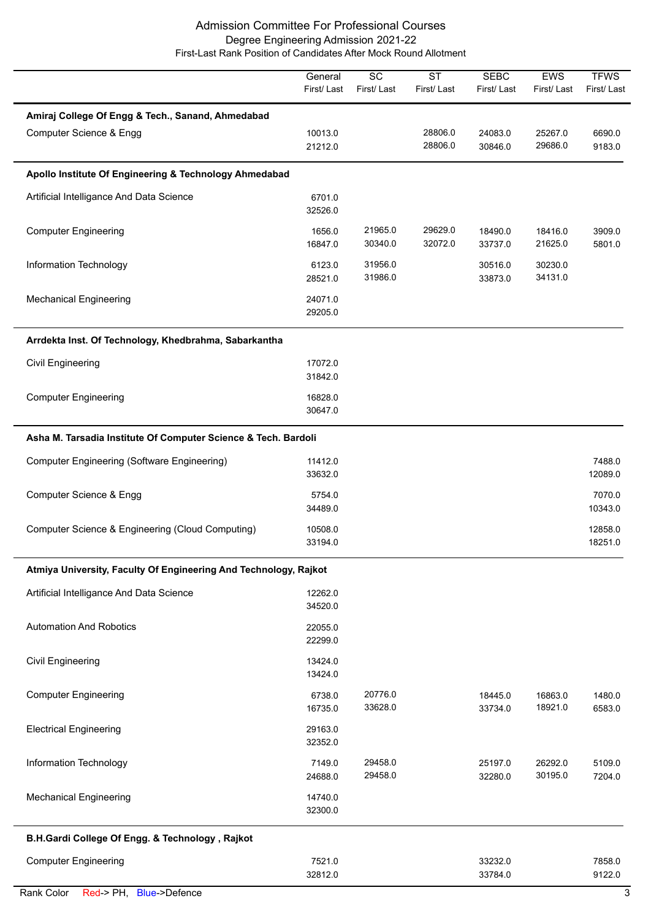# Admission Committee For Professional Courses

## Degree Engineering Admission 2021-22

### First-Last Rank Position of Candidates After Mock Round Allotment

| | General First/ Last | SC First/ Last | ST First/ Last | SEBC First/ Last | EWS First/ Last | TFWS First/ Last |
|---|---|---|---|---|---|---|
| **Amiraj College Of Engg & Tech., Sanand, Ahmedabad** | | | | | | |
| Computer Science & Engg | 10013.0<br>21212.0 | | 28806.0<br>28806.0 | 24083.0<br>30846.0 | 25267.0<br>29686.0 | 6690.0<br>9183.0 |
| **Apollo Institute Of Engineering & Technology Ahmedabad** | | | | | | |
| Artificial Intelligance And Data Science | 6701.0<br>32526.0 | | | | | |
| Computer Engineering | 1656.0<br>16847.0 | 21965.0<br>30340.0 | 29629.0<br>32072.0 | 18490.0<br>33737.0 | 18416.0<br>21625.0 | 3909.0<br>5801.0 |
| Information Technology | 6123.0<br>28521.0 | 31956.0<br>31986.0 | | 30516.0<br>33873.0 | 30230.0<br>34131.0 | |
| Mechanical Engineering | 24071.0<br>29205.0 | | | | | |
| **Arrdekta Inst. Of Technology, Khedbrahma, Sabarkantha** | | | | | | |
| Civil Engineering | 17072.0<br>31842.0 | | | | | |
| Computer Engineering | 16828.0<br>30647.0 | | | | | |
| **Asha M. Tarsadia Institute Of Computer Science & Tech. Bardoli** | | | | | | |
| Computer Engineering (Software Engineering) | 11412.0<br>33632.0 | | | | | 7488.0<br>12089.0 |
| Computer Science & Engg | 5754.0<br>34489.0 | | | | | 7070.0<br>10343.0 |
| Computer Science & Engineering (Cloud Computing) | 10508.0<br>33194.0 | | | | | 12858.0<br>18251.0 |
| **Atmiya University, Faculty Of Engineering And Technology, Rajkot** | | | | | | |
| Artificial Intelligance And Data Science | 12262.0<br>34520.0 | | | | | |
| Automation And Robotics | 22055.0<br>22299.0 | | | | | |
| Civil Engineering | 13424.0<br>13424.0 | | | | | |
| Computer Engineering | 6738.0<br>16735.0 | 20776.0<br>33628.0 | | 18445.0<br>33734.0 | 16863.0<br>18921.0 | 1480.0<br>6583.0 |
| Electrical Engineering | 29163.0<br>32352.0 | | | | | |
| Information Technology | 7149.0<br>24688.0 | 29458.0<br>29458.0 | | 25197.0<br>32280.0 | 26292.0<br>30195.0 | 5109.0<br>7204.0 |
| Mechanical Engineering | 14740.0<br>32300.0 | | | | | |
| **B.H.Gardi College Of Engg. & Technology , Rajkot** | | | | | | |
| Computer Engineering | 7521.0<br>32812.0 | | | 33232.0<br>33784.0 | | 7858.0<br>9122.0 |

Rank Color Red-> PH, Blue->Defence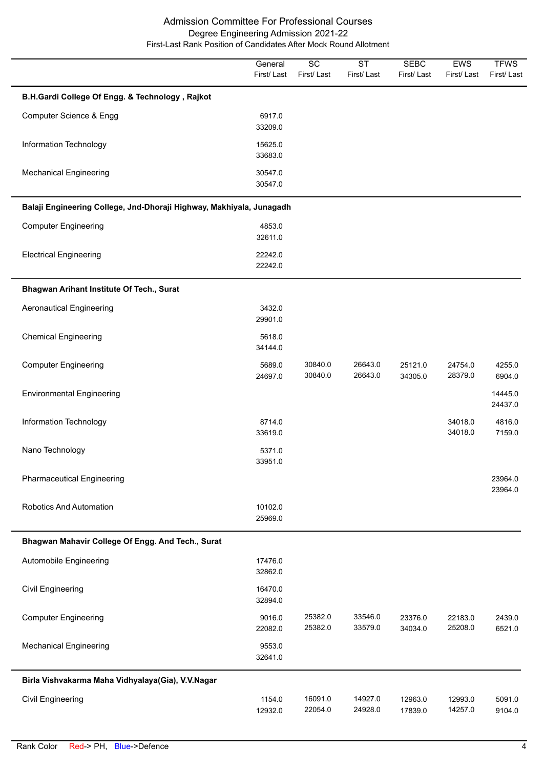# Admission Committee For Professional Courses

## Degree Engineering Admission 2021-22

### First-Last Rank Position of Candidates After Mock Round Allotment

| | General First/ Last | SC First/ Last | ST First/ Last | SEBC First/ Last | EWS First/ Last | TFWS First/ Last |
|---|---|---|---|---|---|---|
| **B.H.Gardi College Of Engg. & Technology , Rajkot** | | | | | | |
| Computer Science & Engg | 6917.0<br>33209.0 | | | | | |
| Information Technology | 15625.0<br>33683.0 | | | | | |
| Mechanical Engineering | 30547.0<br>30547.0 | | | | | |
| **Balaji Engineering College, Jnd-Dhoraji Highway, Makhiyala, Junagadh** | | | | | | |
| Computer Engineering | 4853.0<br>32611.0 | | | | | |
| Electrical Engineering | 22242.0<br>22242.0 | | | | | |
| **Bhagwan Arihant Institute Of Tech., Surat** | | | | | | |
| Aeronautical Engineering | 3432.0<br>29901.0 | | | | | |
| Chemical Engineering | 5618.0<br>34144.0 | | | | | |
| Computer Engineering | 5689.0<br>24697.0 | 30840.0<br>30840.0 | 26643.0<br>26643.0 | 25121.0<br>34305.0 | 24754.0<br>28379.0 | 4255.0<br>6904.0 |
| Environmental Engineering | | | | | | 14445.0<br>24437.0 |
| Information Technology | 8714.0<br>33619.0 | | | | 34018.0<br>34018.0 | 4816.0<br>7159.0 |
| Nano Technology | 5371.0<br>33951.0 | | | | | |
| Pharmaceutical Engineering | | | | | | 23964.0<br>23964.0 |
| Robotics And Automation | 10102.0<br>25969.0 | | | | | |
| **Bhagwan Mahavir College Of Engg. And Tech., Surat** | | | | | | |
| Automobile Engineering | 17476.0<br>32862.0 | | | | | |
| Civil Engineering | 16470.0<br>32894.0 | | | | | |
| Computer Engineering | 9016.0<br>22082.0 | 25382.0<br>25382.0 | 33546.0<br>33579.0 | 23376.0<br>34034.0 | 22183.0<br>25208.0 | 2439.0<br>6521.0 |
| Mechanical Engineering | 9553.0<br>32641.0 | | | | | |
| **Birla Vishvakarma Maha Vidhyalaya(Gia), V.V.Nagar** | | | | | | |
| Civil Engineering | 1154.0<br>12932.0 | 16091.0<br>22054.0 | 14927.0<br>24928.0 | 12963.0<br>17839.0 | 12993.0<br>14257.0 | 5091.0<br>9104.0 |

Rank Color Red-> PH, Blue->Defence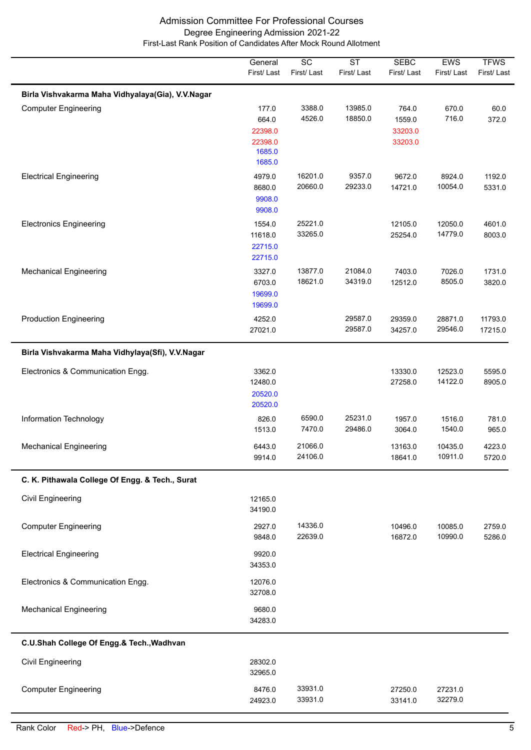# Admission Committee For Professional Courses

## Degree Engineering Admission 2021-22

### First-Last Rank Position of Candidates After Mock Round Allotment

| | General First/ Last | SC First/ Last | ST First/ Last | SEBC First/ Last | EWS First/ Last | TFWS First/ Last |
|---|---|---|---|---|---|---|
| **Birla Vishvakarma Maha Vidhyalaya(Gia), V.V.Nagar** | | | | | | |
| Computer Engineering | 177.0<br>664.0<br>22398.0<br>22398.0<br>1685.0<br>1685.0 | 3388.0<br>4526.0 | 13985.0<br>18850.0 | 764.0<br>1559.0<br>33203.0<br>33203.0 | 670.0<br>716.0 | 60.0<br>372.0 |
| Electrical Engineering | 4979.0<br>8680.0<br>9908.0<br>9908.0 | 16201.0<br>20660.0 | 9357.0<br>29233.0 | 9672.0<br>14721.0 | 8924.0<br>10054.0 | 1192.0<br>5331.0 |
| Electronics Engineering | 1554.0<br>11618.0<br>22715.0<br>22715.0 | 25221.0<br>33265.0 | | 12105.0<br>25254.0 | 12050.0<br>14779.0 | 4601.0<br>8003.0 |
| Mechanical Engineering | 3327.0<br>6703.0<br>19699.0<br>19699.0 | 13877.0<br>18621.0 | 21084.0<br>34319.0 | 7403.0<br>12512.0 | 7026.0<br>8505.0 | 1731.0<br>3820.0 |
| Production Engineering | 4252.0<br>27021.0 | | 29587.0<br>29587.0 | 29359.0<br>34257.0 | 28871.0<br>29546.0 | 11793.0<br>17215.0 |
| **Birla Vishvakarma Maha Vidhylaya(Sfi), V.V.Nagar** | | | | | | |
| Electronics & Communication Engg. | 3362.0<br>12480.0<br>20520.0<br>20520.0 | | | 13330.0<br>27258.0 | 12523.0<br>14122.0 | 5595.0<br>8905.0 |
| Information Technology | 826.0<br>1513.0 | 6590.0<br>7470.0 | 25231.0<br>29486.0 | 1957.0<br>3064.0 | 1516.0<br>1540.0 | 781.0<br>965.0 |
| Mechanical Engineering | 6443.0<br>9914.0 | 21066.0<br>24106.0 | | 13163.0<br>18641.0 | 10435.0<br>10911.0 | 4223.0<br>5720.0 |
| **C. K. Pithawala College Of Engg. & Tech., Surat** | | | | | | |
| Civil Engineering | 12165.0<br>34190.0 | | | | | |
| Computer Engineering | 2927.0<br>9848.0 | 14336.0<br>22639.0 | | 10496.0<br>16872.0 | 10085.0<br>10990.0 | 2759.0<br>5286.0 |
| Electrical Engineering | 9920.0<br>34353.0 | | | | | |
| Electronics & Communication Engg. | 12076.0<br>32708.0 | | | | | |
| Mechanical Engineering | 9680.0<br>34283.0 | | | | | |
| **C.U.Shah College Of Engg.& Tech.,Wadhvan** | | | | | | |
| Civil Engineering | 28302.0<br>32965.0 | | | | | |
| Computer Engineering | 8476.0<br>24923.0 | 33931.0<br>33931.0 | | 27250.0<br>33141.0 | 27231.0<br>32279.0 | |

Rank Color Red-> PH, Blue->Defence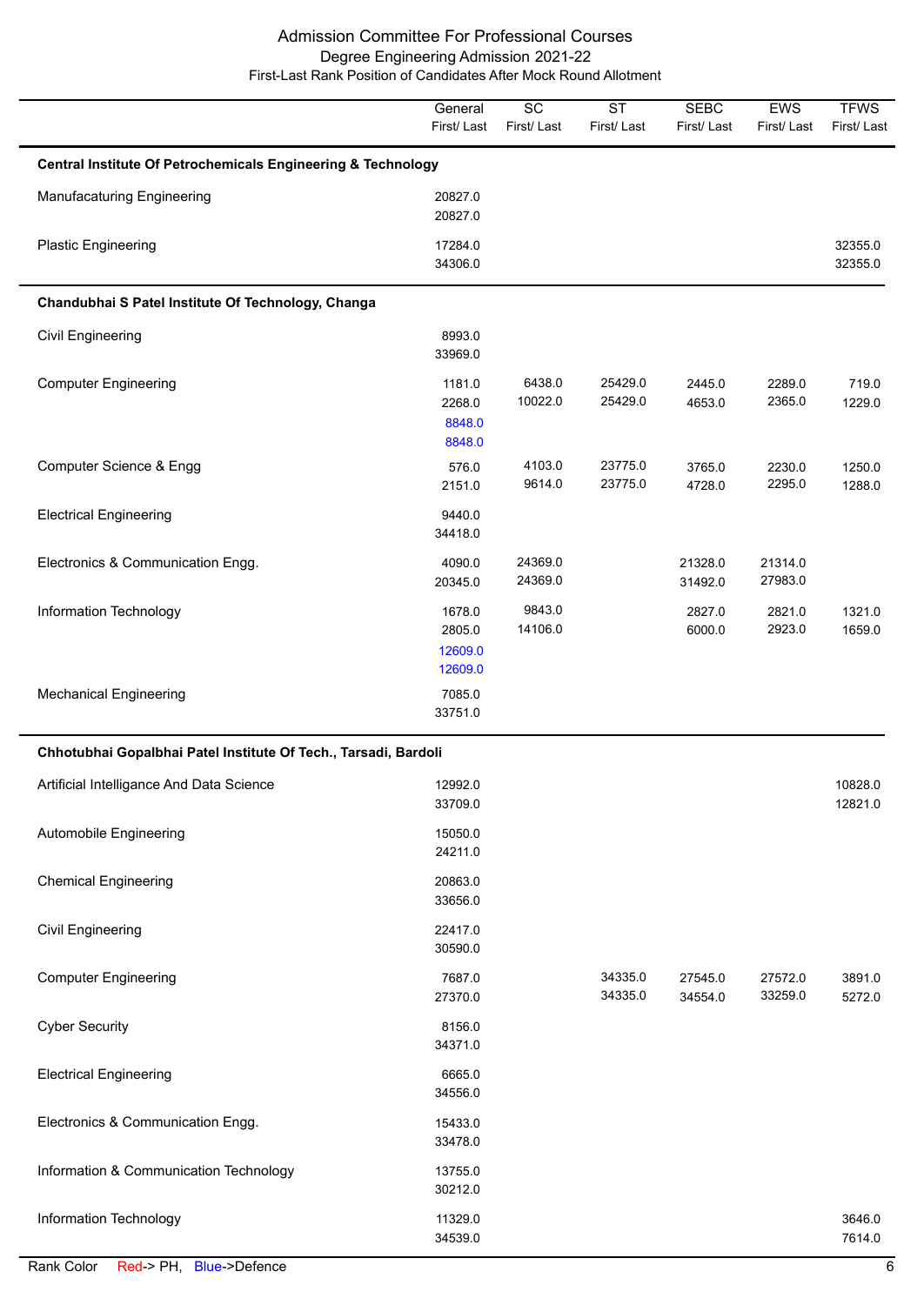# Admission Committee For Professional Courses

## Degree Engineering Admission 2021-22

### First-Last Rank Position of Candidates After Mock Round Allotment

| | General First/ Last | SC First/ Last | ST First/ Last | SEBC First/ Last | EWS First/ Last | TFWS First/ Last |
|---|---|---|---|---|---|---|
| **Central Institute Of Petrochemicals Engineering & Technology** | | | | | | |
| Manufacaturing Engineering | 20827.0<br>20827.0 | | | | | |
| Plastic Engineering | 17284.0<br>34306.0 | | | | | 32355.0<br>32355.0 |
| **Chandubhai S Patel Institute Of Technology, Changa** | | | | | | |
| Civil Engineering | 8993.0<br>33969.0 | | | | | |
| Computer Engineering | 1181.0<br>2268.0<br>8848.0 (Defence)<br>8848.0 (Defence) | 6438.0<br>10022.0 | 25429.0<br>25429.0 | 2445.0<br>4653.0 | 2289.0<br>2365.0 | 719.0<br>1229.0 |
| Computer Science & Engg | 576.0<br>2151.0 | 4103.0<br>9614.0 | 23775.0<br>23775.0 | 3765.0<br>4728.0 | 2230.0<br>2295.0 | 1250.0<br>1288.0 |
| Electrical Engineering | 9440.0<br>34418.0 | | | | | |
| Electronics & Communication Engg. | 4090.0<br>20345.0 | 24369.0<br>24369.0 | | 21328.0<br>31492.0 | 21314.0<br>27983.0 | |
| Information Technology | 1678.0<br>2805.0<br>12609.0 (Defence)<br>12609.0 (Defence) | 9843.0<br>14106.0 | | 2827.0<br>6000.0 | 2821.0<br>2923.0 | 1321.0<br>1659.0 |
| Mechanical Engineering | 7085.0<br>33751.0 | | | | | |
| **Chhotubhai Gopalbhai Patel Institute Of Tech., Tarsadi, Bardoli** | | | | | | |
| Artificial Intelligance And Data Science | 12992.0<br>33709.0 | | | | | 10828.0<br>12821.0 |
| Automobile Engineering | 15050.0<br>24211.0 | | | | | |
| Chemical Engineering | 20863.0<br>33656.0 | | | | | |
| Civil Engineering | 22417.0<br>30590.0 | | | | | |
| Computer Engineering | 7687.0<br>27370.0 | | 34335.0<br>34335.0 | 27545.0<br>34554.0 | 27572.0<br>33259.0 | 3891.0<br>5272.0 |
| Cyber Security | 8156.0<br>34371.0 | | | | | |
| Electrical Engineering | 6665.0<br>34556.0 | | | | | |
| Electronics & Communication Engg. | 15433.0<br>33478.0 | | | | | |
| Information & Communication Technology | 13755.0<br>30212.0 | | | | | |
| Information Technology | 11329.0<br>34539.0 | | | | | 3646.0<br>7614.0 |

Rank Color Red-> PH, Blue->Defence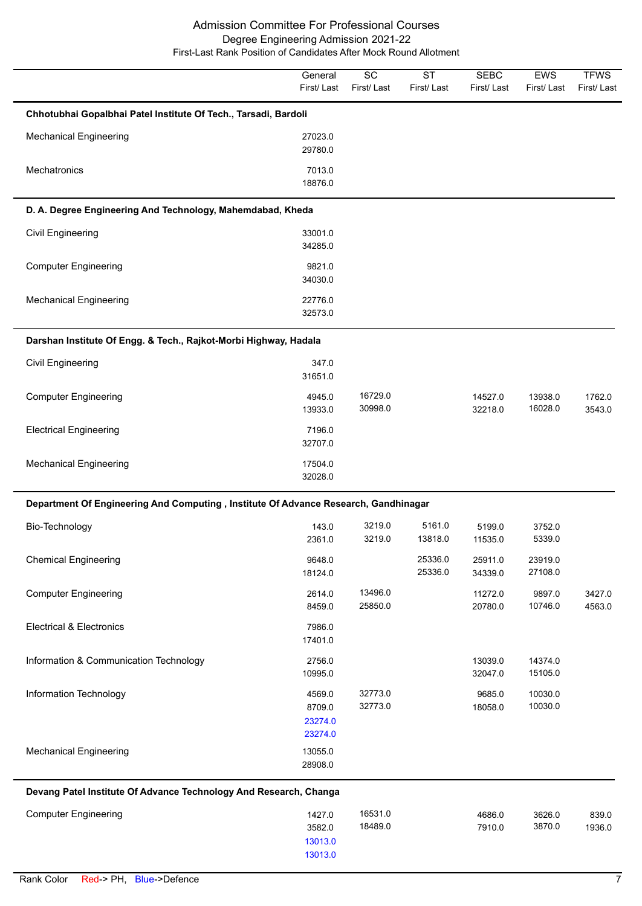# Admission Committee For Professional Courses

## Degree Engineering Admission 2021-22

### First-Last Rank Position of Candidates After Mock Round Allotment

| | General First/ Last | SC First/ Last | ST First/ Last | SEBC First/ Last | EWS First/ Last | TFWS First/ Last |
|---|---|---|---|---|---|---|
| **Chhotubhai Gopalbhai Patel Institute Of Tech., Tarsadi, Bardoli** | | | | | | |
| Mechanical Engineering | 27023.0<br>29780.0 | | | | | |
| Mechatronics | 7013.0<br>18876.0 | | | | | |
| **D. A. Degree Engineering And Technology, Mahemdabad, Kheda** | | | | | | |
| Civil Engineering | 33001.0<br>34285.0 | | | | | |
| Computer Engineering | 9821.0<br>34030.0 | | | | | |
| Mechanical Engineering | 22776.0<br>32573.0 | | | | | |
| **Darshan Institute Of Engg. & Tech., Rajkot-Morbi Highway, Hadala** | | | | | | |
| Civil Engineering | 347.0<br>31651.0 | | | | | |
| Computer Engineering | 4945.0<br>13933.0 | 16729.0<br>30998.0 | | 14527.0<br>32218.0 | 13938.0<br>16028.0 | 1762.0<br>3543.0 |
| Electrical Engineering | 7196.0<br>32707.0 | | | | | |
| Mechanical Engineering | 17504.0<br>32028.0 | | | | | |
| **Department Of Engineering And Computing , Institute Of Advance Research, Gandhinagar** | | | | | | |
| Bio-Technology | 143.0<br>2361.0 | 3219.0<br>3219.0 | 5161.0<br>13818.0 | 5199.0<br>11535.0 | 3752.0<br>5339.0 | |
| Chemical Engineering | 9648.0<br>18124.0 | | 25336.0<br>25336.0 | 25911.0<br>34339.0 | 23919.0<br>27108.0 | |
| Computer Engineering | 2614.0<br>8459.0 | 13496.0<br>25850.0 | | 11272.0<br>20780.0 | 9897.0<br>10746.0 | 3427.0<br>4563.0 |
| Electrical & Electronics | 7986.0<br>17401.0 | | | | | |
| Information & Communication Technology | 2756.0<br>10995.0 | | | 13039.0<br>32047.0 | 14374.0<br>15105.0 | |
| Information Technology | 4569.0<br>8709.0<br>23274.0 (Defence)<br>23274.0 (Defence) | 32773.0<br>32773.0 | | 9685.0<br>18058.0 | 10030.0<br>10030.0 | |
| Mechanical Engineering | 13055.0<br>28908.0 | | | | | |
| **Devang Patel Institute Of Advance Technology And Research, Changa** | | | | | | |
| Computer Engineering | 1427.0<br>3582.0<br>13013.0 (Defence)<br>13013.0 (Defence) | 16531.0<br>18489.0 | | 4686.0<br>7910.0 | 3626.0<br>3870.0 | 839.0<br>1936.0 |

Rank Color Red-> PH, Blue->Defence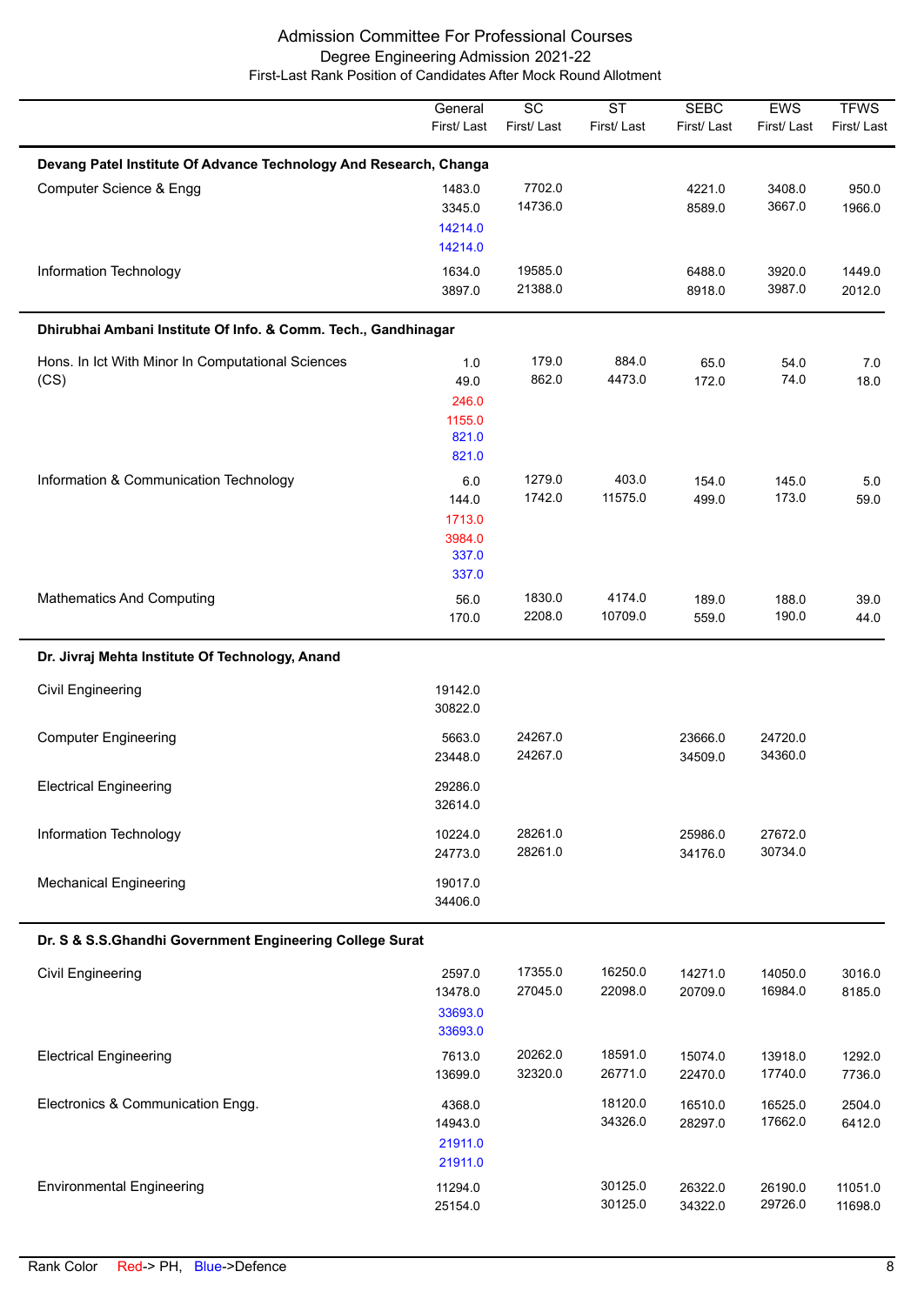# Admission Committee For Professional Courses

## Degree Engineering Admission 2021-22

### First-Last Rank Position of Candidates After Mock Round Allotment

| | General First/ Last | SC First/ Last | ST First/ Last | SEBC First/ Last | EWS First/ Last | TFWS First/ Last |
|---|---|---|---|---|---|---|
| **Devang Patel Institute Of Advance Technology And Research, Changa** | | | | | | |
| Computer Science & Engg | 1483.0<br>3345.0<br>14214.0<br>14214.0 | 7702.0<br>14736.0 | | 4221.0<br>8589.0 | 3408.0<br>3667.0 | 950.0<br>1966.0 |
| Information Technology | 1634.0<br>3897.0 | 19585.0<br>21388.0 | | 6488.0<br>8918.0 | 3920.0<br>3987.0 | 1449.0<br>2012.0 |
| **Dhirubhai Ambani Institute Of Info. & Comm. Tech., Gandhinagar** | | | | | | |
| Hons. In Ict With Minor In Computational Sciences (CS) | 1.0<br>49.0<br>246.0<br>1155.0<br>821.0<br>821.0 | 179.0<br>862.0 | 884.0<br>4473.0 | 65.0<br>172.0 | 54.0<br>74.0 | 7.0<br>18.0 |
| Information & Communication Technology | 6.0<br>144.0<br>1713.0<br>3984.0<br>337.0<br>337.0 | 1279.0<br>1742.0 | 403.0<br>11575.0 | 154.0<br>499.0 | 145.0<br>173.0 | 5.0<br>59.0 |
| Mathematics And Computing | 56.0<br>170.0 | 1830.0<br>2208.0 | 4174.0<br>10709.0 | 189.0<br>559.0 | 188.0<br>190.0 | 39.0<br>44.0 |
| **Dr. Jivraj Mehta Institute Of Technology, Anand** | | | | | | |
| Civil Engineering | 19142.0<br>30822.0 | | | | | |
| Computer Engineering | 5663.0<br>23448.0 | 24267.0<br>24267.0 | | 23666.0<br>34509.0 | 24720.0<br>34360.0 | |
| Electrical Engineering | 29286.0<br>32614.0 | | | | | |
| Information Technology | 10224.0<br>24773.0 | 28261.0<br>28261.0 | | 25986.0<br>34176.0 | 27672.0<br>30734.0 | |
| Mechanical Engineering | 19017.0<br>34406.0 | | | | | |
| **Dr. S & S.S.Ghandhi Government Engineering College Surat** | | | | | | |
| Civil Engineering | 2597.0<br>13478.0<br>33693.0<br>33693.0 | 17355.0<br>27045.0 | 16250.0<br>22098.0 | 14271.0<br>20709.0 | 14050.0<br>16984.0 | 3016.0<br>8185.0 |
| Electrical Engineering | 7613.0<br>13699.0 | 20262.0<br>32320.0 | 18591.0<br>26771.0 | 15074.0<br>22470.0 | 13918.0<br>17740.0 | 1292.0<br>7736.0 |
| Electronics & Communication Engg. | 4368.0<br>14943.0<br>21911.0<br>21911.0 | | 18120.0<br>34326.0 | 16510.0<br>28297.0 | 16525.0<br>17662.0 | 2504.0<br>6412.0 |
| Environmental Engineering | 11294.0<br>25154.0 | | 30125.0<br>30125.0 | 26322.0<br>34322.0 | 26190.0<br>29726.0 | 11051.0<br>11698.0 |

Rank Color Red-> PH, Blue->Defence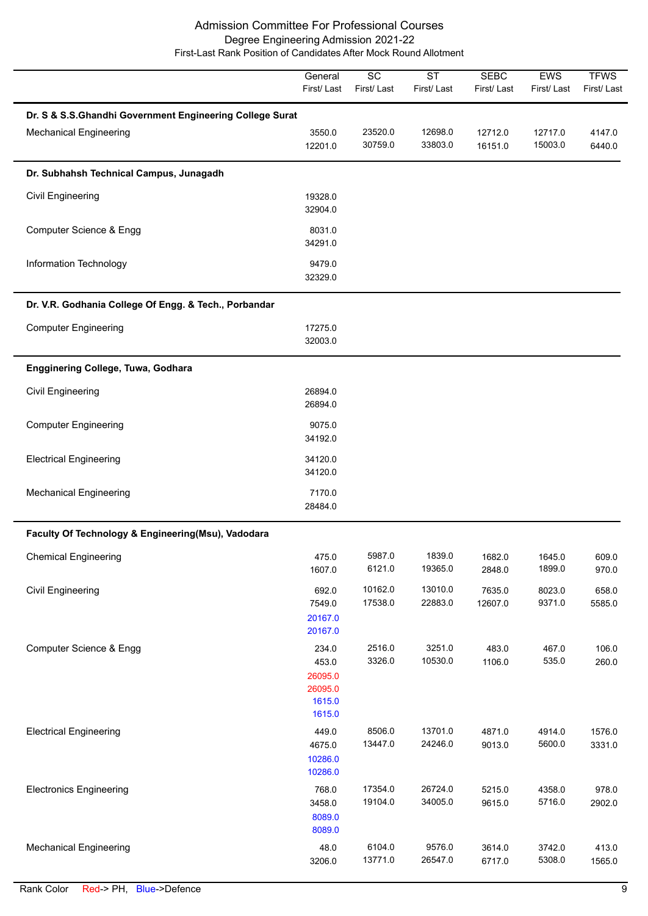# Admission Committee For Professional Courses

## Degree Engineering Admission 2021-22

### First-Last Rank Position of Candidates After Mock Round Allotment

| | General First/ Last | SC First/ Last | ST First/ Last | SEBC First/ Last | EWS First/ Last | TFWS First/ Last |
|---|---|---|---|---|---|---|
| **Dr. S & S.S.Ghandhi Government Engineering College Surat** | | | | | | |
| Mechanical Engineering | 3550.0<br>12201.0 | 23520.0<br>30759.0 | 12698.0<br>33803.0 | 12712.0<br>16151.0 | 12717.0<br>15003.0 | 4147.0<br>6440.0 |
| **Dr. Subhahsh Technical Campus, Junagadh** | | | | | | |
| Civil Engineering | 19328.0<br>32904.0 | | | | | |
| Computer Science & Engg | 8031.0<br>34291.0 | | | | | |
| Information Technology | 9479.0<br>32329.0 | | | | | |
| **Dr. V.R. Godhania College Of Engg. & Tech., Porbandar** | | | | | | |
| Computer Engineering | 17275.0<br>32003.0 | | | | | |
| **Engginering College, Tuwa, Godhara** | | | | | | |
| Civil Engineering | 26894.0<br>26894.0 | | | | | |
| Computer Engineering | 9075.0<br>34192.0 | | | | | |
| Electrical Engineering | 34120.0<br>34120.0 | | | | | |
| Mechanical Engineering | 7170.0<br>28484.0 | | | | | |
| **Faculty Of Technology & Engineering(Msu), Vadodara** | | | | | | |
| Chemical Engineering | 475.0<br>1607.0 | 5987.0<br>6121.0 | 1839.0<br>19365.0 | 1682.0<br>2848.0 | 1645.0<br>1899.0 | 609.0<br>970.0 |
| Civil Engineering | 692.0<br>7549.0<br>20167.0 (Defence)<br>20167.0 (Defence) | 10162.0<br>17538.0 | 13010.0<br>22883.0 | 7635.0<br>12607.0 | 8023.0<br>9371.0 | 658.0<br>5585.0 |
| Computer Science & Engg | 234.0<br>453.0<br>26095.0 (PH)<br>26095.0 (PH)<br>1615.0 (Defence)<br>1615.0 (Defence) | 2516.0<br>3326.0 | 3251.0<br>10530.0 | 483.0<br>1106.0 | 467.0<br>535.0 | 106.0<br>260.0 |
| Electrical Engineering | 449.0<br>4675.0<br>10286.0 (Defence)<br>10286.0 (Defence) | 8506.0<br>13447.0 | 13701.0<br>24246.0 | 4871.0<br>9013.0 | 4914.0<br>5600.0 | 1576.0<br>3331.0 |
| Electronics Engineering | 768.0<br>3458.0<br>8089.0 (Defence)<br>8089.0 (Defence) | 17354.0<br>19104.0 | 26724.0<br>34005.0 | 5215.0<br>9615.0 | 4358.0<br>5716.0 | 978.0<br>2902.0 |
| Mechanical Engineering | 48.0<br>3206.0 | 6104.0<br>13771.0 | 9576.0<br>26547.0 | 3614.0<br>6717.0 | 3742.0<br>5308.0 | 413.0<br>1565.0 |

Rank Color Red-> PH, Blue->Defence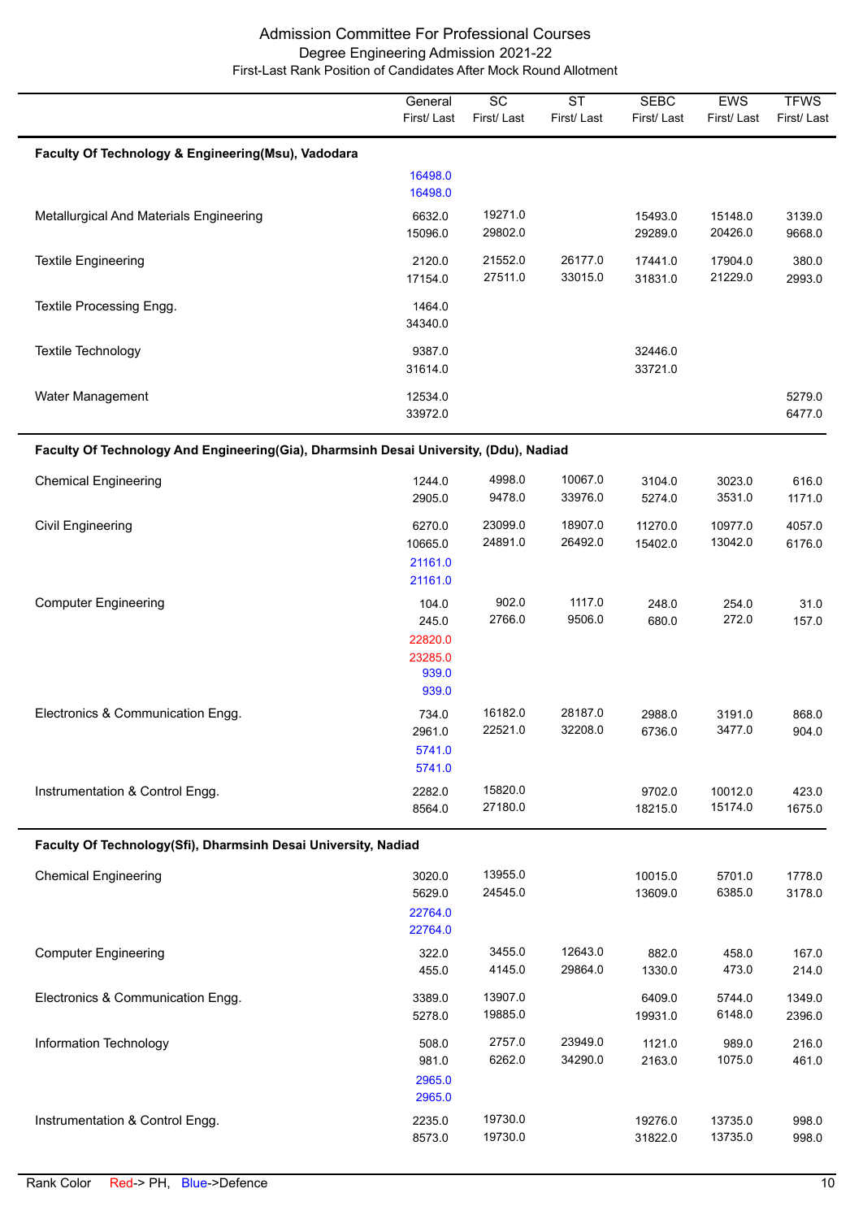# Admission Committee For Professional Courses

## Degree Engineering Admission 2021-22

### First-Last Rank Position of Candidates After Mock Round Allotment

| | General First/ Last | SC First/ Last | ST First/ Last | SEBC First/ Last | EWS First/ Last | TFWS First/ Last |
|---|---|---|---|---|---|---|
| **Faculty Of Technology & Engineering(Msu), Vadodara** | | | | | | |
| | 16498.0<br>16498.0 | | | | | |
| Metallurgical And Materials Engineering | 6632.0<br>15096.0 | 19271.0<br>29802.0 | | 15493.0<br>29289.0 | 15148.0<br>20426.0 | 3139.0<br>9668.0 |
| Textile Engineering | 2120.0<br>17154.0 | 21552.0<br>27511.0 | 26177.0<br>33015.0 | 17441.0<br>31831.0 | 17904.0<br>21229.0 | 380.0<br>2993.0 |
| Textile Processing Engg. | 1464.0<br>34340.0 | | | | | |
| Textile Technology | 9387.0<br>31614.0 | | | 32446.0<br>33721.0 | | |
| Water Management | 12534.0<br>33972.0 | | | | | 5279.0<br>6477.0 |
| **Faculty Of Technology And Engineering(Gia), Dharmsinh Desai University, (Ddu), Nadiad** | | | | | | |
| Chemical Engineering | 1244.0<br>2905.0 | 4998.0<br>9478.0 | 10067.0<br>33976.0 | 3104.0<br>5274.0 | 3023.0<br>3531.0 | 616.0<br>1171.0 |
| Civil Engineering | 6270.0<br>10665.0<br>21161.0<br>21161.0 | 23099.0<br>24891.0 | 18907.0<br>26492.0 | 11270.0<br>15402.0 | 10977.0<br>13042.0 | 4057.0<br>6176.0 |
| Computer Engineering | 104.0<br>245.0<br>22820.0<br>23285.0<br>939.0<br>939.0 | 902.0<br>2766.0 | 1117.0<br>9506.0 | 248.0<br>680.0 | 254.0<br>272.0 | 31.0<br>157.0 |
| Electronics & Communication Engg. | 734.0<br>2961.0<br>5741.0<br>5741.0 | 16182.0<br>22521.0 | 28187.0<br>32208.0 | 2988.0<br>6736.0 | 3191.0<br>3477.0 | 868.0<br>904.0 |
| Instrumentation & Control Engg. | 2282.0<br>8564.0 | 15820.0<br>27180.0 | | 9702.0<br>18215.0 | 10012.0<br>15174.0 | 423.0<br>1675.0 |
| **Faculty Of Technology(Sfi), Dharmsinh Desai University, Nadiad** | | | | | | |
| Chemical Engineering | 3020.0<br>5629.0<br>22764.0<br>22764.0 | 13955.0<br>24545.0 | | 10015.0<br>13609.0 | 5701.0<br>6385.0 | 1778.0<br>3178.0 |
| Computer Engineering | 322.0<br>455.0 | 3455.0<br>4145.0 | 12643.0<br>29864.0 | 882.0<br>1330.0 | 458.0<br>473.0 | 167.0<br>214.0 |
| Electronics & Communication Engg. | 3389.0<br>5278.0 | 13907.0<br>19885.0 | | 6409.0<br>19931.0 | 5744.0<br>6148.0 | 1349.0<br>2396.0 |
| Information Technology | 508.0<br>981.0<br>2965.0<br>2965.0 | 2757.0<br>6262.0 | 23949.0<br>34290.0 | 1121.0<br>2163.0 | 989.0<br>1075.0 | 216.0<br>461.0 |
| Instrumentation & Control Engg. | 2235.0<br>8573.0 | 19730.0<br>19730.0 | | 19276.0<br>31822.0 | 13735.0<br>13735.0 | 998.0<br>998.0 |

Rank Color Red-> PH, Blue->Defence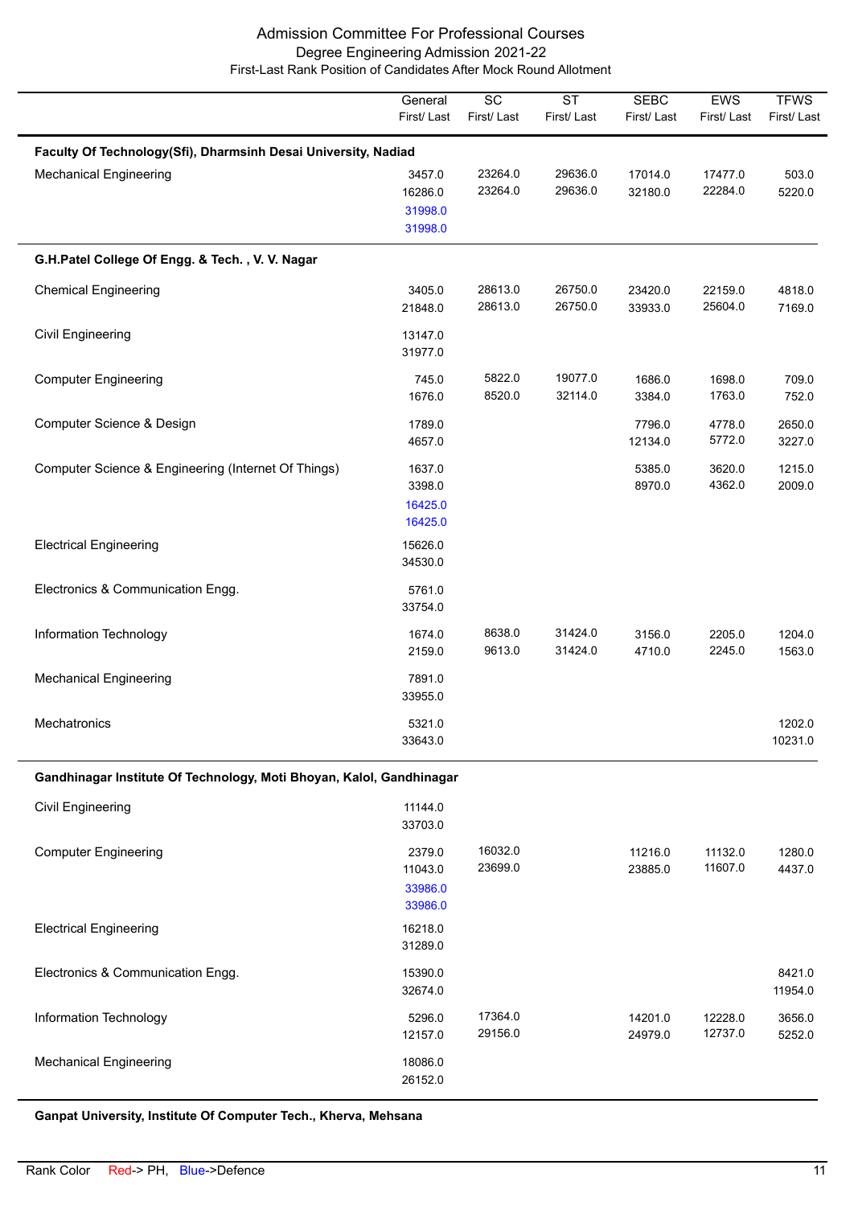# Admission Committee For Professional Courses

## Degree Engineering Admission 2021-22

### First-Last Rank Position of Candidates After Mock Round Allotment

| | General First/ Last | SC First/ Last | ST First/ Last | SEBC First/ Last | EWS First/ Last | TFWS First/ Last |
|---|---|---|---|---|---|---|
| **Faculty Of Technology(Sfi), Dharmsinh Desai University, Nadiad** | | | | | | |
| Mechanical Engineering | 3457.0<br>16286.0<br>31998.0<br>31998.0 | 23264.0<br>23264.0 | 29636.0<br>29636.0 | 17014.0<br>32180.0 | 17477.0<br>22284.0 | 503.0<br>5220.0 |
| **G.H.Patel College Of Engg. & Tech. , V. V. Nagar** | | | | | | |
| Chemical Engineering | 3405.0<br>21848.0 | 28613.0<br>28613.0 | 26750.0<br>26750.0 | 23420.0<br>33933.0 | 22159.0<br>25604.0 | 4818.0<br>7169.0 |
| Civil Engineering | 13147.0<br>31977.0 | | | | | |
| Computer Engineering | 745.0<br>1676.0 | 5822.0<br>8520.0 | 19077.0<br>32114.0 | 1686.0<br>3384.0 | 1698.0<br>1763.0 | 709.0<br>752.0 |
| Computer Science & Design | 1789.0<br>4657.0 | | | 7796.0<br>12134.0 | 4778.0<br>5772.0 | 2650.0<br>3227.0 |
| Computer Science & Engineering (Internet Of Things) | 1637.0<br>3398.0<br>16425.0<br>16425.0 | | | 5385.0<br>8970.0 | 3620.0<br>4362.0 | 1215.0<br>2009.0 |
| Electrical Engineering | 15626.0<br>34530.0 | | | | | |
| Electronics & Communication Engg. | 5761.0<br>33754.0 | | | | | |
| Information Technology | 1674.0<br>2159.0 | 8638.0<br>9613.0 | 31424.0<br>31424.0 | 3156.0<br>4710.0 | 2205.0<br>2245.0 | 1204.0<br>1563.0 |
| Mechanical Engineering | 7891.0<br>33955.0 | | | | | |
| Mechatronics | 5321.0<br>33643.0 | | | | | 1202.0<br>10231.0 |
| **Gandhinagar Institute Of Technology, Moti Bhoyan, Kalol, Gandhinagar** | | | | | | |
| Civil Engineering | 11144.0<br>33703.0 | | | | | |
| Computer Engineering | 2379.0<br>11043.0<br>33986.0<br>33986.0 | 16032.0<br>23699.0 | | 11216.0<br>23885.0 | 11132.0<br>11607.0 | 1280.0<br>4437.0 |
| Electrical Engineering | 16218.0<br>31289.0 | | | | | |
| Electronics & Communication Engg. | 15390.0<br>32674.0 | | | | | 8421.0<br>11954.0 |
| Information Technology | 5296.0<br>12157.0 | 17364.0<br>29156.0 | | 14201.0<br>24979.0 | 12228.0<br>12737.0 | 3656.0<br>5252.0 |
| Mechanical Engineering | 18086.0<br>26152.0 | | | | | |
| **Ganpat University, Institute Of Computer Tech., Kherva, Mehsana** | | | | | | |

Rank Color Red-> PH, Blue->Defence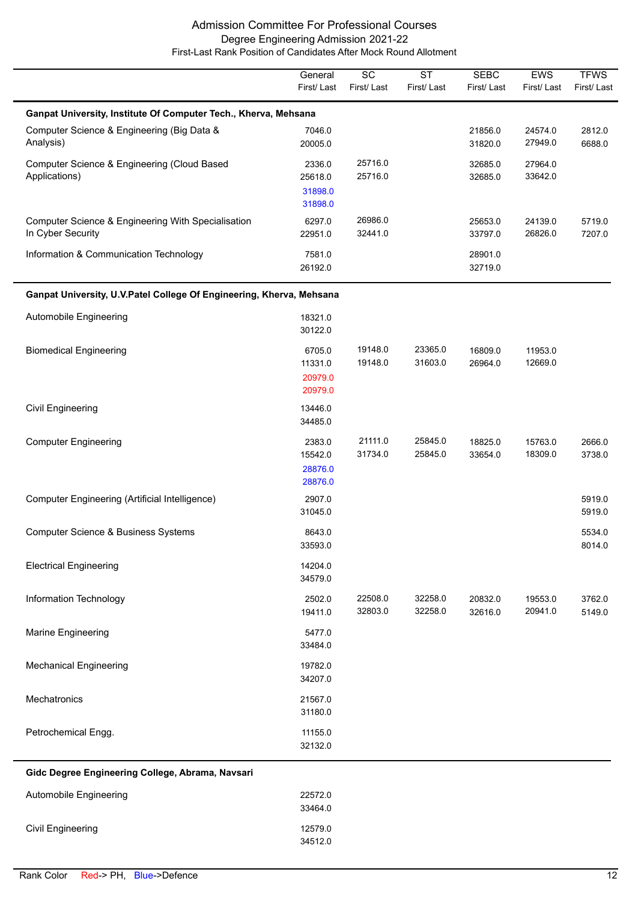# Admission Committee For Professional Courses

## Degree Engineering Admission 2021-22

### First-Last Rank Position of Candidates After Mock Round Allotment

| | General First/ Last | SC First/ Last | ST First/ Last | SEBC First/ Last | EWS First/ Last | TFWS First/ Last |
|---|---|---|---|---|---|---|
| **Ganpat University, Institute Of Computer Tech., Kherva, Mehsana** | | | | | | |
| Computer Science & Engineering (Big Data & Analysis) | 7046.0 20005.0 | | | 21856.0 31820.0 | 24574.0 27949.0 | 2812.0 6688.0 |
| Computer Science & Engineering (Cloud Based Applications) | 2336.0 25618.0 31898.0 31898.0 | 25716.0 25716.0 | | 32685.0 32685.0 | 27964.0 33642.0 | |
| Computer Science & Engineering With Specialisation In Cyber Security | 6297.0 22951.0 | 26986.0 32441.0 | | 25653.0 33797.0 | 24139.0 26826.0 | 5719.0 7207.0 |
| Information & Communication Technology | 7581.0 26192.0 | | | 28901.0 32719.0 | | |
| **Ganpat University, U.V.Patel College Of Engineering, Kherva, Mehsana** | | | | | | |
| Automobile Engineering | 18321.0 30122.0 | | | | | |
| Biomedical Engineering | 6705.0 11331.0 20979.0 20979.0 | 19148.0 19148.0 | 23365.0 31603.0 | 16809.0 26964.0 | 11953.0 12669.0 | |
| Civil Engineering | 13446.0 34485.0 | | | | | |
| Computer Engineering | 2383.0 15542.0 28876.0 28876.0 | 21111.0 31734.0 | 25845.0 25845.0 | 18825.0 33654.0 | 15763.0 18309.0 | 2666.0 3738.0 |
| Computer Engineering (Artificial Intelligence) | 2907.0 31045.0 | | | | | 5919.0 5919.0 |
| Computer Science & Business Systems | 8643.0 33593.0 | | | | | 5534.0 8014.0 |
| Electrical Engineering | 14204.0 34579.0 | | | | | |
| Information Technology | 2502.0 19411.0 | 22508.0 32803.0 | 32258.0 32258.0 | 20832.0 32616.0 | 19553.0 20941.0 | 3762.0 5149.0 |
| Marine Engineering | 5477.0 33484.0 | | | | | |
| Mechanical Engineering | 19782.0 34207.0 | | | | | |
| Mechatronics | 21567.0 31180.0 | | | | | |
| Petrochemical Engg. | 11155.0 32132.0 | | | | | |
| **Gidc Degree Engineering College, Abrama, Navsari** | | | | | | |
| Automobile Engineering | 22572.0 33464.0 | | | | | |
| Civil Engineering | 12579.0 34512.0 | | | | | |

Rank Color Red-> PH, Blue->Defence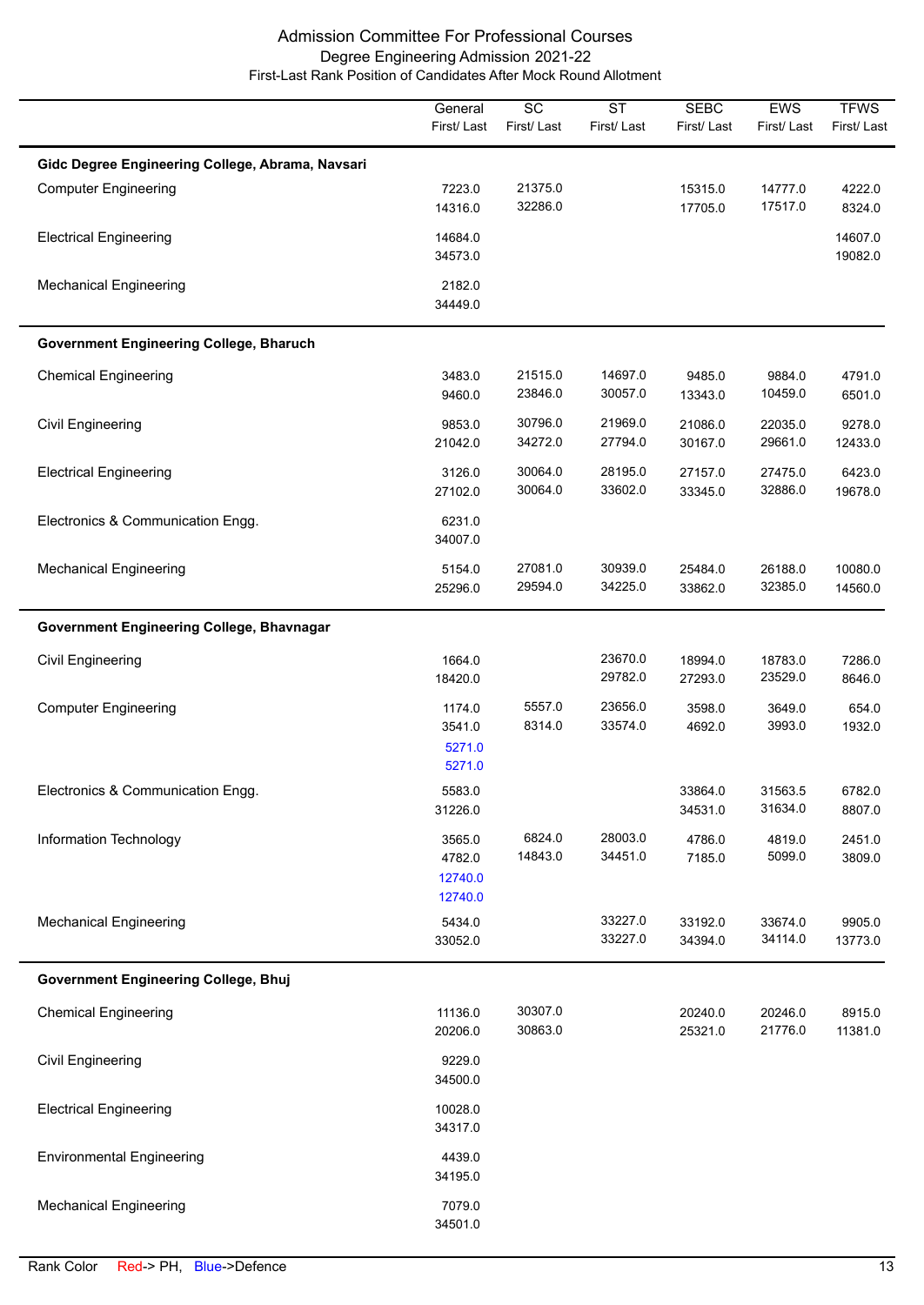# Admission Committee For Professional Courses

## Degree Engineering Admission 2021-22

### First-Last Rank Position of Candidates After Mock Round Allotment

| | General First/ Last | SC First/ Last | ST First/ Last | SEBC First/ Last | EWS First/ Last | TFWS First/ Last |
|---|---|---|---|---|---|---|
| **Gidc Degree Engineering College, Abrama, Navsari** | | | | | | |
| Computer Engineering | 7223.0 14316.0 | 21375.0 32286.0 | | 15315.0 17705.0 | 14777.0 17517.0 | 4222.0 8324.0 |
| Electrical Engineering | 14684.0 34573.0 | | | | | 14607.0 19082.0 |
| Mechanical Engineering | 2182.0 34449.0 | | | | | |
| **Government Engineering College, Bharuch** | | | | | | |
| Chemical Engineering | 3483.0 9460.0 | 21515.0 23846.0 | 14697.0 30057.0 | 9485.0 13343.0 | 9884.0 10459.0 | 4791.0 6501.0 |
| Civil Engineering | 9853.0 21042.0 | 30796.0 34272.0 | 21969.0 27794.0 | 21086.0 30167.0 | 22035.0 29661.0 | 9278.0 12433.0 |
| Electrical Engineering | 3126.0 27102.0 | 30064.0 30064.0 | 28195.0 33602.0 | 27157.0 33345.0 | 27475.0 32886.0 | 6423.0 19678.0 |
| Electronics & Communication Engg. | 6231.0 34007.0 | | | | | |
| Mechanical Engineering | 5154.0 25296.0 | 27081.0 29594.0 | 30939.0 34225.0 | 25484.0 33862.0 | 26188.0 32385.0 | 10080.0 14560.0 |
| **Government Engineering College, Bhavnagar** | | | | | | |
| Civil Engineering | 1664.0 18420.0 | | 23670.0 29782.0 | 18994.0 27293.0 | 18783.0 23529.0 | 7286.0 8646.0 |
| Computer Engineering | 1174.0 3541.0 5271.0 (Defence) 5271.0 (Defence) | 5557.0 8314.0 | 23656.0 33574.0 | 3598.0 4692.0 | 3649.0 3993.0 | 654.0 1932.0 |
| Electronics & Communication Engg. | 5583.0 31226.0 | | | 33864.0 34531.0 | 31563.5 31634.0 | 6782.0 8807.0 |
| Information Technology | 3565.0 4782.0 12740.0 (Defence) 12740.0 (Defence) | 6824.0 14843.0 | 28003.0 34451.0 | 4786.0 7185.0 | 4819.0 5099.0 | 2451.0 3809.0 |
| Mechanical Engineering | 5434.0 33052.0 | | 33227.0 33227.0 | 33192.0 34394.0 | 33674.0 34114.0 | 9905.0 13773.0 |
| **Government Engineering College, Bhuj** | | | | | | |
| Chemical Engineering | 11136.0 20206.0 | 30307.0 30863.0 | | 20240.0 25321.0 | 20246.0 21776.0 | 8915.0 11381.0 |
| Civil Engineering | 9229.0 34500.0 | | | | | |
| Electrical Engineering | 10028.0 34317.0 | | | | | |
| Environmental Engineering | 4439.0 34195.0 | | | | | |
| Mechanical Engineering | 7079.0 34501.0 | | | | | |

Rank Color Red-> PH, Blue->Defence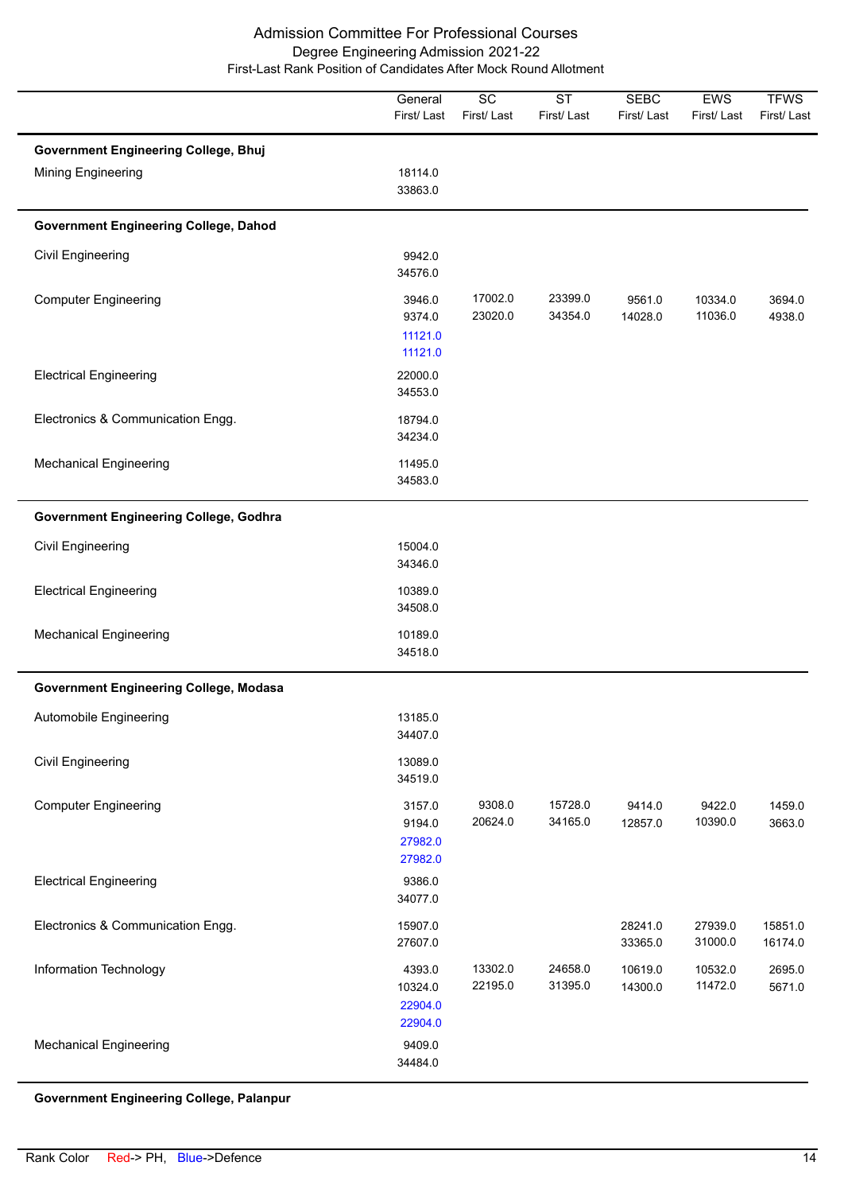# Admission Committee For Professional Courses

## Degree Engineering Admission 2021-22

### First-Last Rank Position of Candidates After Mock Round Allotment

| | General First/ Last | SC First/ Last | ST First/ Last | SEBC First/ Last | EWS First/ Last | TFWS First/ Last |
|---|---|---|---|---|---|---|
| **Government Engineering College, Bhuj** | | | | | | |
| Mining Engineering | 18114.0<br>33863.0 | | | | | |
| **Government Engineering College, Dahod** | | | | | | |
| Civil Engineering | 9942.0<br>34576.0 | | | | | |
| Computer Engineering | 3946.0<br>9374.0<br>11121.0<br>11121.0 | 17002.0<br>23020.0 | 23399.0<br>34354.0 | 9561.0<br>14028.0 | 10334.0<br>11036.0 | 3694.0<br>4938.0 |
| Electrical Engineering | 22000.0<br>34553.0 | | | | | |
| Electronics & Communication Engg. | 18794.0<br>34234.0 | | | | | |
| Mechanical Engineering | 11495.0<br>34583.0 | | | | | |
| **Government Engineering College, Godhra** | | | | | | |
| Civil Engineering | 15004.0<br>34346.0 | | | | | |
| Electrical Engineering | 10389.0<br>34508.0 | | | | | |
| Mechanical Engineering | 10189.0<br>34518.0 | | | | | |
| **Government Engineering College, Modasa** | | | | | | |
| Automobile Engineering | 13185.0<br>34407.0 | | | | | |
| Civil Engineering | 13089.0<br>34519.0 | | | | | |
| Computer Engineering | 3157.0<br>9194.0<br>27982.0<br>27982.0 | 9308.0<br>20624.0 | 15728.0<br>34165.0 | 9414.0<br>12857.0 | 9422.0<br>10390.0 | 1459.0<br>3663.0 |
| Electrical Engineering | 9386.0<br>34077.0 | | | | | |
| Electronics & Communication Engg. | 15907.0<br>27607.0 | | | 28241.0<br>33365.0 | 27939.0<br>31000.0 | 15851.0<br>16174.0 |
| Information Technology | 4393.0<br>10324.0<br>22904.0<br>22904.0 | 13302.0<br>22195.0 | 24658.0<br>31395.0 | 10619.0<br>14300.0 | 10532.0<br>11472.0 | 2695.0<br>5671.0 |
| Mechanical Engineering | 9409.0<br>34484.0 | | | | | |
| **Government Engineering College, Palanpur** | | | | | | |

Rank Color Red-> PH, Blue->Defence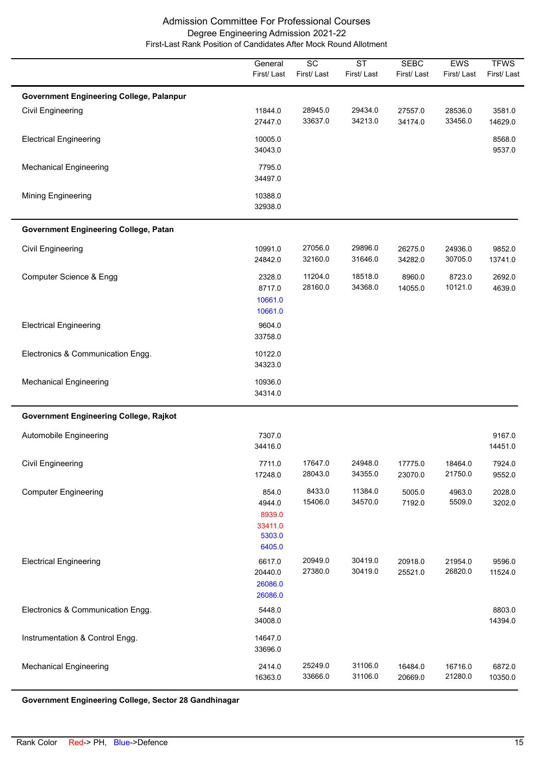# Admission Committee For Professional Courses

## Degree Engineering Admission 2021-22

### First-Last Rank Position of Candidates After Mock Round Allotment

| | General First/ Last | SC First/ Last | ST First/ Last | SEBC First/ Last | EWS First/ Last | TFWS First/ Last |
|---|---|---|---|---|---|---|
| **Government Engineering College, Palanpur** | | | | | | |
| Civil Engineering | 11844.0<br>27447.0 | 28945.0<br>33637.0 | 29434.0<br>34213.0 | 27557.0<br>34174.0 | 28536.0<br>33456.0 | 3581.0<br>14629.0 |
| Electrical Engineering | 10005.0<br>34043.0 | | | | | 8568.0<br>9537.0 |
| Mechanical Engineering | 7795.0<br>34497.0 | | | | | |
| Mining Engineering | 10388.0<br>32938.0 | | | | | |
| **Government Engineering College, Patan** | | | | | | |
| Civil Engineering | 10991.0<br>24842.0 | 27056.0<br>32160.0 | 29896.0<br>31646.0 | 26275.0<br>34282.0 | 24936.0<br>30705.0 | 9852.0<br>13741.0 |
| Computer Science & Engg | 2328.0<br>8717.0<br>10661.0 (Defence)<br>10661.0 (Defence) | 11204.0<br>28160.0 | 18518.0<br>34368.0 | 8960.0<br>14055.0 | 8723.0<br>10121.0 | 2692.0<br>4639.0 |
| Electrical Engineering | 9604.0<br>33758.0 | | | | | |
| Electronics & Communication Engg. | 10122.0<br>34323.0 | | | | | |
| Mechanical Engineering | 10936.0<br>34314.0 | | | | | |
| **Government Engineering College, Rajkot** | | | | | | |
| Automobile Engineering | 7307.0<br>34416.0 | | | | | 9167.0<br>14451.0 |
| Civil Engineering | 7711.0<br>17248.0 | 17647.0<br>28043.0 | 24948.0<br>34355.0 | 17775.0<br>23070.0 | 18464.0<br>21750.0 | 7924.0<br>9552.0 |
| Computer Engineering | 854.0<br>4944.0<br>8939.0 (PH)<br>33411.0 (PH)<br>5303.0 (Defence)<br>6405.0 (Defence) | 8433.0<br>15406.0 | 11384.0<br>34570.0 | 5005.0<br>7192.0 | 4963.0<br>5509.0 | 2028.0<br>3202.0 |
| Electrical Engineering | 6617.0<br>20440.0<br>26086.0 (Defence)<br>26086.0 (Defence) | 20949.0<br>27380.0 | 30419.0<br>30419.0 | 20918.0<br>25521.0 | 21954.0<br>26820.0 | 9596.0<br>11524.0 |
| Electronics & Communication Engg. | 5448.0<br>34008.0 | | | | | 8803.0<br>14394.0 |
| Instrumentation & Control Engg. | 14647.0<br>33696.0 | | | | | |
| Mechanical Engineering | 2414.0<br>16363.0 | 25249.0<br>33666.0 | 31106.0<br>31106.0 | 16484.0<br>20669.0 | 16716.0<br>21280.0 | 6872.0<br>10350.0 |
| **Government Engineering College, Sector 28 Gandhinagar** | | | | | | |

Rank Color Red-> PH, Blue->Defence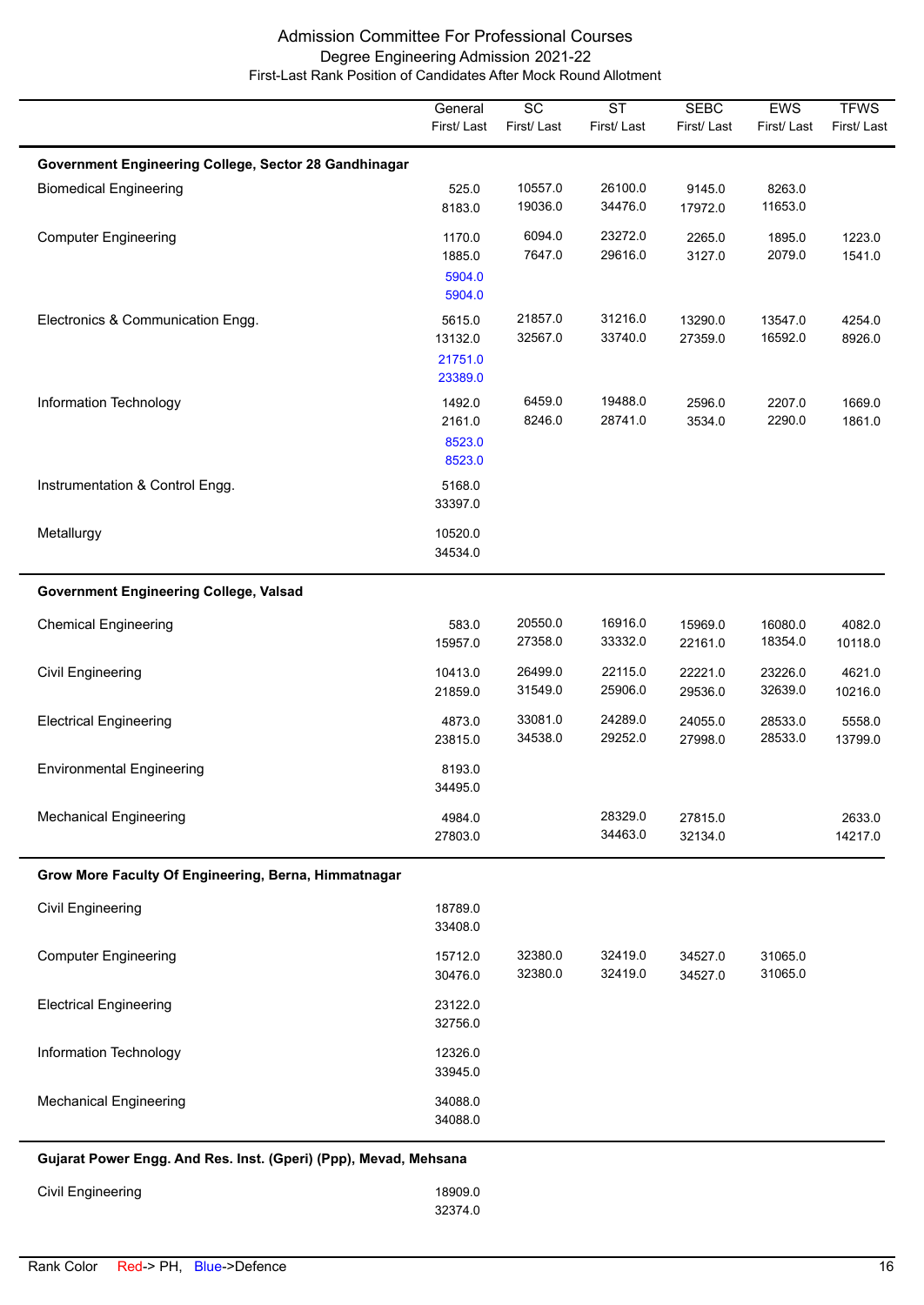# Admission Committee For Professional Courses

## Degree Engineering Admission 2021-22

### First-Last Rank Position of Candidates After Mock Round Allotment

| | General First/ Last | SC First/ Last | ST First/ Last | SEBC First/ Last | EWS First/ Last | TFWS First/ Last |
|---|---|---|---|---|---|---|
| **Government Engineering College, Sector 28 Gandhinagar** | | | | | | |
| Biomedical Engineering | 525.0<br>8183.0 | 10557.0<br>19036.0 | 26100.0<br>34476.0 | 9145.0<br>17972.0 | 8263.0<br>11653.0 | |
| Computer Engineering | 1170.0<br>1885.0<br>5904.0<br>5904.0 | 6094.0<br>7647.0 | 23272.0<br>29616.0 | 2265.0<br>3127.0 | 1895.0<br>2079.0 | 1223.0<br>1541.0 |
| Electronics & Communication Engg. | 5615.0<br>13132.0<br>21751.0<br>23389.0 | 21857.0<br>32567.0 | 31216.0<br>33740.0 | 13290.0<br>27359.0 | 13547.0<br>16592.0 | 4254.0<br>8926.0 |
| Information Technology | 1492.0<br>2161.0<br>8523.0<br>8523.0 | 6459.0<br>8246.0 | 19488.0<br>28741.0 | 2596.0<br>3534.0 | 2207.0<br>2290.0 | 1669.0<br>1861.0 |
| Instrumentation & Control Engg. | 5168.0<br>33397.0 | | | | | |
| Metallurgy | 10520.0<br>34534.0 | | | | | |
| **Government Engineering College, Valsad** | | | | | | |
| Chemical Engineering | 583.0<br>15957.0 | 20550.0<br>27358.0 | 16916.0<br>33332.0 | 15969.0<br>22161.0 | 16080.0<br>18354.0 | 4082.0<br>10118.0 |
| Civil Engineering | 10413.0<br>21859.0 | 26499.0<br>31549.0 | 22115.0<br>25906.0 | 22221.0<br>29536.0 | 23226.0<br>32639.0 | 4621.0<br>10216.0 |
| Electrical Engineering | 4873.0<br>23815.0 | 33081.0<br>34538.0 | 24289.0<br>29252.0 | 24055.0<br>27998.0 | 28533.0<br>28533.0 | 5558.0<br>13799.0 |
| Environmental Engineering | 8193.0<br>34495.0 | | | | | |
| Mechanical Engineering | 4984.0<br>27803.0 | | 28329.0<br>34463.0 | 27815.0<br>32134.0 | | 2633.0<br>14217.0 |
| **Grow More Faculty Of Engineering, Berna, Himmatnagar** | | | | | | |
| Civil Engineering | 18789.0<br>33408.0 | | | | | |
| Computer Engineering | 15712.0<br>30476.0 | 32380.0<br>32380.0 | 32419.0<br>32419.0 | 34527.0<br>34527.0 | 31065.0<br>31065.0 | |
| Electrical Engineering | 23122.0<br>32756.0 | | | | | |
| Information Technology | 12326.0<br>33945.0 | | | | | |
| Mechanical Engineering | 34088.0<br>34088.0 | | | | | |
| **Gujarat Power Engg. And Res. Inst. (Gperi) (Ppp), Mevad, Mehsana** | | | | | | |
| Civil Engineering | 18909.0<br>32374.0 | | | | | |

Rank Color Red-> PH, Blue->Defence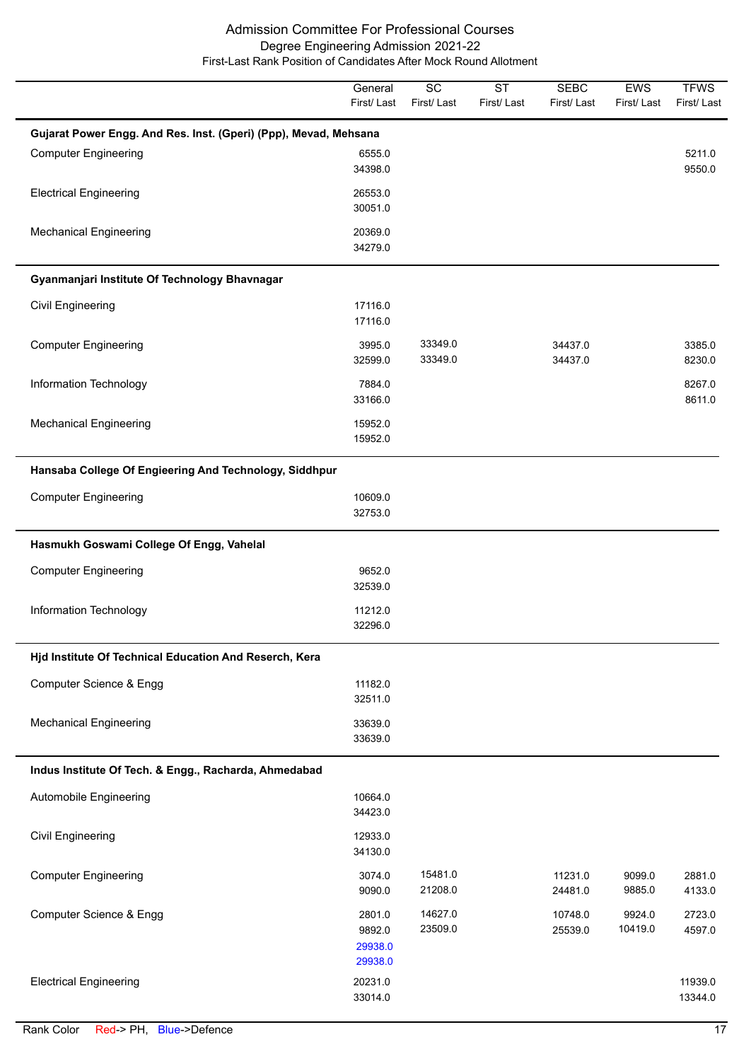# Admission Committee For Professional Courses

## Degree Engineering Admission 2021-22

### First-Last Rank Position of Candidates After Mock Round Allotment

| | General First/ Last | SC First/ Last | ST First/ Last | SEBC First/ Last | EWS First/ Last | TFWS First/ Last |
|---|---|---|---|---|---|---|
| **Gujarat Power Engg. And Res. Inst. (Gperi) (Ppp), Mevad, Mehsana** | | | | | | |
| Computer Engineering | 6555.0<br>34398.0 | | | | | 5211.0<br>9550.0 |
| Electrical Engineering | 26553.0<br>30051.0 | | | | | |
| Mechanical Engineering | 20369.0<br>34279.0 | | | | | |
| **Gyanmanjari Institute Of Technology Bhavnagar** | | | | | | |
| Civil Engineering | 17116.0<br>17116.0 | | | | | |
| Computer Engineering | 3995.0<br>32599.0 | 33349.0<br>33349.0 | | 34437.0<br>34437.0 | | 3385.0<br>8230.0 |
| Information Technology | 7884.0<br>33166.0 | | | | | 8267.0<br>8611.0 |
| Mechanical Engineering | 15952.0<br>15952.0 | | | | | |
| **Hansaba College Of Engieering And Technology, Siddhpur** | | | | | | |
| Computer Engineering | 10609.0<br>32753.0 | | | | | |
| **Hasmukh Goswami College Of Engg, Vahelal** | | | | | | |
| Computer Engineering | 9652.0<br>32539.0 | | | | | |
| Information Technology | 11212.0<br>32296.0 | | | | | |
| **Hjd Institute Of Technical Education And Reserch, Kera** | | | | | | |
| Computer Science & Engg | 11182.0<br>32511.0 | | | | | |
| Mechanical Engineering | 33639.0<br>33639.0 | | | | | |
| **Indus Institute Of Tech. & Engg., Racharda, Ahmedabad** | | | | | | |
| Automobile Engineering | 10664.0<br>34423.0 | | | | | |
| Civil Engineering | 12933.0<br>34130.0 | | | | | |
| Computer Engineering | 3074.0<br>9090.0 | 15481.0<br>21208.0 | | 11231.0<br>24481.0 | 9099.0<br>9885.0 | 2881.0<br>4133.0 |
| Computer Science & Engg | 2801.0<br>9892.0<br>29938.0 (Defence)<br>29938.0 (Defence) | 14627.0<br>23509.0 | | 10748.0<br>25539.0 | 9924.0<br>10419.0 | 2723.0<br>4597.0 |
| Electrical Engineering | 20231.0<br>33014.0 | | | | | 11939.0<br>13344.0 |

Rank Color Red-> PH, Blue->Defence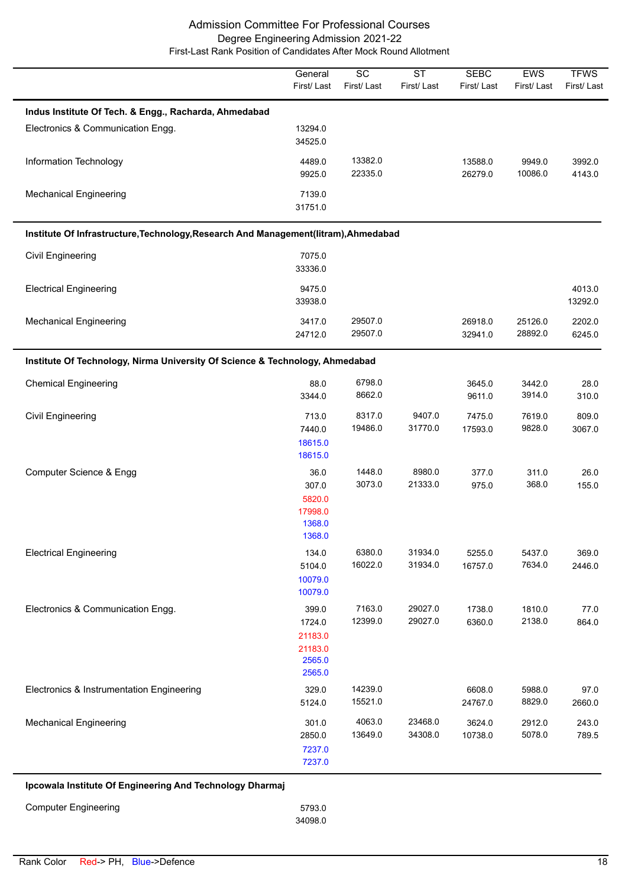# Admission Committee For Professional Courses

## Degree Engineering Admission 2021-22

### First-Last Rank Position of Candidates After Mock Round Allotment

| | General First/ Last | SC First/ Last | ST First/ Last | SEBC First/ Last | EWS First/ Last | TFWS First/ Last |
|---|---|---|---|---|---|---|
| **Indus Institute Of Tech. & Engg., Racharda, Ahmedabad** | | | | | | |
| Electronics & Communication Engg. | 13294.0<br>34525.0 | | | | | |
| Information Technology | 4489.0<br>9925.0 | 13382.0<br>22335.0 | | 13588.0<br>26279.0 | 9949.0<br>10086.0 | 3992.0<br>4143.0 |
| Mechanical Engineering | 7139.0<br>31751.0 | | | | | |
| **Institute Of Infrastructure,Technology,Research And Management(Iitram),Ahmedabad** | | | | | | |
| Civil Engineering | 7075.0<br>33336.0 | | | | | |
| Electrical Engineering | 9475.0<br>33938.0 | | | | | 4013.0<br>13292.0 |
| Mechanical Engineering | 3417.0<br>24712.0 | 29507.0<br>29507.0 | | 26918.0<br>32941.0 | 25126.0<br>28892.0 | 2202.0<br>6245.0 |
| **Institute Of Technology, Nirma University Of Science & Technology, Ahmedabad** | | | | | | |
| Chemical Engineering | 88.0<br>3344.0 | 6798.0<br>8662.0 | | 3645.0<br>9611.0 | 3442.0<br>3914.0 | 28.0<br>310.0 |
| Civil Engineering | 713.0<br>7440.0<br>18615.0 (Defence)<br>18615.0 (Defence) | 8317.0<br>19486.0 | 9407.0<br>31770.0 | 7475.0<br>17593.0 | 7619.0<br>9828.0 | 809.0<br>3067.0 |
| Computer Science & Engg | 36.0<br>307.0<br>5820.0 (PH)<br>17998.0 (PH)<br>1368.0 (Defence)<br>1368.0 (Defence) | 1448.0<br>3073.0 | 8980.0<br>21333.0 | 377.0<br>975.0 | 311.0<br>368.0 | 26.0<br>155.0 |
| Electrical Engineering | 134.0<br>5104.0<br>10079.0 (Defence)<br>10079.0 (Defence) | 6380.0<br>16022.0 | 31934.0<br>31934.0 | 5255.0<br>16757.0 | 5437.0<br>7634.0 | 369.0<br>2446.0 |
| Electronics & Communication Engg. | 399.0<br>1724.0<br>21183.0 (PH)<br>21183.0 (PH)<br>2565.0 (Defence)<br>2565.0 (Defence) | 7163.0<br>12399.0 | 29027.0<br>29027.0 | 1738.0<br>6360.0 | 1810.0<br>2138.0 | 77.0<br>864.0 |
| Electronics & Instrumentation Engineering | 329.0<br>5124.0 | 14239.0<br>15521.0 | | 6608.0<br>24767.0 | 5988.0<br>8829.0 | 97.0<br>2660.0 |
| Mechanical Engineering | 301.0<br>2850.0<br>7237.0 (Defence)<br>7237.0 (Defence) | 4063.0<br>13649.0 | 23468.0<br>34308.0 | 3624.0<br>10738.0 | 2912.0<br>5078.0 | 243.0<br>789.5 |
| **Ipcowala Institute Of Engineering And Technology Dharmaj** | | | | | | |
| Computer Engineering | 5793.0<br>34098.0 | | | | | |

Rank Color Red-> PH, Blue->Defence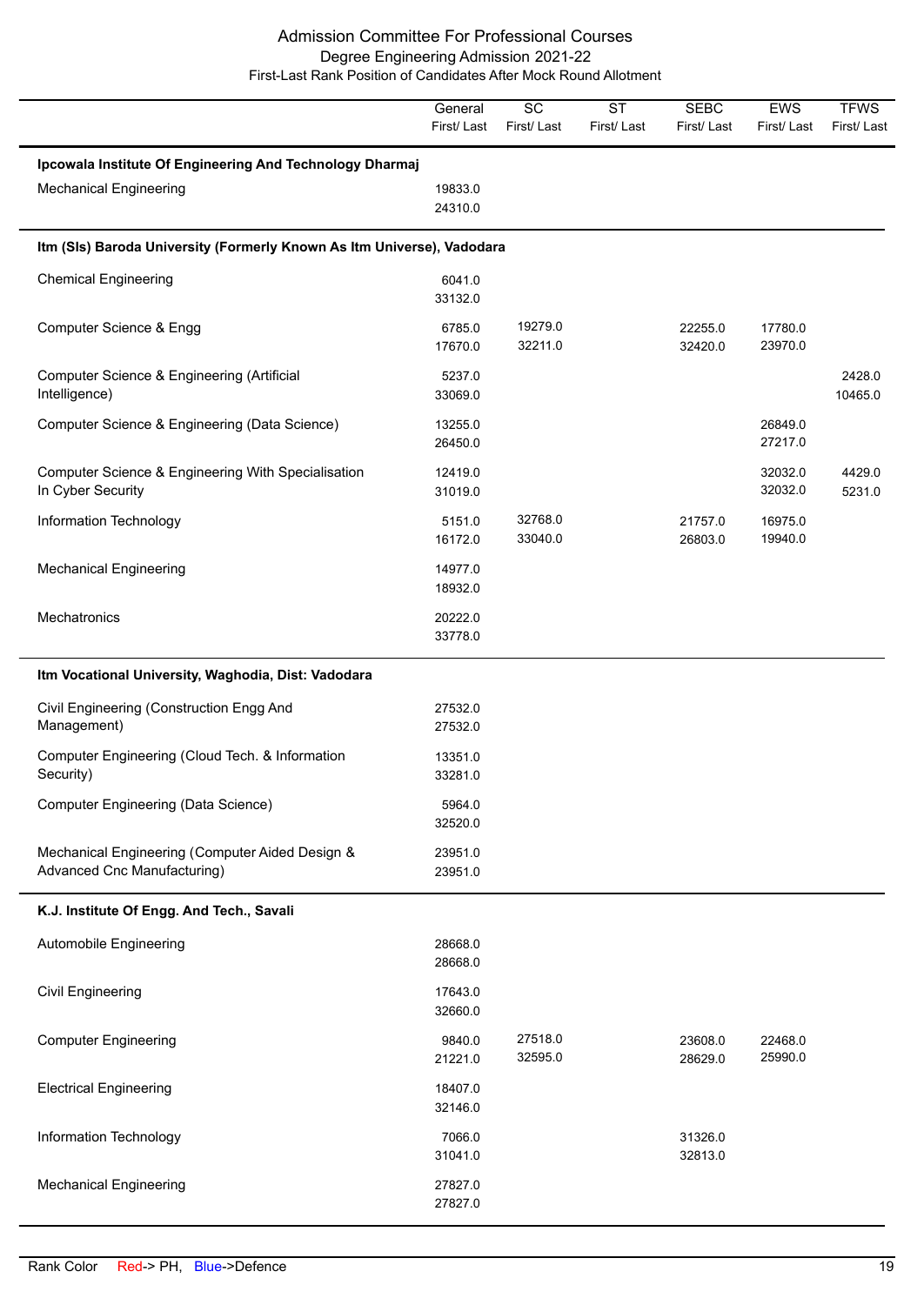# Admission Committee For Professional Courses

## Degree Engineering Admission 2021-22

### First-Last Rank Position of Candidates After Mock Round Allotment

| | General First/ Last | SC First/ Last | ST First/ Last | SEBC First/ Last | EWS First/ Last | TFWS First/ Last |
|---|---|---|---|---|---|---|
| **Ipcowala Institute Of Engineering And Technology Dharmaj** | | | | | | |
| Mechanical Engineering | 19833.0<br>24310.0 | | | | | |
| **Itm (Sls) Baroda University (Formerly Known As Itm Universe), Vadodara** | | | | | | |
| Chemical Engineering | 6041.0<br>33132.0 | | | | | |
| Computer Science & Engg | 6785.0<br>17670.0 | 19279.0<br>32211.0 | | 22255.0<br>32420.0 | 17780.0<br>23970.0 | |
| Computer Science & Engineering (Artificial Intelligence) | 5237.0<br>33069.0 | | | | | 2428.0<br>10465.0 |
| Computer Science & Engineering (Data Science) | 13255.0<br>26450.0 | | | | 26849.0<br>27217.0 | |
| Computer Science & Engineering With Specialisation In Cyber Security | 12419.0<br>31019.0 | | | | 32032.0<br>32032.0 | 4429.0<br>5231.0 |
| Information Technology | 5151.0<br>16172.0 | 32768.0<br>33040.0 | | 21757.0<br>26803.0 | 16975.0<br>19940.0 | |
| Mechanical Engineering | 14977.0<br>18932.0 | | | | | |
| Mechatronics | 20222.0<br>33778.0 | | | | | |
| **Itm Vocational University, Waghodia, Dist: Vadodara** | | | | | | |
| Civil Engineering (Construction Engg And Management) | 27532.0<br>27532.0 | | | | | |
| Computer Engineering (Cloud Tech. & Information Security) | 13351.0<br>33281.0 | | | | | |
| Computer Engineering (Data Science) | 5964.0<br>32520.0 | | | | | |
| Mechanical Engineering (Computer Aided Design & Advanced Cnc Manufacturing) | 23951.0<br>23951.0 | | | | | |
| **K.J. Institute Of Engg. And Tech., Savali** | | | | | | |
| Automobile Engineering | 28668.0<br>28668.0 | | | | | |
| Civil Engineering | 17643.0<br>32660.0 | | | | | |
| Computer Engineering | 9840.0<br>21221.0 | 27518.0<br>32595.0 | | 23608.0<br>28629.0 | 22468.0<br>25990.0 | |
| Electrical Engineering | 18407.0<br>32146.0 | | | | | |
| Information Technology | 7066.0<br>31041.0 | | | 31326.0<br>32813.0 | | |
| Mechanical Engineering | 27827.0<br>27827.0 | | | | | |

Rank Color Red-> PH, Blue->Defence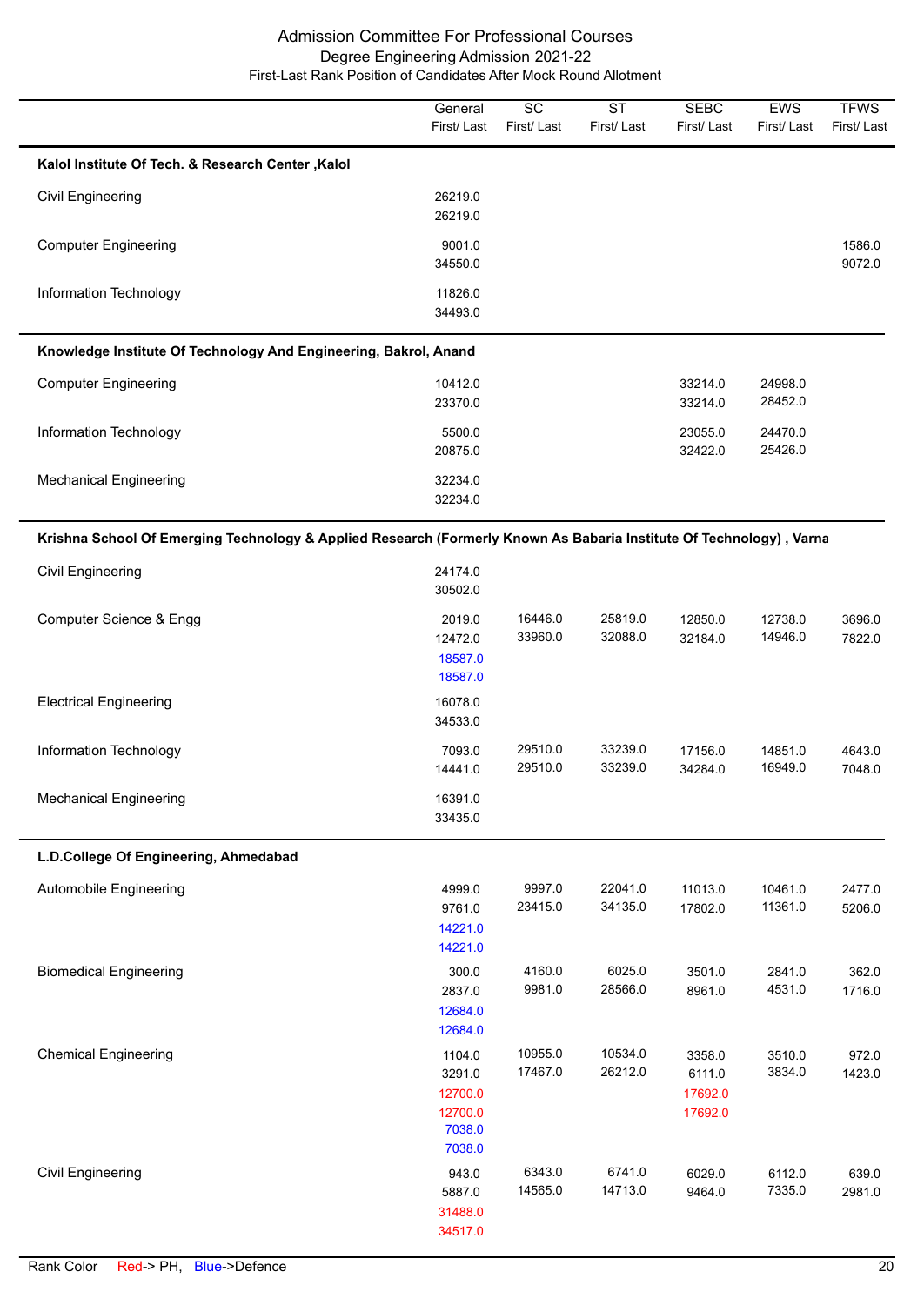# Admission Committee For Professional Courses

## Degree Engineering Admission 2021-22

### First-Last Rank Position of Candidates After Mock Round Allotment

| | General First/ Last | SC First/ Last | ST First/ Last | SEBC First/ Last | EWS First/ Last | TFWS First/ Last |
|---|---|---|---|---|---|---|
| **Kalol Institute Of Tech. & Research Center ,Kalol** | | | | | | |
| Civil Engineering | 26219.0<br>26219.0 | | | | | |
| Computer Engineering | 9001.0<br>34550.0 | | | | | 1586.0<br>9072.0 |
| Information Technology | 11826.0<br>34493.0 | | | | | |
| **Knowledge Institute Of Technology And Engineering, Bakrol, Anand** | | | | | | |
| Computer Engineering | 10412.0<br>23370.0 | | | 33214.0<br>33214.0 | 24998.0<br>28452.0 | |
| Information Technology | 5500.0<br>20875.0 | | | 23055.0<br>32422.0 | 24470.0<br>25426.0 | |
| Mechanical Engineering | 32234.0<br>32234.0 | | | | | |
| **Krishna School Of Emerging Technology & Applied Research (Formerly Known As Babaria Institute Of Technology) , Varna** | | | | | | |
| Civil Engineering | 24174.0<br>30502.0 | | | | | |
| Computer Science & Engg | 2019.0<br>12472.0<br>18587.0 (Defence)<br>18587.0 (Defence) | 16446.0<br>33960.0 | 25819.0<br>32088.0 | 12850.0<br>32184.0 | 12738.0<br>14946.0 | 3696.0<br>7822.0 |
| Electrical Engineering | 16078.0<br>34533.0 | | | | | |
| Information Technology | 7093.0<br>14441.0 | 29510.0<br>29510.0 | 33239.0<br>33239.0 | 17156.0<br>34284.0 | 14851.0<br>16949.0 | 4643.0<br>7048.0 |
| Mechanical Engineering | 16391.0<br>33435.0 | | | | | |
| **L.D.College Of Engineering, Ahmedabad** | | | | | | |
| Automobile Engineering | 4999.0<br>9761.0<br>14221.0 (Defence)<br>14221.0 (Defence) | 9997.0<br>23415.0 | 22041.0<br>34135.0 | 11013.0<br>17802.0 | 10461.0<br>11361.0 | 2477.0<br>5206.0 |
| Biomedical Engineering | 300.0<br>2837.0<br>12684.0 (Defence)<br>12684.0 (Defence) | 4160.0<br>9981.0 | 6025.0<br>28566.0 | 3501.0<br>8961.0 | 2841.0<br>4531.0 | 362.0<br>1716.0 |
| Chemical Engineering | 1104.0<br>3291.0<br>12700.0 (PH)<br>12700.0 (PH)<br>7038.0 (Defence)<br>7038.0 (Defence) | 10955.0<br>17467.0 | 10534.0<br>26212.0 | 3358.0<br>6111.0<br>17692.0 (PH)<br>17692.0 (PH) | 3510.0<br>3834.0 | 972.0<br>1423.0 |
| Civil Engineering | 943.0<br>5887.0<br>31488.0 (PH)<br>34517.0 (PH) | 6343.0<br>14565.0 | 6741.0<br>14713.0 | 6029.0<br>9464.0 | 6112.0<br>7335.0 | 639.0<br>2981.0 |

Rank Color Red-> PH, Blue->Defence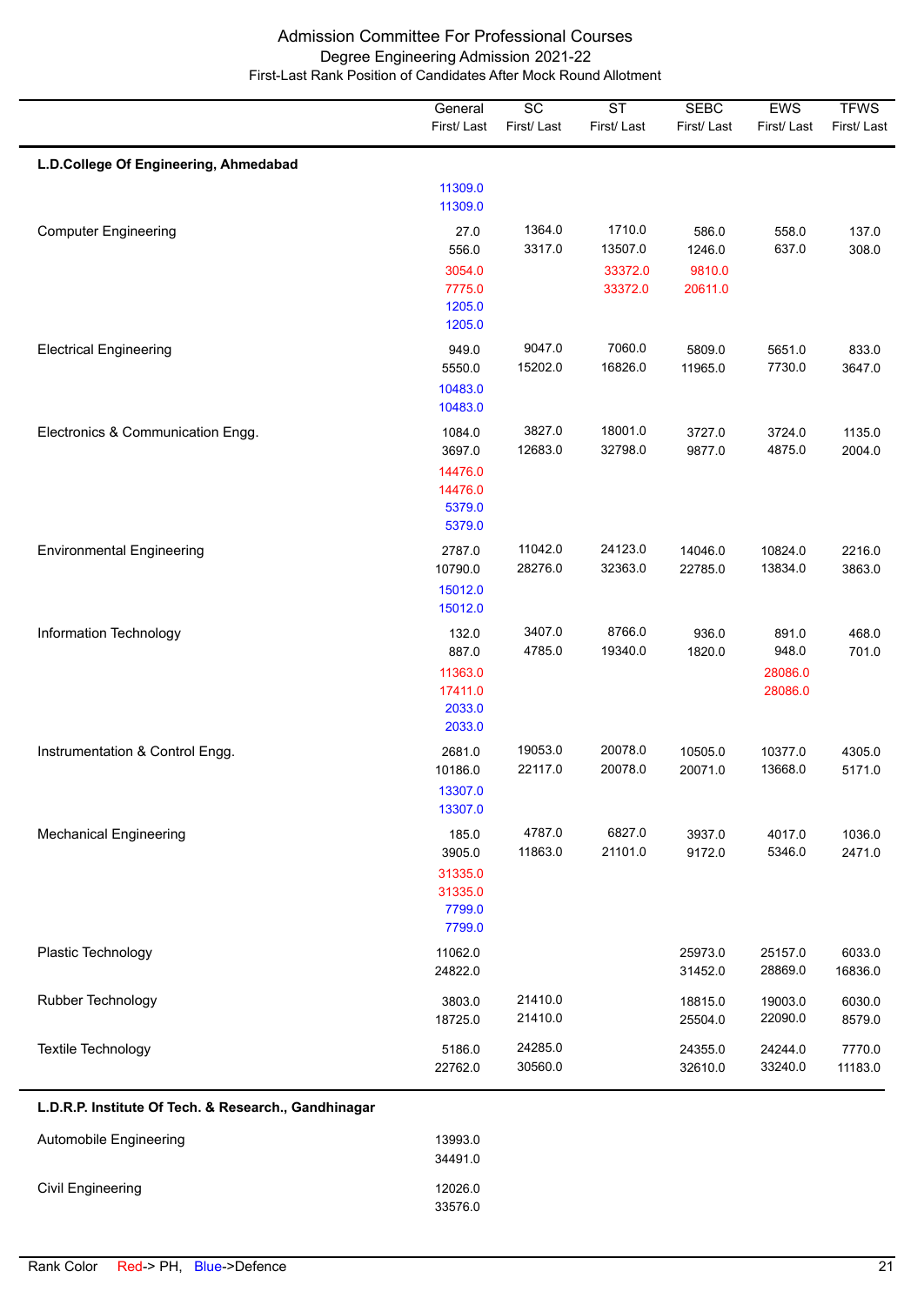# Admission Committee For Professional Courses

## Degree Engineering Admission 2021-22

### First-Last Rank Position of Candidates After Mock Round Allotment

| | General First/ Last | SC First/ Last | ST First/ Last | SEBC First/ Last | EWS First/ Last | TFWS First/ Last |
|---|---|---|---|---|---|---|
| **L.D.College Of Engineering, Ahmedabad** | | | | | | |
| | 11309.0 11309.0 (Defence) | | | | | |
| Computer Engineering | 27.0 556.0 | 1364.0 3317.0 | 1710.0 13507.0 | 586.0 1246.0 | 558.0 637.0 | 137.0 308.0 |
| | 3054.0 7775.0 (PH) | | 33372.0 33372.0 (PH) | 9810.0 20611.0 (PH) | | |
| | 1205.0 1205.0 (Defence) | | | | | |
| Electrical Engineering | 949.0 5550.0 | 9047.0 15202.0 | 7060.0 16826.0 | 5809.0 11965.0 | 5651.0 7730.0 | 833.0 3647.0 |
| | 10483.0 10483.0 (Defence) | | | | | |
| Electronics & Communication Engg. | 1084.0 3697.0 | 3827.0 12683.0 | 18001.0 32798.0 | 3727.0 9877.0 | 3724.0 4875.0 | 1135.0 2004.0 |
| | 14476.0 14476.0 (PH) | | | | | |
| | 5379.0 5379.0 (Defence) | | | | | |
| Environmental Engineering | 2787.0 10790.0 | 11042.0 28276.0 | 24123.0 32363.0 | 14046.0 22785.0 | 10824.0 13834.0 | 2216.0 3863.0 |
| | 15012.0 15012.0 (Defence) | | | | | |
| Information Technology | 132.0 887.0 | 3407.0 4785.0 | 8766.0 19340.0 | 936.0 1820.0 | 891.0 948.0 | 468.0 701.0 |
| | 11363.0 17411.0 (PH) | | | | 28086.0 28086.0 (PH) | |
| | 2033.0 2033.0 (Defence) | | | | | |
| Instrumentation & Control Engg. | 2681.0 10186.0 | 19053.0 22117.0 | 20078.0 20078.0 | 10505.0 20071.0 | 10377.0 13668.0 | 4305.0 5171.0 |
| | 13307.0 13307.0 (Defence) | | | | | |
| Mechanical Engineering | 185.0 3905.0 | 4787.0 11863.0 | 6827.0 21101.0 | 3937.0 9172.0 | 4017.0 5346.0 | 1036.0 2471.0 |
| | 31335.0 31335.0 (PH) | | | | | |
| | 7799.0 7799.0 (Defence) | | | | | |
| Plastic Technology | 11062.0 24822.0 | | | 25973.0 31452.0 | 25157.0 28869.0 | 6033.0 16836.0 |
| Rubber Technology | 3803.0 18725.0 | 21410.0 21410.0 | | 18815.0 25504.0 | 19003.0 22090.0 | 6030.0 8579.0 |
| Textile Technology | 5186.0 22762.0 | 24285.0 30560.0 | | 24355.0 32610.0 | 24244.0 33240.0 | 7770.0 11183.0 |
| **L.D.R.P. Institute Of Tech. & Research., Gandhinagar** | | | | | | |
| Automobile Engineering | 13993.0 34491.0 | | | | | |
| Civil Engineering | 12026.0 33576.0 | | | | | |

Rank Color Red-> PH, Blue->Defence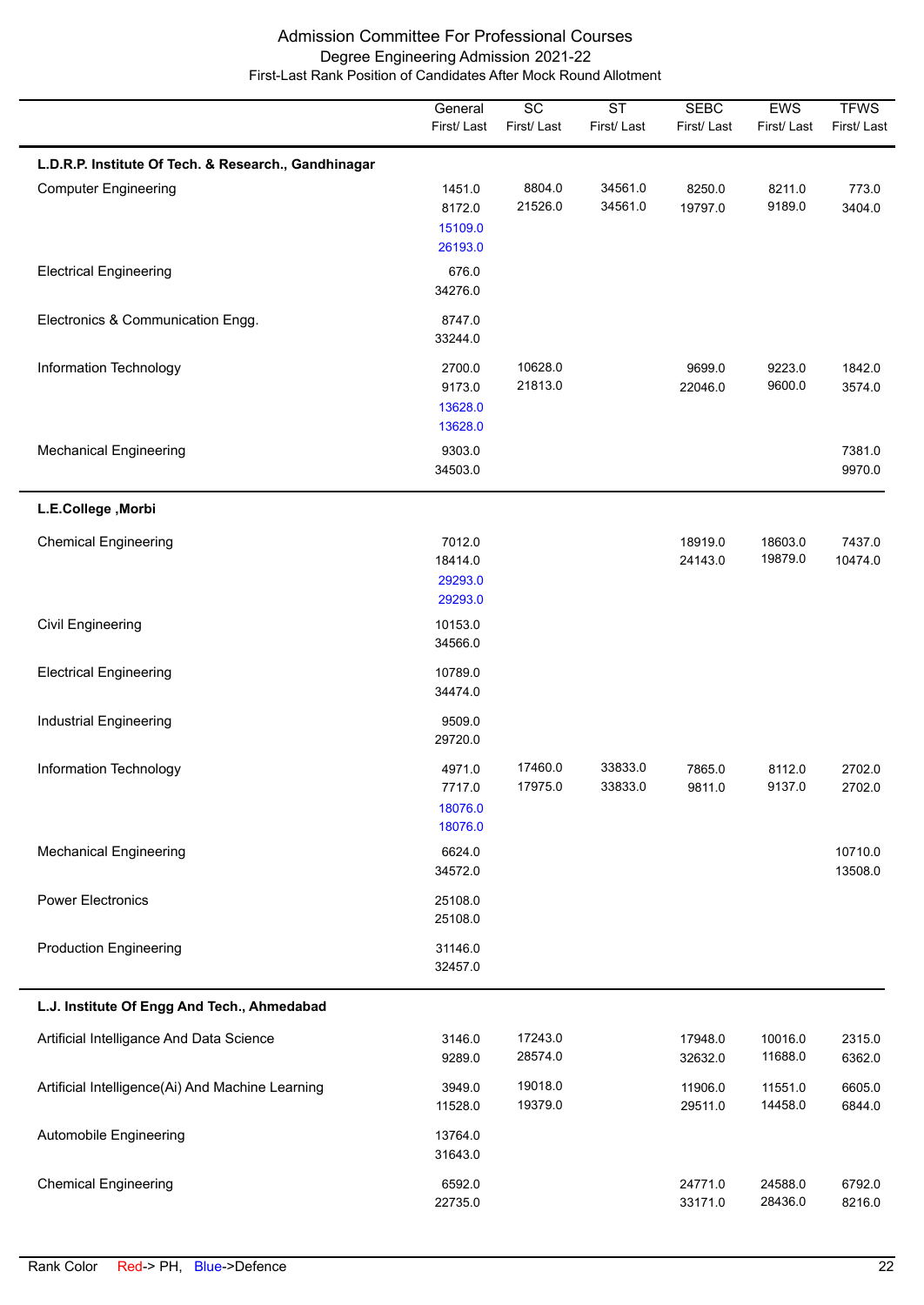# Admission Committee For Professional Courses

## Degree Engineering Admission 2021-22

### First-Last Rank Position of Candidates After Mock Round Allotment

| | General First/ Last | SC First/ Last | ST First/ Last | SEBC First/ Last | EWS First/ Last | TFWS First/ Last |
|---|---|---|---|---|---|---|
| **L.D.R.P. Institute Of Tech. & Research., Gandhinagar** | | | | | | |
| Computer Engineering | 1451.0<br>8172.0<br>15109.0<br>26193.0 | 8804.0<br>21526.0 | 34561.0<br>34561.0 | 8250.0<br>19797.0 | 8211.0<br>9189.0 | 773.0<br>3404.0 |
| Electrical Engineering | 676.0<br>34276.0 | | | | | |
| Electronics & Communication Engg. | 8747.0<br>33244.0 | | | | | |
| Information Technology | 2700.0<br>9173.0<br>13628.0<br>13628.0 | 10628.0<br>21813.0 | | 9699.0<br>22046.0 | 9223.0<br>9600.0 | 1842.0<br>3574.0 |
| Mechanical Engineering | 9303.0<br>34503.0 | | | | | 7381.0<br>9970.0 |
| **L.E.College ,Morbi** | | | | | | |
| Chemical Engineering | 7012.0<br>18414.0<br>29293.0<br>29293.0 | | | 18919.0<br>24143.0 | 18603.0<br>19879.0 | 7437.0<br>10474.0 |
| Civil Engineering | 10153.0<br>34566.0 | | | | | |
| Electrical Engineering | 10789.0<br>34474.0 | | | | | |
| Industrial Engineering | 9509.0<br>29720.0 | | | | | |
| Information Technology | 4971.0<br>7717.0<br>18076.0<br>18076.0 | 17460.0<br>17975.0 | 33833.0<br>33833.0 | 7865.0<br>9811.0 | 8112.0<br>9137.0 | 2702.0<br>2702.0 |
| Mechanical Engineering | 6624.0<br>34572.0 | | | | | 10710.0<br>13508.0 |
| Power Electronics | 25108.0<br>25108.0 | | | | | |
| Production Engineering | 31146.0<br>32457.0 | | | | | |
| **L.J. Institute Of Engg And Tech., Ahmedabad** | | | | | | |
| Artificial Intelligance And Data Science | 3146.0<br>9289.0 | 17243.0<br>28574.0 | | 17948.0<br>32632.0 | 10016.0<br>11688.0 | 2315.0<br>6362.0 |
| Artificial Intelligence(Ai) And Machine Learning | 3949.0<br>11528.0 | 19018.0<br>19379.0 | | 11906.0<br>29511.0 | 11551.0<br>14458.0 | 6605.0<br>6844.0 |
| Automobile Engineering | 13764.0<br>31643.0 | | | | | |
| Chemical Engineering | 6592.0<br>22735.0 | | | 24771.0<br>33171.0 | 24588.0<br>28436.0 | 6792.0<br>8216.0 |

Rank Color Red-> PH, Blue->Defence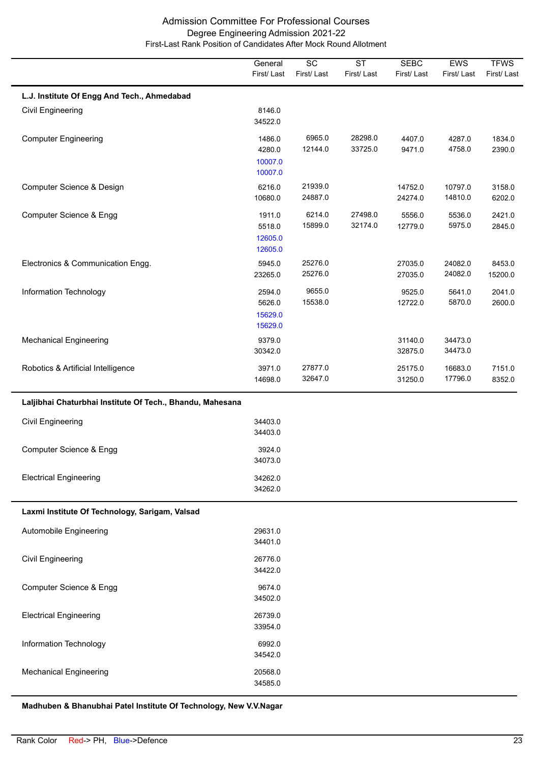# Admission Committee For Professional Courses

## Degree Engineering Admission 2021-22

### First-Last Rank Position of Candidates After Mock Round Allotment

| | General<br>First/ Last | SC<br>First/ Last | ST<br>First/ Last | SEBC<br>First/ Last | EWS<br>First/ Last | TFWS<br>First/ Last |
|---|---|---|---|---|---|---|
| **L.J. Institute Of Engg And Tech., Ahmedabad** | | | | | | |
| Civil Engineering | 8146.0<br>34522.0 | | | | | |
| Computer Engineering | 1486.0<br>4280.0<br>10007.0<br>10007.0 | 6965.0<br>12144.0 | 28298.0<br>33725.0 | 4407.0<br>9471.0 | 4287.0<br>4758.0 | 1834.0<br>2390.0 |
| Computer Science & Design | 6216.0<br>10680.0 | 21939.0<br>24887.0 | | 14752.0<br>24274.0 | 10797.0<br>14810.0 | 3158.0<br>6202.0 |
| Computer Science & Engg | 1911.0<br>5518.0<br>12605.0<br>12605.0 | 6214.0<br>15899.0 | 27498.0<br>32174.0 | 5556.0<br>12779.0 | 5536.0<br>5975.0 | 2421.0<br>2845.0 |
| Electronics & Communication Engg. | 5945.0<br>23265.0 | 25276.0<br>25276.0 | | 27035.0<br>27035.0 | 24082.0<br>24082.0 | 8453.0<br>15200.0 |
| Information Technology | 2594.0<br>5626.0<br>15629.0<br>15629.0 | 9655.0<br>15538.0 | | 9525.0<br>12722.0 | 5641.0<br>5870.0 | 2041.0<br>2600.0 |
| Mechanical Engineering | 9379.0<br>30342.0 | | | 31140.0<br>32875.0 | 34473.0<br>34473.0 | |
| Robotics & Artificial Intelligence | 3971.0<br>14698.0 | 27877.0<br>32647.0 | | 25175.0<br>31250.0 | 16683.0<br>17796.0 | 7151.0<br>8352.0 |
| **Laljibhai Chaturbhai Institute Of Tech., Bhandu, Mahesana** | | | | | | |
| Civil Engineering | 34403.0<br>34403.0 | | | | | |
| Computer Science & Engg | 3924.0<br>34073.0 | | | | | |
| Electrical Engineering | 34262.0<br>34262.0 | | | | | |
| **Laxmi Institute Of Technology, Sarigam, Valsad** | | | | | | |
| Automobile Engineering | 29631.0<br>34401.0 | | | | | |
| Civil Engineering | 26776.0<br>34422.0 | | | | | |
| Computer Science & Engg | 9674.0<br>34502.0 | | | | | |
| Electrical Engineering | 26739.0<br>33954.0 | | | | | |
| Information Technology | 6992.0<br>34542.0 | | | | | |
| Mechanical Engineering | 20568.0<br>34585.0 | | | | | |
| **Madhuben & Bhanubhai Patel Institute Of Technology, New V.V.Nagar** | | | | | | |

Rank Color Red-> PH, Blue->Defence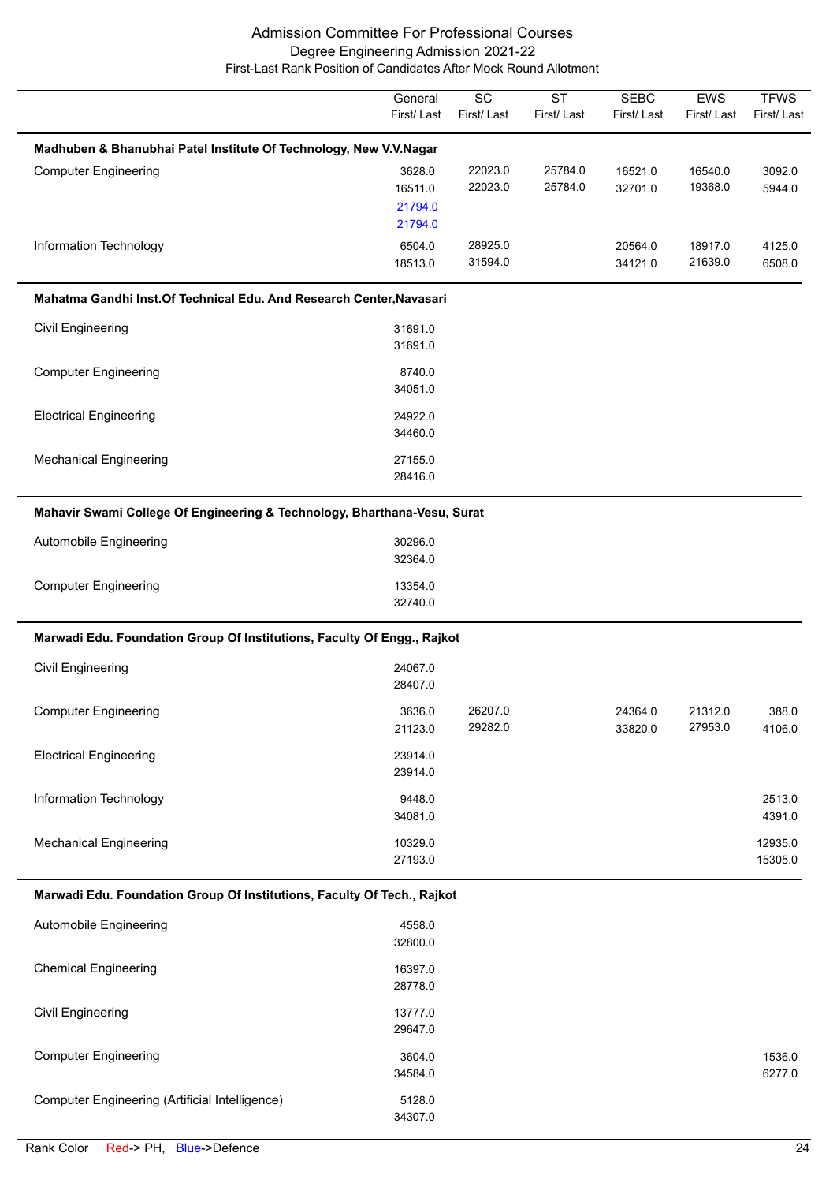# Admission Committee For Professional Courses

## Degree Engineering Admission 2021-22

### First-Last Rank Position of Candidates After Mock Round Allotment

| | General First/ Last | SC First/ Last | ST First/ Last | SEBC First/ Last | EWS First/ Last | TFWS First/ Last |
|---|---|---|---|---|---|---|
| **Madhuben & Bhanubhai Patel Institute Of Technology, New V.V.Nagar** | | | | | | |
| Computer Engineering | 3628.0<br>16511.0<br>21794.0<br>21794.0 | 22023.0<br>22023.0 | 25784.0<br>25784.0 | 16521.0<br>32701.0 | 16540.0<br>19368.0 | 3092.0<br>5944.0 |
| Information Technology | 6504.0<br>18513.0 | 28925.0<br>31594.0 | | 20564.0<br>34121.0 | 18917.0<br>21639.0 | 4125.0<br>6508.0 |
| **Mahatma Gandhi Inst.Of Technical Edu. And Research Center,Navasari** | | | | | | |
| Civil Engineering | 31691.0<br>31691.0 | | | | | |
| Computer Engineering | 8740.0<br>34051.0 | | | | | |
| Electrical Engineering | 24922.0<br>34460.0 | | | | | |
| Mechanical Engineering | 27155.0<br>28416.0 | | | | | |
| **Mahavir Swami College Of Engineering & Technology, Bharthana-Vesu, Surat** | | | | | | |
| Automobile Engineering | 30296.0<br>32364.0 | | | | | |
| Computer Engineering | 13354.0<br>32740.0 | | | | | |
| **Marwadi Edu. Foundation Group Of Institutions, Faculty Of Engg., Rajkot** | | | | | | |
| Civil Engineering | 24067.0<br>28407.0 | | | | | |
| Computer Engineering | 3636.0<br>21123.0 | 26207.0<br>29282.0 | | 24364.0<br>33820.0 | 21312.0<br>27953.0 | 388.0<br>4106.0 |
| Electrical Engineering | 23914.0<br>23914.0 | | | | | |
| Information Technology | 9448.0<br>34081.0 | | | | | 2513.0<br>4391.0 |
| Mechanical Engineering | 10329.0<br>27193.0 | | | | | 12935.0<br>15305.0 |
| **Marwadi Edu. Foundation Group Of Institutions, Faculty Of Tech., Rajkot** | | | | | | |
| Automobile Engineering | 4558.0<br>32800.0 | | | | | |
| Chemical Engineering | 16397.0<br>28778.0 | | | | | |
| Civil Engineering | 13777.0<br>29647.0 | | | | | |
| Computer Engineering | 3604.0<br>34584.0 | | | | | 1536.0<br>6277.0 |
| Computer Engineering (Artificial Intelligence) | 5128.0<br>34307.0 | | | | | |

Rank Color Red-> PH, Blue->Defence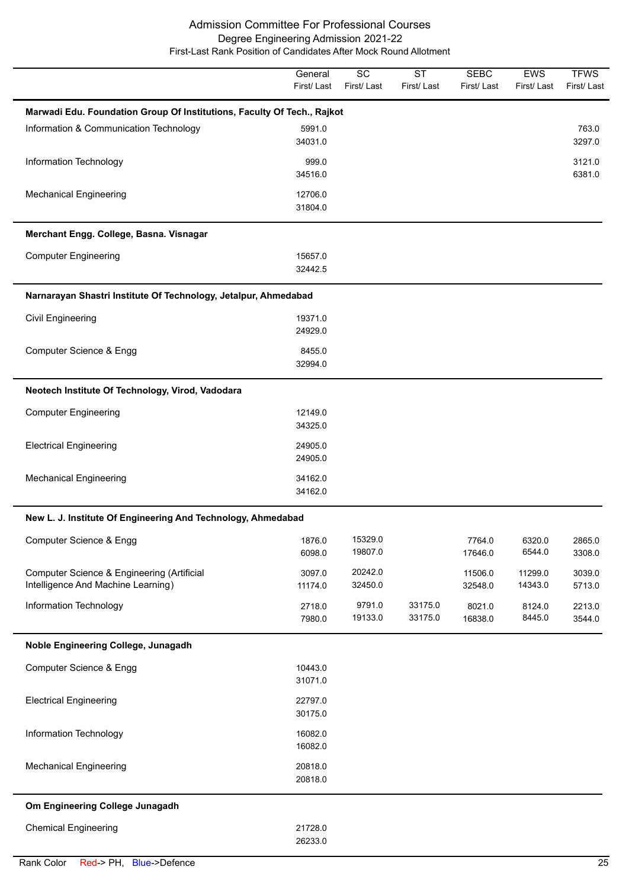# Admission Committee For Professional Courses

## Degree Engineering Admission 2021-22

### First-Last Rank Position of Candidates After Mock Round Allotment

| | General First/ Last | SC First/ Last | ST First/ Last | SEBC First/ Last | EWS First/ Last | TFWS First/ Last |
|---|---|---|---|---|---|---|
| **Marwadi Edu. Foundation Group Of Institutions, Faculty Of Tech., Rajkot** | | | | | | |
| Information & Communication Technology | 5991.0<br>34031.0 | | | | | 763.0<br>3297.0 |
| Information Technology | 999.0<br>34516.0 | | | | | 3121.0<br>6381.0 |
| Mechanical Engineering | 12706.0<br>31804.0 | | | | | |
| **Merchant Engg. College, Basna. Visnagar** | | | | | | |
| Computer Engineering | 15657.0<br>32442.5 | | | | | |
| **Narnarayan Shastri Institute Of Technology, Jetalpur, Ahmedabad** | | | | | | |
| Civil Engineering | 19371.0<br>24929.0 | | | | | |
| Computer Science & Engg | 8455.0<br>32994.0 | | | | | |
| **Neotech Institute Of Technology, Virod, Vadodara** | | | | | | |
| Computer Engineering | 12149.0<br>34325.0 | | | | | |
| Electrical Engineering | 24905.0<br>24905.0 | | | | | |
| Mechanical Engineering | 34162.0<br>34162.0 | | | | | |
| **New L. J. Institute Of Engineering And Technology, Ahmedabad** | | | | | | |
| Computer Science & Engg | 1876.0<br>6098.0 | 15329.0<br>19807.0 | | 7764.0<br>17646.0 | 6320.0<br>6544.0 | 2865.0<br>3308.0 |
| Computer Science & Engineering (Artificial Intelligence And Machine Learning) | 3097.0<br>11174.0 | 20242.0<br>32450.0 | | 11506.0<br>32548.0 | 11299.0<br>14343.0 | 3039.0<br>5713.0 |
| Information Technology | 2718.0<br>7980.0 | 9791.0<br>19133.0 | 33175.0<br>33175.0 | 8021.0<br>16838.0 | 8124.0<br>8445.0 | 2213.0<br>3544.0 |
| **Noble Engineering College, Junagadh** | | | | | | |
| Computer Science & Engg | 10443.0<br>31071.0 | | | | | |
| Electrical Engineering | 22797.0<br>30175.0 | | | | | |
| Information Technology | 16082.0<br>16082.0 | | | | | |
| Mechanical Engineering | 20818.0<br>20818.0 | | | | | |
| **Om Engineering College Junagadh** | | | | | | |
| Chemical Engineering | 21728.0<br>26233.0 | | | | | |

Rank Color Red-> PH, Blue->Defence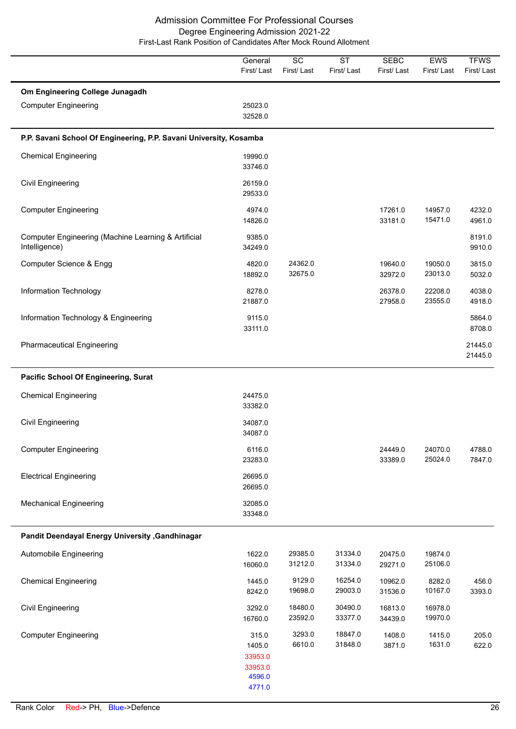# Admission Committee For Professional Courses

## Degree Engineering Admission 2021-22

### First-Last Rank Position of Candidates After Mock Round Allotment

| | General First/ Last | SC First/ Last | ST First/ Last | SEBC First/ Last | EWS First/ Last | TFWS First/ Last |
|---|---|---|---|---|---|---|
| **Om Engineering College Junagadh** | | | | | | |
| Computer Engineering | 25023.0<br>32528.0 | | | | | |
| **P.P. Savani School Of Engineering, P.P. Savani University, Kosamba** | | | | | | |
| Chemical Engineering | 19990.0<br>33746.0 | | | | | |
| Civil Engineering | 26159.0<br>29533.0 | | | | | |
| Computer Engineering | 4974.0<br>14826.0 | | | 17261.0<br>33181.0 | 14957.0<br>15471.0 | 4232.0<br>4961.0 |
| Computer Engineering (Machine Learning & Artificial Intelligence) | 9385.0<br>34249.0 | | | | | 8191.0<br>9910.0 |
| Computer Science & Engg | 4820.0<br>18892.0 | 24362.0<br>32675.0 | | 19640.0<br>32972.0 | 19050.0<br>23013.0 | 3815.0<br>5032.0 |
| Information Technology | 8278.0<br>21887.0 | | | 26378.0<br>27958.0 | 22208.0<br>23555.0 | 4038.0<br>4918.0 |
| Information Technology & Engineering | 9115.0<br>33111.0 | | | | | 5864.0<br>8708.0 |
| Pharmaceutical Engineering | | | | | | 21445.0<br>21445.0 |
| **Pacific School Of Engineering, Surat** | | | | | | |
| Chemical Engineering | 24475.0<br>33382.0 | | | | | |
| Civil Engineering | 34087.0<br>34087.0 | | | | | |
| Computer Engineering | 6116.0<br>23283.0 | | | 24449.0<br>33389.0 | 24070.0<br>25024.0 | 4788.0<br>7847.0 |
| Electrical Engineering | 26695.0<br>26695.0 | | | | | |
| Mechanical Engineering | 32085.0<br>33348.0 | | | | | |
| **Pandit Deendayal Energy University ,Gandhinagar** | | | | | | |
| Automobile Engineering | 1622.0<br>16060.0 | 29385.0<br>31212.0 | 31334.0<br>31334.0 | 20475.0<br>29271.0 | 19874.0<br>25106.0 | |
| Chemical Engineering | 1445.0<br>8242.0 | 9129.0<br>19698.0 | 16254.0<br>29003.0 | 10962.0<br>31536.0 | 8282.0<br>10167.0 | 456.0<br>3393.0 |
| Civil Engineering | 3292.0<br>16760.0 | 18480.0<br>23592.0 | 30490.0<br>33377.0 | 16813.0<br>34439.0 | 16978.0<br>19970.0 | |
| Computer Engineering | 315.0<br>1405.0<br>33953.0 (PH)<br>33953.0 (PH)<br>4596.0 (Defence)<br>4771.0 (Defence) | 3293.0<br>6610.0 | 18847.0<br>31848.0 | 1408.0<br>3871.0 | 1415.0<br>1631.0 | 205.0<br>622.0 |

Rank Color Red-> PH, Blue->Defence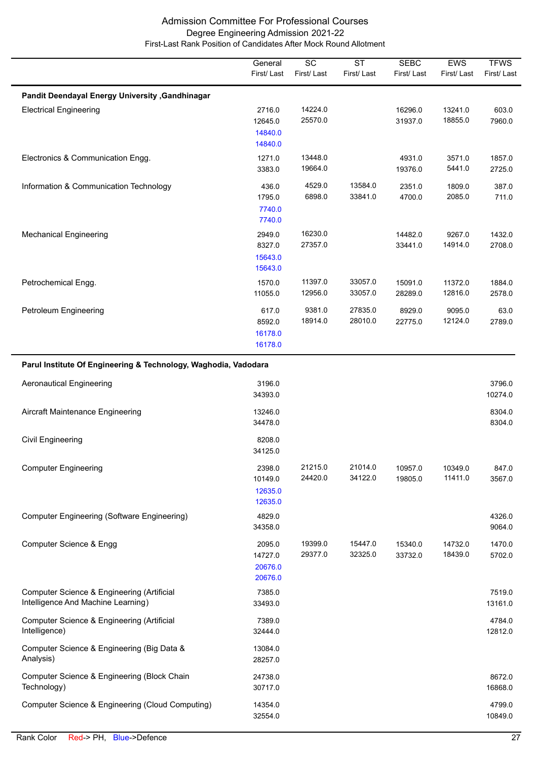# Admission Committee For Professional Courses

## Degree Engineering Admission 2021-22

### First-Last Rank Position of Candidates After Mock Round Allotment

| | General First/ Last | SC First/ Last | ST First/ Last | SEBC First/ Last | EWS First/ Last | TFWS First/ Last |
|---|---|---|---|---|---|---|
| **Pandit Deendayal Energy University ,Gandhinagar** | | | | | | |
| Electrical Engineering | 2716.0<br>12645.0<br>14840.0<br>14840.0 | 14224.0<br>25570.0 | | 16296.0<br>31937.0 | 13241.0<br>18855.0 | 603.0<br>7960.0 |
| Electronics & Communication Engg. | 1271.0<br>3383.0 | 13448.0<br>19664.0 | | 4931.0<br>19376.0 | 3571.0<br>5441.0 | 1857.0<br>2725.0 |
| Information & Communication Technology | 436.0<br>1795.0<br>7740.0<br>7740.0 | 4529.0<br>6898.0 | 13584.0<br>33841.0 | 2351.0<br>4700.0 | 1809.0<br>2085.0 | 387.0<br>711.0 |
| Mechanical Engineering | 2949.0<br>8327.0<br>15643.0<br>15643.0 | 16230.0<br>27357.0 | | 14482.0<br>33441.0 | 9267.0<br>14914.0 | 1432.0<br>2708.0 |
| Petrochemical Engg. | 1570.0<br>11055.0 | 11397.0<br>12956.0 | 33057.0<br>33057.0 | 15091.0<br>28289.0 | 11372.0<br>12816.0 | 1884.0<br>2578.0 |
| Petroleum Engineering | 617.0<br>8592.0<br>16178.0<br>16178.0 | 9381.0<br>18914.0 | 27835.0<br>28010.0 | 8929.0<br>22775.0 | 9095.0<br>12124.0 | 63.0<br>2789.0 |
| **Parul Institute Of Engineering & Technology, Waghodia, Vadodara** | | | | | | |
| Aeronautical Engineering | 3196.0<br>34393.0 | | | | | 3796.0<br>10274.0 |
| Aircraft Maintenance Engineering | 13246.0<br>34478.0 | | | | | 8304.0<br>8304.0 |
| Civil Engineering | 8208.0<br>34125.0 | | | | | |
| Computer Engineering | 2398.0<br>10149.0<br>12635.0<br>12635.0 | 21215.0<br>24420.0 | 21014.0<br>34122.0 | 10957.0<br>19805.0 | 10349.0<br>11411.0 | 847.0<br>3567.0 |
| Computer Engineering (Software Engineering) | 4829.0<br>34358.0 | | | | | 4326.0<br>9064.0 |
| Computer Science & Engg | 2095.0<br>14727.0<br>20676.0<br>20676.0 | 19399.0<br>29377.0 | 15447.0<br>32325.0 | 15340.0<br>33732.0 | 14732.0<br>18439.0 | 1470.0<br>5702.0 |
| Computer Science & Engineering (Artificial Intelligence And Machine Learning) | 7385.0<br>33493.0 | | | | | 7519.0<br>13161.0 |
| Computer Science & Engineering (Artificial Intelligence) | 7389.0<br>32444.0 | | | | | 4784.0<br>12812.0 |
| Computer Science & Engineering (Big Data & Analysis) | 13084.0<br>28257.0 | | | | | |
| Computer Science & Engineering (Block Chain Technology) | 24738.0<br>30717.0 | | | | | 8672.0<br>16868.0 |
| Computer Science & Engineering (Cloud Computing) | 14354.0<br>32554.0 | | | | | 4799.0<br>10849.0 |

Rank Color Red-> PH, Blue->Defence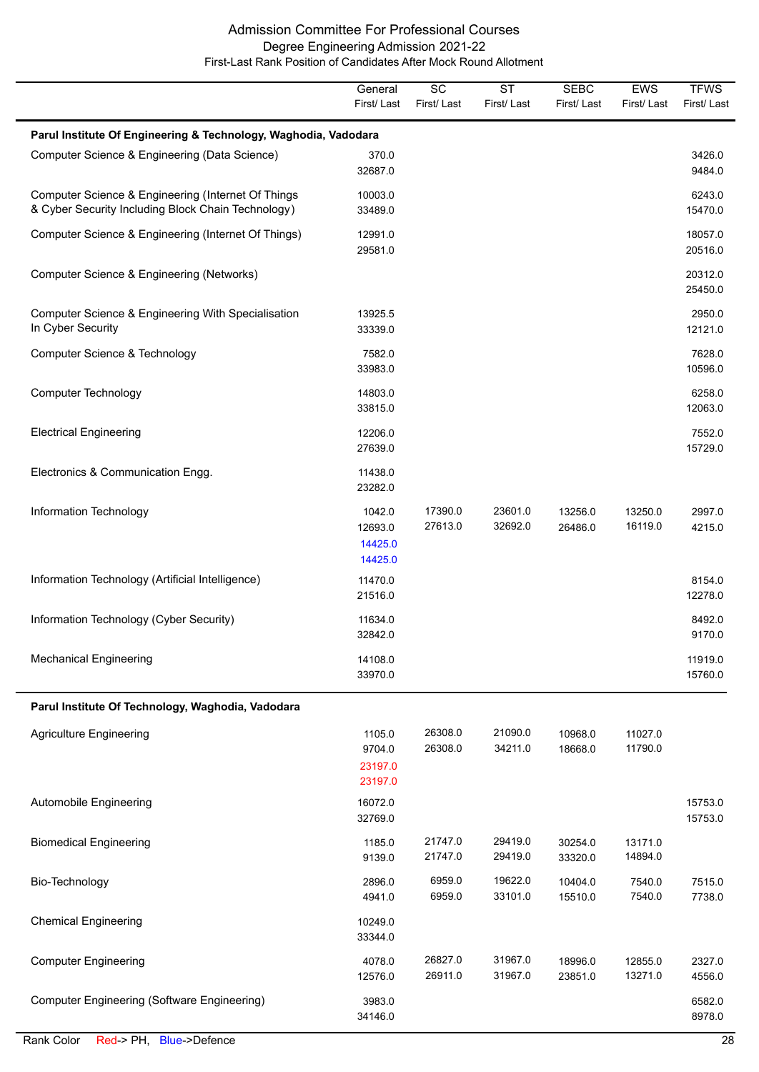# Admission Committee For Professional Courses

## Degree Engineering Admission 2021-22

### First-Last Rank Position of Candidates After Mock Round Allotment

| | General First/ Last | SC First/ Last | ST First/ Last | SEBC First/ Last | EWS First/ Last | TFWS First/ Last |
|---|---|---|---|---|---|---|
| **Parul Institute Of Engineering & Technology, Waghodia, Vadodara** | | | | | | |
| Computer Science & Engineering (Data Science) | 370.0<br>32687.0 | | | | | 3426.0<br>9484.0 |
| Computer Science & Engineering (Internet Of Things & Cyber Security Including Block Chain Technology) | 10003.0<br>33489.0 | | | | | 6243.0<br>15470.0 |
| Computer Science & Engineering (Internet Of Things) | 12991.0<br>29581.0 | | | | | 18057.0<br>20516.0 |
| Computer Science & Engineering (Networks) | | | | | | 20312.0<br>25450.0 |
| Computer Science & Engineering With Specialisation In Cyber Security | 13925.5<br>33339.0 | | | | | 2950.0<br>12121.0 |
| Computer Science & Technology | 7582.0<br>33983.0 | | | | | 7628.0<br>10596.0 |
| Computer Technology | 14803.0<br>33815.0 | | | | | 6258.0<br>12063.0 |
| Electrical Engineering | 12206.0<br>27639.0 | | | | | 7552.0<br>15729.0 |
| Electronics & Communication Engg. | 11438.0<br>23282.0 | | | | | |
| Information Technology | 1042.0<br>12693.0<br>14425.0 (Defence)<br>14425.0 (Defence) | 17390.0<br>27613.0 | 23601.0<br>32692.0 | 13256.0<br>26486.0 | 13250.0<br>16119.0 | 2997.0<br>4215.0 |
| Information Technology (Artificial Intelligence) | 11470.0<br>21516.0 | | | | | 8154.0<br>12278.0 |
| Information Technology (Cyber Security) | 11634.0<br>32842.0 | | | | | 8492.0<br>9170.0 |
| Mechanical Engineering | 14108.0<br>33970.0 | | | | | 11919.0<br>15760.0 |
| **Parul Institute Of Technology, Waghodia, Vadodara** | | | | | | |
| Agriculture Engineering | 1105.0<br>9704.0<br>23197.0 (PH)<br>23197.0 (PH) | 26308.0<br>26308.0 | 21090.0<br>34211.0 | 10968.0<br>18668.0 | 11027.0<br>11790.0 | |
| Automobile Engineering | 16072.0<br>32769.0 | | | | | 15753.0<br>15753.0 |
| Biomedical Engineering | 1185.0<br>9139.0 | 21747.0<br>21747.0 | 29419.0<br>29419.0 | 30254.0<br>33320.0 | 13171.0<br>14894.0 | |
| Bio-Technology | 2896.0<br>4941.0 | 6959.0<br>6959.0 | 19622.0<br>33101.0 | 10404.0<br>15510.0 | 7540.0<br>7540.0 | 7515.0<br>7738.0 |
| Chemical Engineering | 10249.0<br>33344.0 | | | | | |
| Computer Engineering | 4078.0<br>12576.0 | 26827.0<br>26911.0 | 31967.0<br>31967.0 | 18996.0<br>23851.0 | 12855.0<br>13271.0 | 2327.0<br>4556.0 |
| Computer Engineering (Software Engineering) | 3983.0<br>34146.0 | | | | | 6582.0<br>8978.0 |

Rank Color Red-> PH, Blue->Defence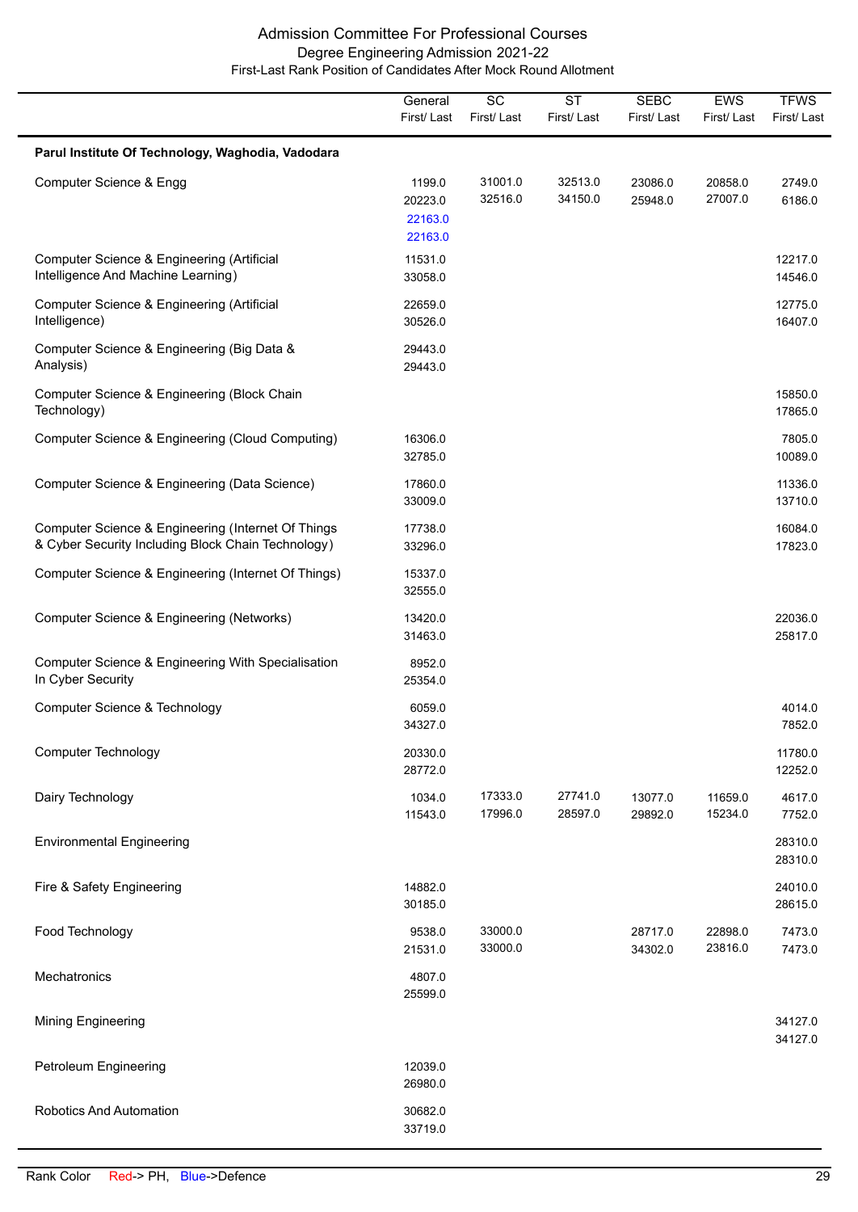# Admission Committee For Professional Courses

## Degree Engineering Admission 2021-22

### First-Last Rank Position of Candidates After Mock Round Allotment

| | General First/ Last | SC First/ Last | ST First/ Last | SEBC First/ Last | EWS First/ Last | TFWS First/ Last |
|---|---|---|---|---|---|---|
| **Parul Institute Of Technology, Waghodia, Vadodara** | | | | | | |
| Computer Science & Engg | 1199.0<br>20223.0<br>22163.0<br>22163.0 | 31001.0<br>32516.0 | 32513.0<br>34150.0 | 23086.0<br>25948.0 | 20858.0<br>27007.0 | 2749.0<br>6186.0 |
| Computer Science & Engineering (Artificial Intelligence And Machine Learning) | 11531.0<br>33058.0 | | | | | 12217.0<br>14546.0 |
| Computer Science & Engineering (Artificial Intelligence) | 22659.0<br>30526.0 | | | | | 12775.0<br>16407.0 |
| Computer Science & Engineering (Big Data & Analysis) | 29443.0<br>29443.0 | | | | | |
| Computer Science & Engineering (Block Chain Technology) | | | | | | 15850.0<br>17865.0 |
| Computer Science & Engineering (Cloud Computing) | 16306.0<br>32785.0 | | | | | 7805.0<br>10089.0 |
| Computer Science & Engineering (Data Science) | 17860.0<br>33009.0 | | | | | 11336.0<br>13710.0 |
| Computer Science & Engineering (Internet Of Things & Cyber Security Including Block Chain Technology) | 17738.0<br>33296.0 | | | | | 16084.0<br>17823.0 |
| Computer Science & Engineering (Internet Of Things) | 15337.0<br>32555.0 | | | | | |
| Computer Science & Engineering (Networks) | 13420.0<br>31463.0 | | | | | 22036.0<br>25817.0 |
| Computer Science & Engineering With Specialisation In Cyber Security | 8952.0<br>25354.0 | | | | | |
| Computer Science & Technology | 6059.0<br>34327.0 | | | | | 4014.0<br>7852.0 |
| Computer Technology | 20330.0<br>28772.0 | | | | | 11780.0<br>12252.0 |
| Dairy Technology | 1034.0<br>11543.0 | 17333.0<br>17996.0 | 27741.0<br>28597.0 | 13077.0<br>29892.0 | 11659.0<br>15234.0 | 4617.0<br>7752.0 |
| Environmental Engineering | | | | | | 28310.0<br>28310.0 |
| Fire & Safety Engineering | 14882.0<br>30185.0 | | | | | 24010.0<br>28615.0 |
| Food Technology | 9538.0<br>21531.0 | 33000.0<br>33000.0 | | 28717.0<br>34302.0 | 22898.0<br>23816.0 | 7473.0<br>7473.0 |
| Mechatronics | 4807.0<br>25599.0 | | | | | |
| Mining Engineering | | | | | | 34127.0<br>34127.0 |
| Petroleum Engineering | 12039.0<br>26980.0 | | | | | |
| Robotics And Automation | 30682.0<br>33719.0 | | | | | |

Rank Color Red-> PH, Blue->Defence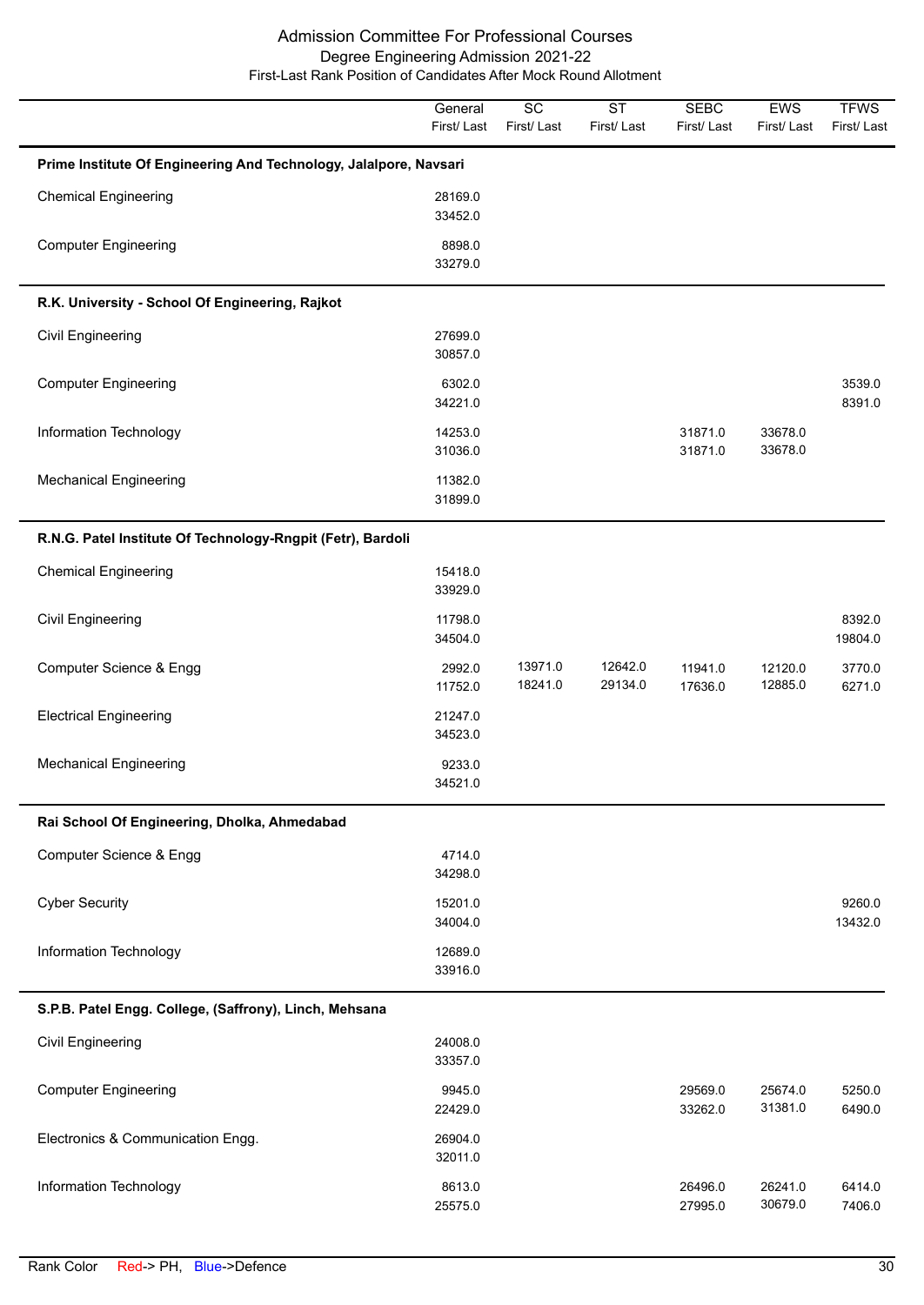# Admission Committee For Professional Courses

## Degree Engineering Admission 2021-22

### First-Last Rank Position of Candidates After Mock Round Allotment

| | General First/ Last | SC First/ Last | ST First/ Last | SEBC First/ Last | EWS First/ Last | TFWS First/ Last |
|---|---|---|---|---|---|---|
| **Prime Institute Of Engineering And Technology, Jalalpore, Navsari** | | | | | | |
| Chemical Engineering | 28169.0<br>33452.0 | | | | | |
| Computer Engineering | 8898.0<br>33279.0 | | | | | |
| **R.K. University - School Of Engineering, Rajkot** | | | | | | |
| Civil Engineering | 27699.0<br>30857.0 | | | | | |
| Computer Engineering | 6302.0<br>34221.0 | | | | | 3539.0<br>8391.0 |
| Information Technology | 14253.0<br>31036.0 | | | 31871.0<br>31871.0 | 33678.0<br>33678.0 | |
| Mechanical Engineering | 11382.0<br>31899.0 | | | | | |
| **R.N.G. Patel Institute Of Technology-Rngpit (Fetr), Bardoli** | | | | | | |
| Chemical Engineering | 15418.0<br>33929.0 | | | | | |
| Civil Engineering | 11798.0<br>34504.0 | | | | | 8392.0<br>19804.0 |
| Computer Science & Engg | 2992.0<br>11752.0 | 13971.0<br>18241.0 | 12642.0<br>29134.0 | 11941.0<br>17636.0 | 12120.0<br>12885.0 | 3770.0<br>6271.0 |
| Electrical Engineering | 21247.0<br>34523.0 | | | | | |
| Mechanical Engineering | 9233.0<br>34521.0 | | | | | |
| **Rai School Of Engineering, Dholka, Ahmedabad** | | | | | | |
| Computer Science & Engg | 4714.0<br>34298.0 | | | | | |
| Cyber Security | 15201.0<br>34004.0 | | | | | 9260.0<br>13432.0 |
| Information Technology | 12689.0<br>33916.0 | | | | | |
| **S.P.B. Patel Engg. College, (Saffrony), Linch, Mehsana** | | | | | | |
| Civil Engineering | 24008.0<br>33357.0 | | | | | |
| Computer Engineering | 9945.0<br>22429.0 | | | 29569.0<br>33262.0 | 25674.0<br>31381.0 | 5250.0<br>6490.0 |
| Electronics & Communication Engg. | 26904.0<br>32011.0 | | | | | |
| Information Technology | 8613.0<br>25575.0 | | | 26496.0<br>27995.0 | 26241.0<br>30679.0 | 6414.0<br>7406.0 |

Rank Color Red-> PH, Blue->Defence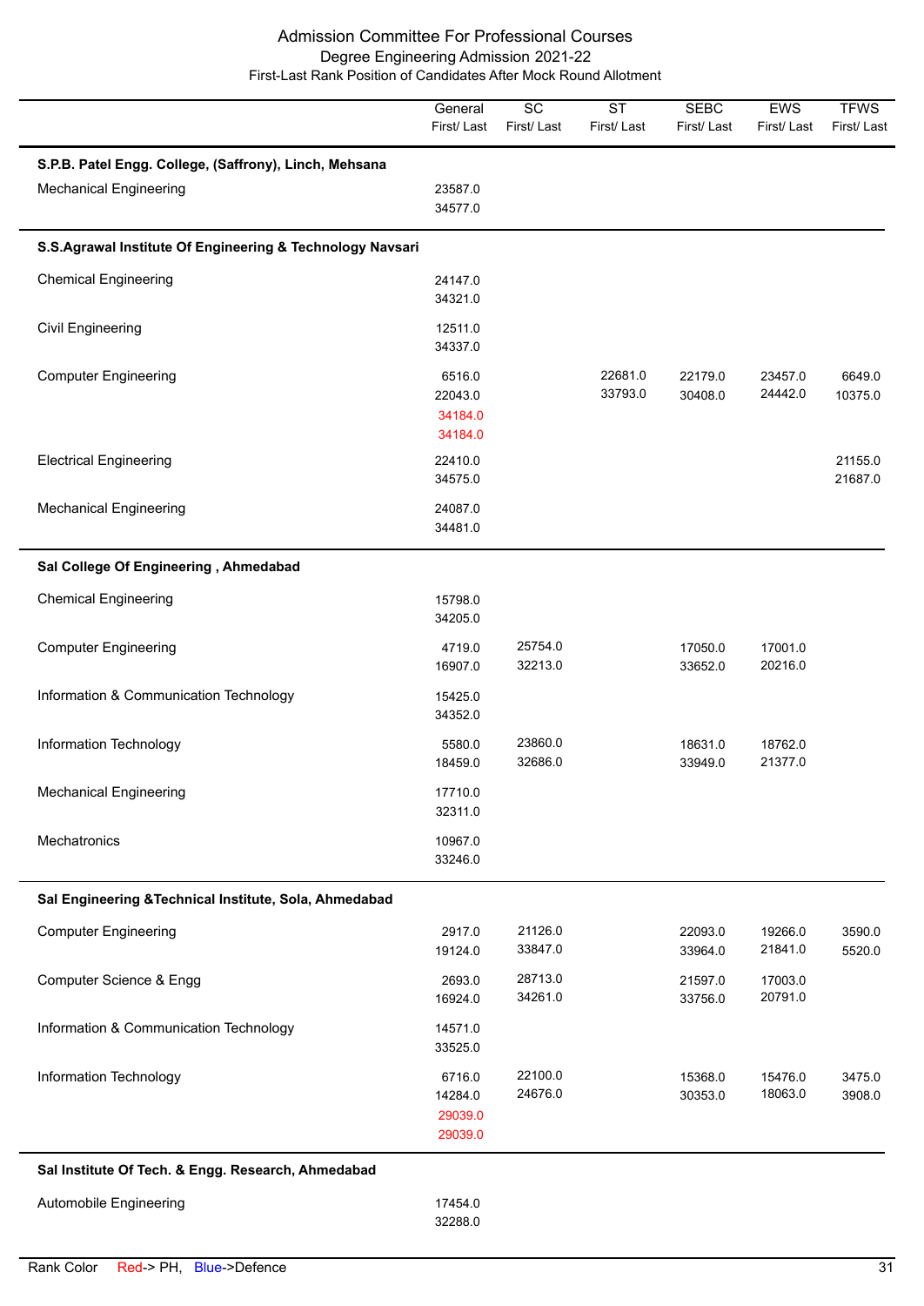Admission Committee For Professional Courses

Degree Engineering Admission 2021-22

First-Last Rank Position of Candidates After Mock Round Allotment

| | General First/ Last | SC First/ Last | ST First/ Last | SEBC First/ Last | EWS First/ Last | TFWS First/ Last |
|---|---|---|---|---|---|---|
| **S.P.B. Patel Engg. College, (Saffrony), Linch, Mehsana** | | | | | | |
| Mechanical Engineering | 23587.0<br>34577.0 | | | | | |
| **S.S.Agrawal Institute Of Engineering & Technology Navsari** | | | | | | |
| Chemical Engineering | 24147.0<br>34321.0 | | | | | |
| Civil Engineering | 12511.0<br>34337.0 | | | | | |
| Computer Engineering | 6516.0<br>22043.0<br>34184.0 (PH)<br>34184.0 (PH) | | 22681.0<br>33793.0 | 22179.0<br>30408.0 | 23457.0<br>24442.0 | 6649.0<br>10375.0 |
| Electrical Engineering | 22410.0<br>34575.0 | | | | | 21155.0<br>21687.0 |
| Mechanical Engineering | 24087.0<br>34481.0 | | | | | |
| **Sal College Of Engineering , Ahmedabad** | | | | | | |
| Chemical Engineering | 15798.0<br>34205.0 | | | | | |
| Computer Engineering | 4719.0<br>16907.0 | 25754.0<br>32213.0 | | 17050.0<br>33652.0 | 17001.0<br>20216.0 | |
| Information & Communication Technology | 15425.0<br>34352.0 | | | | | |
| Information Technology | 5580.0<br>18459.0 | 23860.0<br>32686.0 | | 18631.0<br>33949.0 | 18762.0<br>21377.0 | |
| Mechanical Engineering | 17710.0<br>32311.0 | | | | | |
| Mechatronics | 10967.0<br>33246.0 | | | | | |
| **Sal Engineering &Technical Institute, Sola, Ahmedabad** | | | | | | |
| Computer Engineering | 2917.0<br>19124.0 | 21126.0<br>33847.0 | | 22093.0<br>33964.0 | 19266.0<br>21841.0 | 3590.0<br>5520.0 |
| Computer Science & Engg | 2693.0<br>16924.0 | 28713.0<br>34261.0 | | 21597.0<br>33756.0 | 17003.0<br>20791.0 | |
| Information & Communication Technology | 14571.0<br>33525.0 | | | | | |
| Information Technology | 6716.0<br>14284.0<br>29039.0 (PH)<br>29039.0 (PH) | 22100.0<br>24676.0 | | 15368.0<br>30353.0 | 15476.0<br>18063.0 | 3475.0<br>3908.0 |
| **Sal Institute Of Tech. & Engg. Research, Ahmedabad** | | | | | | |
| Automobile Engineering | 17454.0<br>32288.0 | | | | | |

Rank Color Red-> PH, Blue->Defence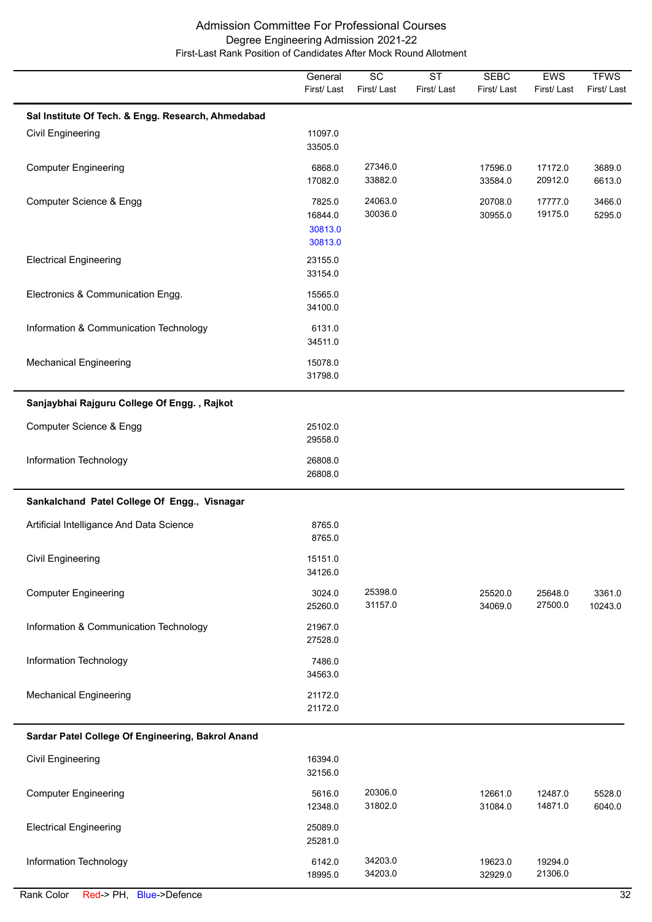# Admission Committee For Professional Courses
## Degree Engineering Admission 2021-22
### First-Last Rank Position of Candidates After Mock Round Allotment

| | General First/ Last | SC First/ Last | ST First/ Last | SEBC First/ Last | EWS First/ Last | TFWS First/ Last |
|---|---|---|---|---|---|---|
| **Sal Institute Of Tech. & Engg. Research, Ahmedabad** | | | | | | |
| Civil Engineering | 11097.0<br>33505.0 | | | | | |
| Computer Engineering | 6868.0<br>17082.0 | 27346.0<br>33882.0 | | 17596.0<br>33584.0 | 17172.0<br>20912.0 | 3689.0<br>6613.0 |
| Computer Science & Engg | 7825.0<br>16844.0<br>30813.0<br>30813.0 | 24063.0<br>30036.0 | | 20708.0<br>30955.0 | 17777.0<br>19175.0 | 3466.0<br>5295.0 |
| Electrical Engineering | 23155.0<br>33154.0 | | | | | |
| Electronics & Communication Engg. | 15565.0<br>34100.0 | | | | | |
| Information & Communication Technology | 6131.0<br>34511.0 | | | | | |
| Mechanical Engineering | 15078.0<br>31798.0 | | | | | |
| **Sanjaybhai Rajguru College Of Engg. , Rajkot** | | | | | | |
| Computer Science & Engg | 25102.0<br>29558.0 | | | | | |
| Information Technology | 26808.0<br>26808.0 | | | | | |
| **Sankalchand Patel College Of Engg., Visnagar** | | | | | | |
| Artificial Intelligance And Data Science | 8765.0<br>8765.0 | | | | | |
| Civil Engineering | 15151.0<br>34126.0 | | | | | |
| Computer Engineering | 3024.0<br>25260.0 | 25398.0<br>31157.0 | | 25520.0<br>34069.0 | 25648.0<br>27500.0 | 3361.0<br>10243.0 |
| Information & Communication Technology | 21967.0<br>27528.0 | | | | | |
| Information Technology | 7486.0<br>34563.0 | | | | | |
| Mechanical Engineering | 21172.0<br>21172.0 | | | | | |
| **Sardar Patel College Of Engineering, Bakrol Anand** | | | | | | |
| Civil Engineering | 16394.0<br>32156.0 | | | | | |
| Computer Engineering | 5616.0<br>12348.0 | 20306.0<br>31802.0 | | 12661.0<br>31084.0 | 12487.0<br>14871.0 | 5528.0<br>6040.0 |
| Electrical Engineering | 25089.0<br>25281.0 | | | | | |
| Information Technology | 6142.0<br>18995.0 | 34203.0<br>34203.0 | | 19623.0<br>32929.0 | 19294.0<br>21306.0 | |

Rank Color Red-> PH, Blue->Defence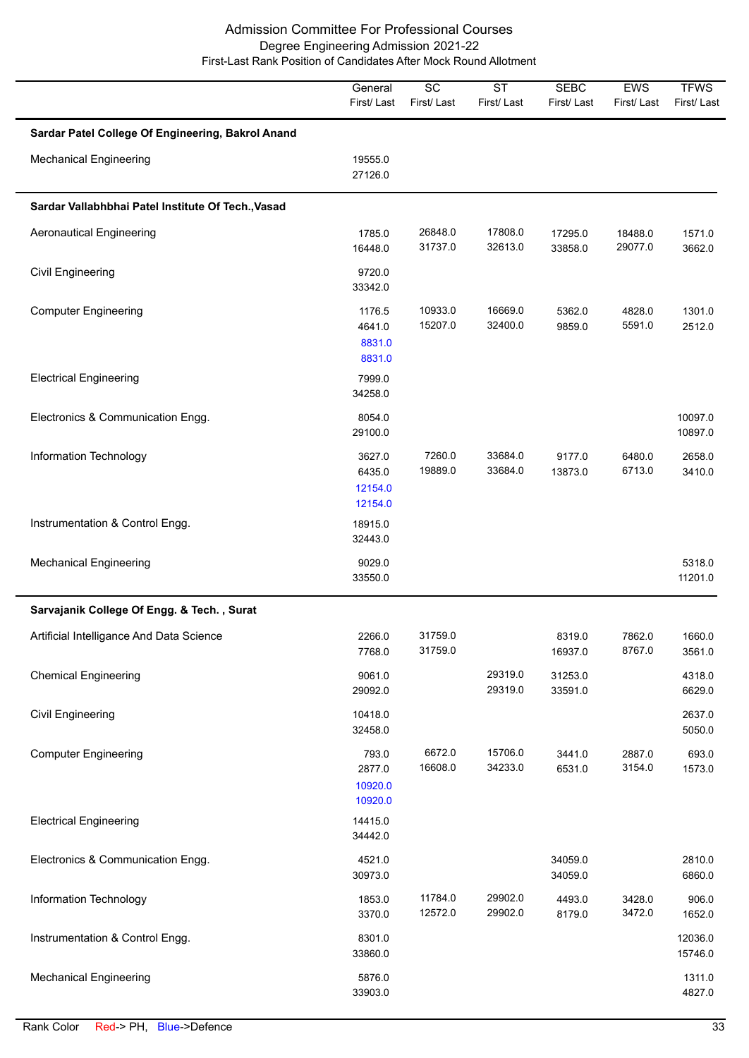# Admission Committee For Professional Courses

## Degree Engineering Admission 2021-22

### First-Last Rank Position of Candidates After Mock Round Allotment

| | General First/ Last | SC First/ Last | ST First/ Last | SEBC First/ Last | EWS First/ Last | TFWS First/ Last |
|---|---|---|---|---|---|---|
| **Sardar Patel College Of Engineering, Bakrol Anand** | | | | | | |
| Mechanical Engineering | 19555.0<br>27126.0 | | | | | |
| **Sardar Vallabhbhai Patel Institute Of Tech.,Vasad** | | | | | | |
| Aeronautical Engineering | 1785.0<br>16448.0 | 26848.0<br>31737.0 | 17808.0<br>32613.0 | 17295.0<br>33858.0 | 18488.0<br>29077.0 | 1571.0<br>3662.0 |
| Civil Engineering | 9720.0<br>33342.0 | | | | | |
| Computer Engineering | 1176.5<br>4641.0<br>8831.0<br>8831.0 | 10933.0<br>15207.0 | 16669.0<br>32400.0 | 5362.0<br>9859.0 | 4828.0<br>5591.0 | 1301.0<br>2512.0 |
| Electrical Engineering | 7999.0<br>34258.0 | | | | | |
| Electronics & Communication Engg. | 8054.0<br>29100.0 | | | | | 10097.0<br>10897.0 |
| Information Technology | 3627.0<br>6435.0<br>12154.0<br>12154.0 | 7260.0<br>19889.0 | 33684.0<br>33684.0 | 9177.0<br>13873.0 | 6480.0<br>6713.0 | 2658.0<br>3410.0 |
| Instrumentation & Control Engg. | 18915.0<br>32443.0 | | | | | |
| Mechanical Engineering | 9029.0<br>33550.0 | | | | | 5318.0<br>11201.0 |
| **Sarvajanik College Of Engg. & Tech. , Surat** | | | | | | |
| Artificial Intelligance And Data Science | 2266.0<br>7768.0 | 31759.0<br>31759.0 | | 8319.0<br>16937.0 | 7862.0<br>8767.0 | 1660.0<br>3561.0 |
| Chemical Engineering | 9061.0<br>29092.0 | | 29319.0<br>29319.0 | 31253.0<br>33591.0 | | 4318.0<br>6629.0 |
| Civil Engineering | 10418.0<br>32458.0 | | | | | 2637.0<br>5050.0 |
| Computer Engineering | 793.0<br>2877.0<br>10920.0<br>10920.0 | 6672.0<br>16608.0 | 15706.0<br>34233.0 | 3441.0<br>6531.0 | 2887.0<br>3154.0 | 693.0<br>1573.0 |
| Electrical Engineering | 14415.0<br>34442.0 | | | | | |
| Electronics & Communication Engg. | 4521.0<br>30973.0 | | | 34059.0<br>34059.0 | | 2810.0<br>6860.0 |
| Information Technology | 1853.0<br>3370.0 | 11784.0<br>12572.0 | 29902.0<br>29902.0 | 4493.0<br>8179.0 | 3428.0<br>3472.0 | 906.0<br>1652.0 |
| Instrumentation & Control Engg. | 8301.0<br>33860.0 | | | | | 12036.0<br>15746.0 |
| Mechanical Engineering | 5876.0<br>33903.0 | | | | | 1311.0<br>4827.0 |

Rank Color Red-> PH, Blue->Defence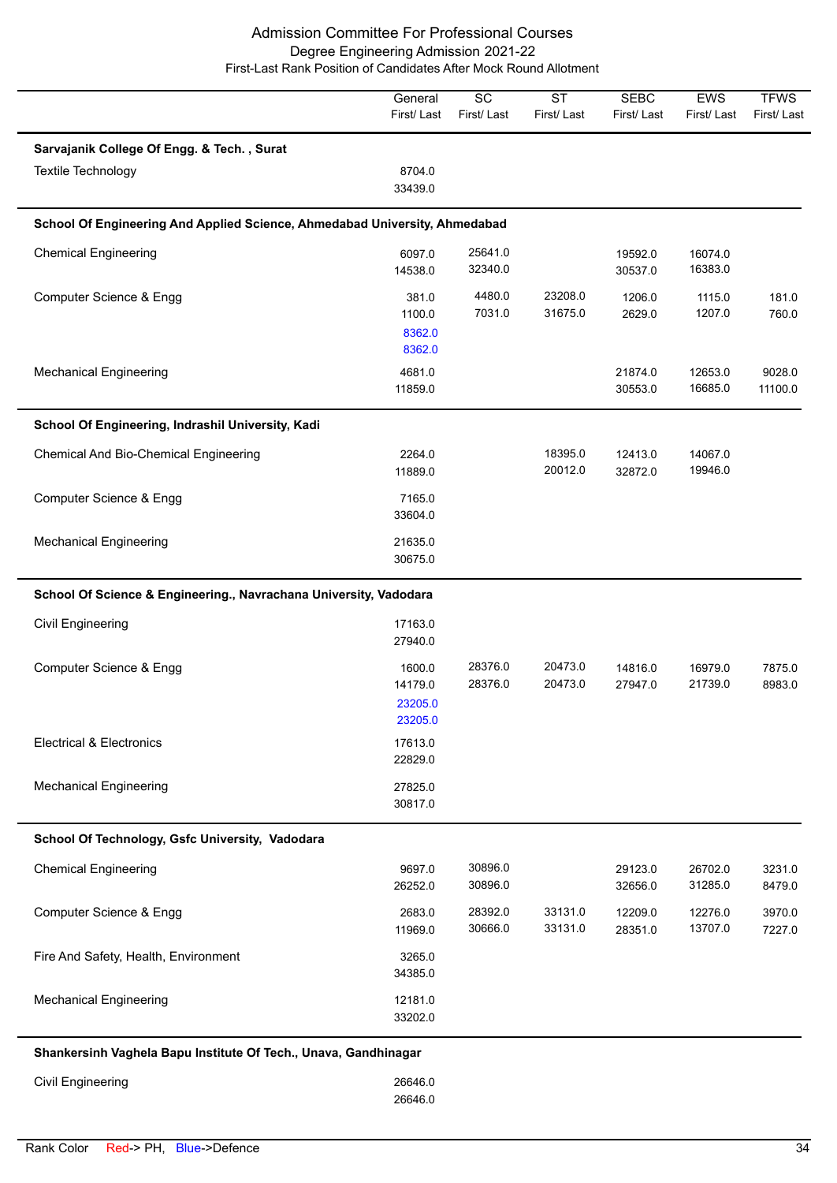# Admission Committee For Professional Courses

## Degree Engineering Admission 2021-22

### First-Last Rank Position of Candidates After Mock Round Allotment

| | General First/ Last | SC First/ Last | ST First/ Last | SEBC First/ Last | EWS First/ Last | TFWS First/ Last |
|---|---|---|---|---|---|---|
| **Sarvajanik College Of Engg. & Tech. , Surat** | | | | | | |
| Textile Technology | 8704.0 33439.0 | | | | | |
| **School Of Engineering And Applied Science, Ahmedabad University, Ahmedabad** | | | | | | |
| Chemical Engineering | 6097.0 14538.0 | 25641.0 32340.0 | | 19592.0 30537.0 | 16074.0 16383.0 | |
| Computer Science & Engg | 381.0 1100.0 8362.0 8362.0 | 4480.0 7031.0 | 23208.0 31675.0 | 1206.0 2629.0 | 1115.0 1207.0 | 181.0 760.0 |
| Mechanical Engineering | 4681.0 11859.0 | | | 21874.0 30553.0 | 12653.0 16685.0 | 9028.0 11100.0 |
| **School Of Engineering, Indrashil University, Kadi** | | | | | | |
| Chemical And Bio-Chemical Engineering | 2264.0 11889.0 | | 18395.0 20012.0 | 12413.0 32872.0 | 14067.0 19946.0 | |
| Computer Science & Engg | 7165.0 33604.0 | | | | | |
| Mechanical Engineering | 21635.0 30675.0 | | | | | |
| **School Of Science & Engineering., Navrachana University, Vadodara** | | | | | | |
| Civil Engineering | 17163.0 27940.0 | | | | | |
| Computer Science & Engg | 1600.0 14179.0 23205.0 23205.0 | 28376.0 28376.0 | 20473.0 20473.0 | 14816.0 27947.0 | 16979.0 21739.0 | 7875.0 8983.0 |
| Electrical & Electronics | 17613.0 22829.0 | | | | | |
| Mechanical Engineering | 27825.0 30817.0 | | | | | |
| **School Of Technology, Gsfc University, Vadodara** | | | | | | |
| Chemical Engineering | 9697.0 26252.0 | 30896.0 30896.0 | | 29123.0 32656.0 | 26702.0 31285.0 | 3231.0 8479.0 |
| Computer Science & Engg | 2683.0 11969.0 | 28392.0 30666.0 | 33131.0 33131.0 | 12209.0 28351.0 | 12276.0 13707.0 | 3970.0 7227.0 |
| Fire And Safety, Health, Environment | 3265.0 34385.0 | | | | | |
| Mechanical Engineering | 12181.0 33202.0 | | | | | |
| **Shankersinh Vaghela Bapu Institute Of Tech., Unava, Gandhinagar** | | | | | | |
| Civil Engineering | 26646.0 26646.0 | | | | | |

Rank Color Red-> PH, Blue->Defence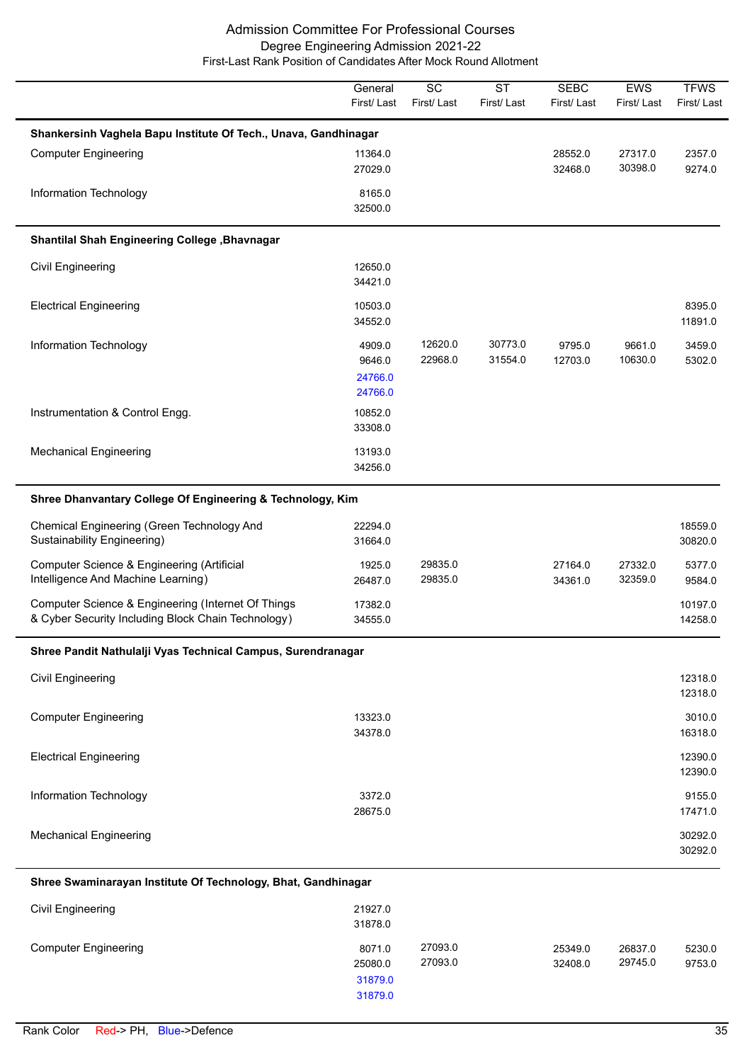# Admission Committee For Professional Courses

## Degree Engineering Admission 2021-22

### First-Last Rank Position of Candidates After Mock Round Allotment

| | General First/ Last | SC First/ Last | ST First/ Last | SEBC First/ Last | EWS First/ Last | TFWS First/ Last |
|---|---|---|---|---|---|---|
| **Shankersinh Vaghela Bapu Institute Of Tech., Unava, Gandhinagar** | | | | | | |
| Computer Engineering | 11364.0<br>27029.0 | | | 28552.0<br>32468.0 | 27317.0<br>30398.0 | 2357.0<br>9274.0 |
| Information Technology | 8165.0<br>32500.0 | | | | | |
| **Shantilal Shah Engineering College ,Bhavnagar** | | | | | | |
| Civil Engineering | 12650.0<br>34421.0 | | | | | |
| Electrical Engineering | 10503.0<br>34552.0 | | | | | 8395.0<br>11891.0 |
| Information Technology | 4909.0<br>9646.0<br>24766.0 (Defence)<br>24766.0 (Defence) | 12620.0<br>22968.0 | 30773.0<br>31554.0 | 9795.0<br>12703.0 | 9661.0<br>10630.0 | 3459.0<br>5302.0 |
| Instrumentation & Control Engg. | 10852.0<br>33308.0 | | | | | |
| Mechanical Engineering | 13193.0<br>34256.0 | | | | | |
| **Shree Dhanvantary College Of Engineering & Technology, Kim** | | | | | | |
| Chemical Engineering (Green Technology And Sustainability Engineering) | 22294.0<br>31664.0 | | | | | 18559.0<br>30820.0 |
| Computer Science & Engineering (Artificial Intelligence And Machine Learning) | 1925.0<br>26487.0 | 29835.0<br>29835.0 | | 27164.0<br>34361.0 | 27332.0<br>32359.0 | 5377.0<br>9584.0 |
| Computer Science & Engineering (Internet Of Things & Cyber Security Including Block Chain Technology) | 17382.0<br>34555.0 | | | | | 10197.0<br>14258.0 |
| **Shree Pandit Nathulalji Vyas Technical Campus, Surendranagar** | | | | | | |
| Civil Engineering | | | | | | 12318.0<br>12318.0 |
| Computer Engineering | 13323.0<br>34378.0 | | | | | 3010.0<br>16318.0 |
| Electrical Engineering | | | | | | 12390.0<br>12390.0 |
| Information Technology | 3372.0<br>28675.0 | | | | | 9155.0<br>17471.0 |
| Mechanical Engineering | | | | | | 30292.0<br>30292.0 |
| **Shree Swaminarayan Institute Of Technology, Bhat, Gandhinagar** | | | | | | |
| Civil Engineering | 21927.0<br>31878.0 | | | | | |
| Computer Engineering | 8071.0<br>25080.0<br>31879.0 (Defence)<br>31879.0 (Defence) | 27093.0<br>27093.0 | | 25349.0<br>32408.0 | 26837.0<br>29745.0 | 5230.0<br>9753.0 |

Rank Color Red-> PH, Blue->Defence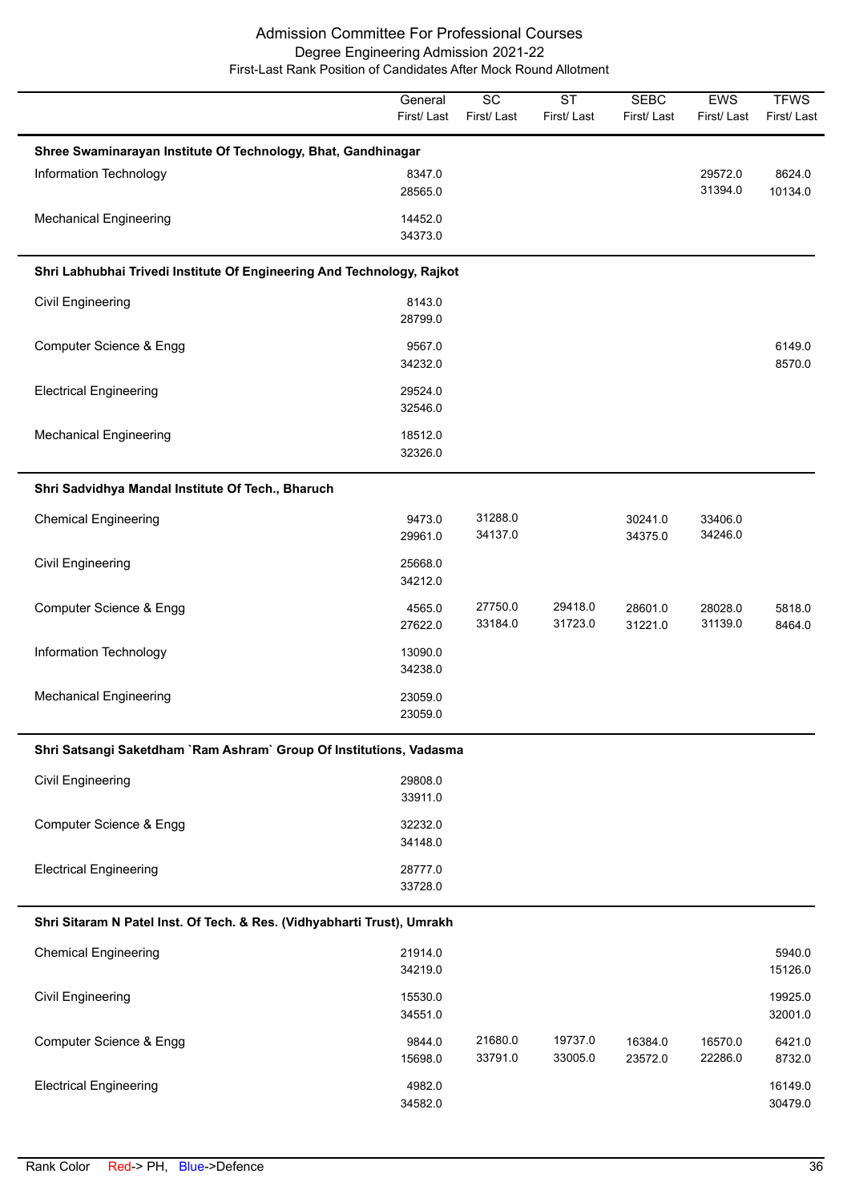# Admission Committee For Professional Courses

## Degree Engineering Admission 2021-22

### First-Last Rank Position of Candidates After Mock Round Allotment

| | General First/ Last | SC First/ Last | ST First/ Last | SEBC First/ Last | EWS First/ Last | TFWS First/ Last |
|---|---|---|---|---|---|---|
| **Shree Swaminarayan Institute Of Technology, Bhat, Gandhinagar** | | | | | | |
| Information Technology | 8347.0<br>28565.0 | | | | 29572.0<br>31394.0 | 8624.0<br>10134.0 |
| Mechanical Engineering | 14452.0<br>34373.0 | | | | | |
| **Shri Labhubhai Trivedi Institute Of Engineering And Technology, Rajkot** | | | | | | |
| Civil Engineering | 8143.0<br>28799.0 | | | | | |
| Computer Science & Engg | 9567.0<br>34232.0 | | | | | 6149.0<br>8570.0 |
| Electrical Engineering | 29524.0<br>32546.0 | | | | | |
| Mechanical Engineering | 18512.0<br>32326.0 | | | | | |
| **Shri Sadvidhya Mandal Institute Of Tech., Bharuch** | | | | | | |
| Chemical Engineering | 9473.0<br>29961.0 | 31288.0<br>34137.0 | | 30241.0<br>34375.0 | 33406.0<br>34246.0 | |
| Civil Engineering | 25668.0<br>34212.0 | | | | | |
| Computer Science & Engg | 4565.0<br>27622.0 | 27750.0<br>33184.0 | 29418.0<br>31723.0 | 28601.0<br>31221.0 | 28028.0<br>31139.0 | 5818.0<br>8464.0 |
| Information Technology | 13090.0<br>34238.0 | | | | | |
| Mechanical Engineering | 23059.0<br>23059.0 | | | | | |
| **Shri Satsangi Saketdham `Ram Ashram` Group Of Institutions, Vadasma** | | | | | | |
| Civil Engineering | 29808.0<br>33911.0 | | | | | |
| Computer Science & Engg | 32232.0<br>34148.0 | | | | | |
| Electrical Engineering | 28777.0<br>33728.0 | | | | | |
| **Shri Sitaram N Patel Inst. Of Tech. & Res. (Vidhyabharti Trust), Umrakh** | | | | | | |
| Chemical Engineering | 21914.0<br>34219.0 | | | | | 5940.0<br>15126.0 |
| Civil Engineering | 15530.0<br>34551.0 | | | | | 19925.0<br>32001.0 |
| Computer Science & Engg | 9844.0<br>15698.0 | 21680.0<br>33791.0 | 19737.0<br>33005.0 | 16384.0<br>23572.0 | 16570.0<br>22286.0 | 6421.0<br>8732.0 |
| Electrical Engineering | 4982.0<br>34582.0 | | | | | 16149.0<br>30479.0 |

Rank Color Red-> PH, Blue->Defence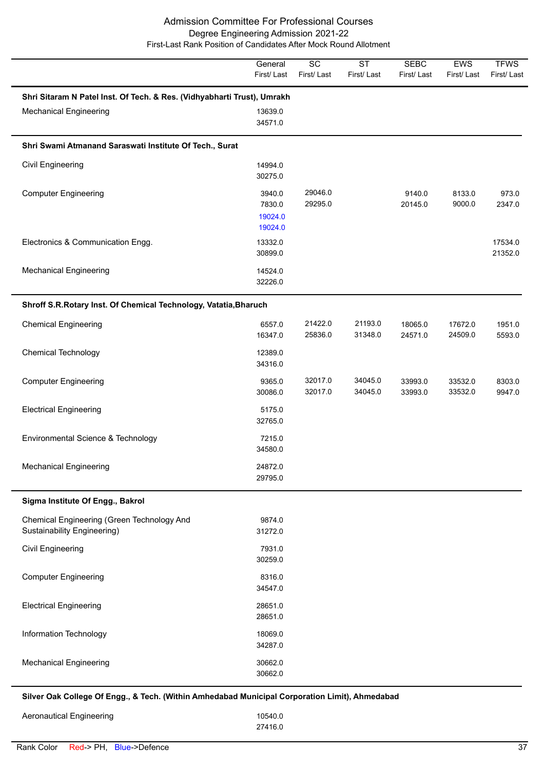# Admission Committee For Professional Courses
## Degree Engineering Admission 2021-22
### First-Last Rank Position of Candidates After Mock Round Allotment

| | General First/ Last | SC First/ Last | ST First/ Last | SEBC First/ Last | EWS First/ Last | TFWS First/ Last |
|---|---|---|---|---|---|---|
| **Shri Sitaram N Patel Inst. Of Tech. & Res. (Vidhyabharti Trust), Umrakh** | | | | | | |
| Mechanical Engineering | 13639.0<br>34571.0 | | | | | |
| **Shri Swami Atmanand Saraswati Institute Of Tech., Surat** | | | | | | |
| Civil Engineering | 14994.0<br>30275.0 | | | | | |
| Computer Engineering | 3940.0<br>7830.0<br>19024.0 (Defence)<br>19024.0 (Defence) | 29046.0<br>29295.0 | | 9140.0<br>20145.0 | 8133.0<br>9000.0 | 973.0<br>2347.0 |
| Electronics & Communication Engg. | 13332.0<br>30899.0 | | | | | 17534.0<br>21352.0 |
| Mechanical Engineering | 14524.0<br>32226.0 | | | | | |
| **Shroff S.R.Rotary Inst. Of Chemical Technology, Vatatia,Bharuch** | | | | | | |
| Chemical Engineering | 6557.0<br>16347.0 | 21422.0<br>25836.0 | 21193.0<br>31348.0 | 18065.0<br>24571.0 | 17672.0<br>24509.0 | 1951.0<br>5593.0 |
| Chemical Technology | 12389.0<br>34316.0 | | | | | |
| Computer Engineering | 9365.0<br>30086.0 | 32017.0<br>32017.0 | 34045.0<br>34045.0 | 33993.0<br>33993.0 | 33532.0<br>33532.0 | 8303.0<br>9947.0 |
| Electrical Engineering | 5175.0<br>32765.0 | | | | | |
| Environmental Science & Technology | 7215.0<br>34580.0 | | | | | |
| Mechanical Engineering | 24872.0<br>29795.0 | | | | | |
| **Sigma Institute Of Engg., Bakrol** | | | | | | |
| Chemical Engineering (Green Technology And Sustainability Engineering) | 9874.0<br>31272.0 | | | | | |
| Civil Engineering | 7931.0<br>30259.0 | | | | | |
| Computer Engineering | 8316.0<br>34547.0 | | | | | |
| Electrical Engineering | 28651.0<br>28651.0 | | | | | |
| Information Technology | 18069.0<br>34287.0 | | | | | |
| Mechanical Engineering | 30662.0<br>30662.0 | | | | | |
| **Silver Oak College Of Engg., & Tech. (Within Amhedabad Municipal Corporation Limit), Ahmedabad** | | | | | | |
| Aeronautical Engineering | 10540.0<br>27416.0 | | | | | |

Rank Color Red-> PH, Blue->Defence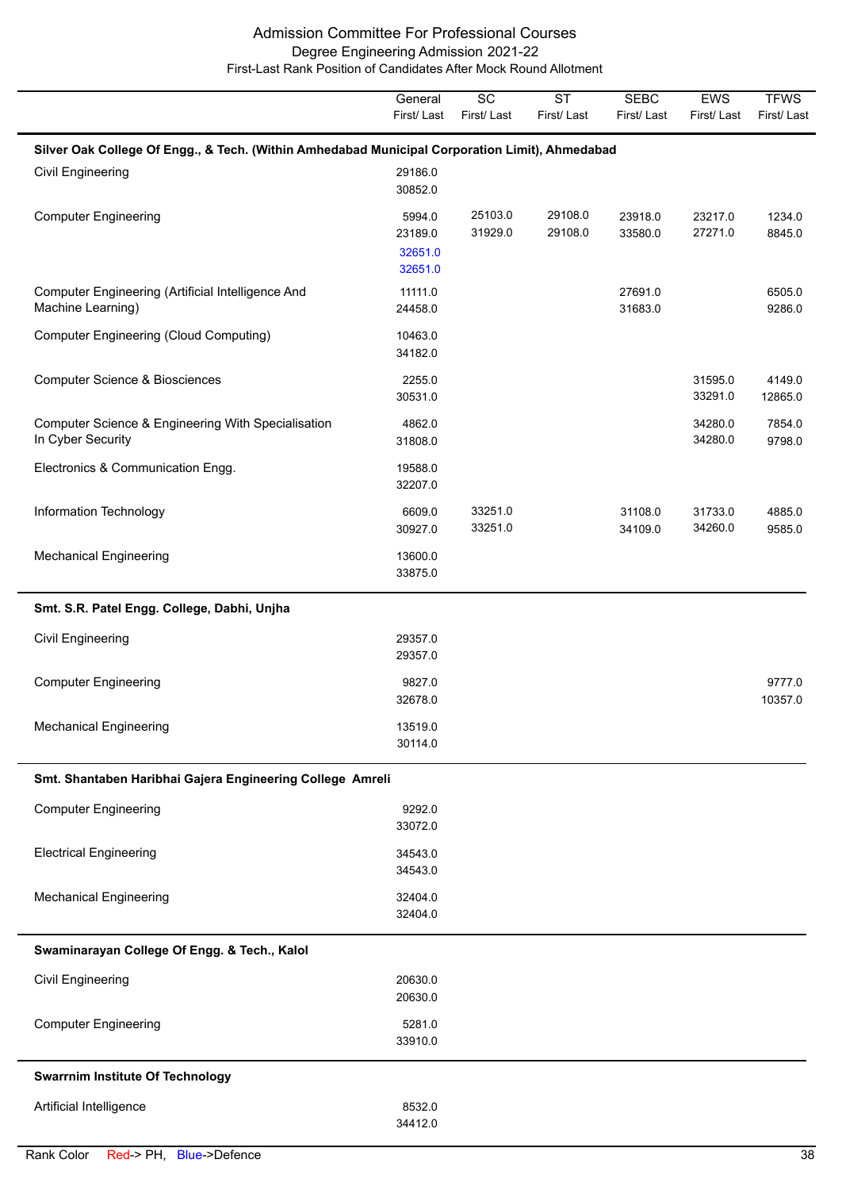Admission Committee For Professional Courses
Degree Engineering Admission 2021-22
First-Last Rank Position of Candidates After Mock Round Allotment

| | General First/ Last | SC First/ Last | ST First/ Last | SEBC First/ Last | EWS First/ Last | TFWS First/ Last |
|---|---|---|---|---|---|---|
| **Silver Oak College Of Engg., & Tech. (Within Amhedabad Municipal Corporation Limit), Ahmedabad** | | | | | | |
| Civil Engineering | 29186.0<br>30852.0 | | | | | |
| Computer Engineering | 5994.0<br>23189.0<br>32651.0<br>32651.0 | 25103.0<br>31929.0 | 29108.0<br>29108.0 | 23918.0<br>33580.0 | 23217.0<br>27271.0 | 1234.0<br>8845.0 |
| Computer Engineering (Artificial Intelligence And Machine Learning) | 11111.0<br>24458.0 | | | 27691.0<br>31683.0 | | 6505.0<br>9286.0 |
| Computer Engineering (Cloud Computing) | 10463.0<br>34182.0 | | | | | |
| Computer Science & Biosciences | 2255.0<br>30531.0 | | | | 31595.0<br>33291.0 | 4149.0<br>12865.0 |
| Computer Science & Engineering With Specialisation In Cyber Security | 4862.0<br>31808.0 | | | | 34280.0<br>34280.0 | 7854.0<br>9798.0 |
| Electronics & Communication Engg. | 19588.0<br>32207.0 | | | | | |
| Information Technology | 6609.0<br>30927.0 | 33251.0<br>33251.0 | | 31108.0<br>34109.0 | 31733.0<br>34260.0 | 4885.0<br>9585.0 |
| Mechanical Engineering | 13600.0<br>33875.0 | | | | | |
| **Smt. S.R. Patel Engg. College, Dabhi, Unjha** | | | | | | |
| Civil Engineering | 29357.0<br>29357.0 | | | | | |
| Computer Engineering | 9827.0<br>32678.0 | | | | | 9777.0<br>10357.0 |
| Mechanical Engineering | 13519.0<br>30114.0 | | | | | |
| **Smt. Shantaben Haribhai Gajera Engineering College Amreli** | | | | | | |
| Computer Engineering | 9292.0<br>33072.0 | | | | | |
| Electrical Engineering | 34543.0<br>34543.0 | | | | | |
| Mechanical Engineering | 32404.0<br>32404.0 | | | | | |
| **Swaminarayan College Of Engg. & Tech., Kalol** | | | | | | |
| Civil Engineering | 20630.0<br>20630.0 | | | | | |
| Computer Engineering | 5281.0<br>33910.0 | | | | | |
| **Swarrnim Institute Of Technology** | | | | | | |
| Artificial Intelligence | 8532.0<br>34412.0 | | | | | |

Rank Color Red-> PH, Blue->Defence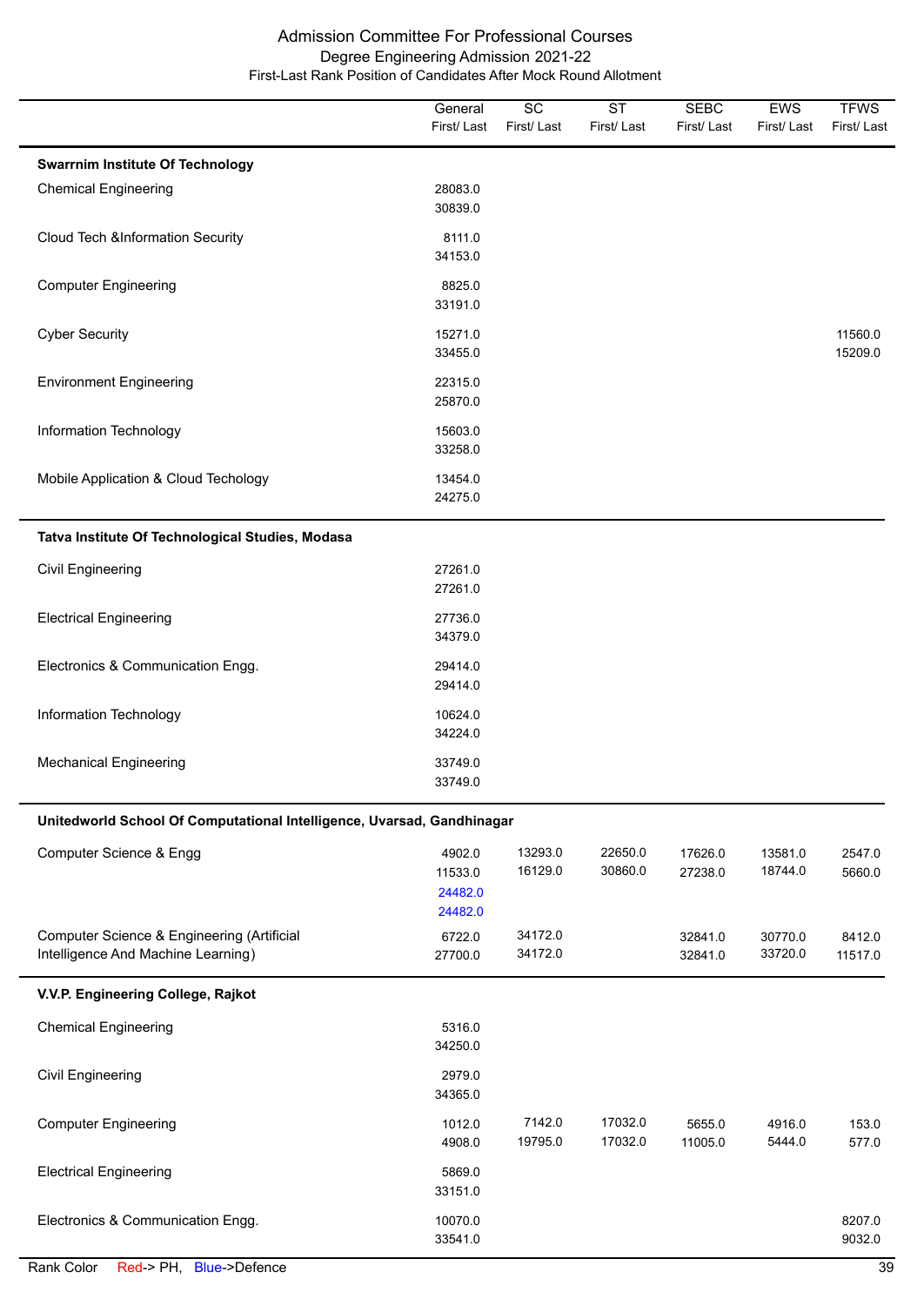# Admission Committee For Professional Courses

## Degree Engineering Admission 2021-22

### First-Last Rank Position of Candidates After Mock Round Allotment

| | General First/ Last | SC First/ Last | ST First/ Last | SEBC First/ Last | EWS First/ Last | TFWS First/ Last |
|---|---|---|---|---|---|---|
| **Swarrnim Institute Of Technology** | | | | | | |
| Chemical Engineering | 28083.0<br>30839.0 | | | | | |
| Cloud Tech &Information Security | 8111.0<br>34153.0 | | | | | |
| Computer Engineering | 8825.0<br>33191.0 | | | | | |
| Cyber Security | 15271.0<br>33455.0 | | | | | 11560.0<br>15209.0 |
| Environment Engineering | 22315.0<br>25870.0 | | | | | |
| Information Technology | 15603.0<br>33258.0 | | | | | |
| Mobile Application & Cloud Techology | 13454.0<br>24275.0 | | | | | |
| **Tatva Institute Of Technological Studies, Modasa** | | | | | | |
| Civil Engineering | 27261.0<br>27261.0 | | | | | |
| Electrical Engineering | 27736.0<br>34379.0 | | | | | |
| Electronics & Communication Engg. | 29414.0<br>29414.0 | | | | | |
| Information Technology | 10624.0<br>34224.0 | | | | | |
| Mechanical Engineering | 33749.0<br>33749.0 | | | | | |
| **Unitedworld School Of Computational Intelligence, Uvarsad, Gandhinagar** | | | | | | |
| Computer Science & Engg | 4902.0<br>11533.0<br>24482.0<br>24482.0 | 13293.0<br>16129.0 | 22650.0<br>30860.0 | 17626.0<br>27238.0 | 13581.0<br>18744.0 | 2547.0<br>5660.0 |
| Computer Science & Engineering (Artificial Intelligence And Machine Learning) | 6722.0<br>27700.0 | 34172.0<br>34172.0 | | 32841.0<br>32841.0 | 30770.0<br>33720.0 | 8412.0<br>11517.0 |
| **V.V.P. Engineering College, Rajkot** | | | | | | |
| Chemical Engineering | 5316.0<br>34250.0 | | | | | |
| Civil Engineering | 2979.0<br>34365.0 | | | | | |
| Computer Engineering | 1012.0<br>4908.0 | 7142.0<br>19795.0 | 17032.0<br>17032.0 | 5655.0<br>11005.0 | 4916.0<br>5444.0 | 153.0<br>577.0 |
| Electrical Engineering | 5869.0<br>33151.0 | | | | | |
| Electronics & Communication Engg. | 10070.0<br>33541.0 | | | | | 8207.0<br>9032.0 |

Rank Color Red-> PH, Blue->Defence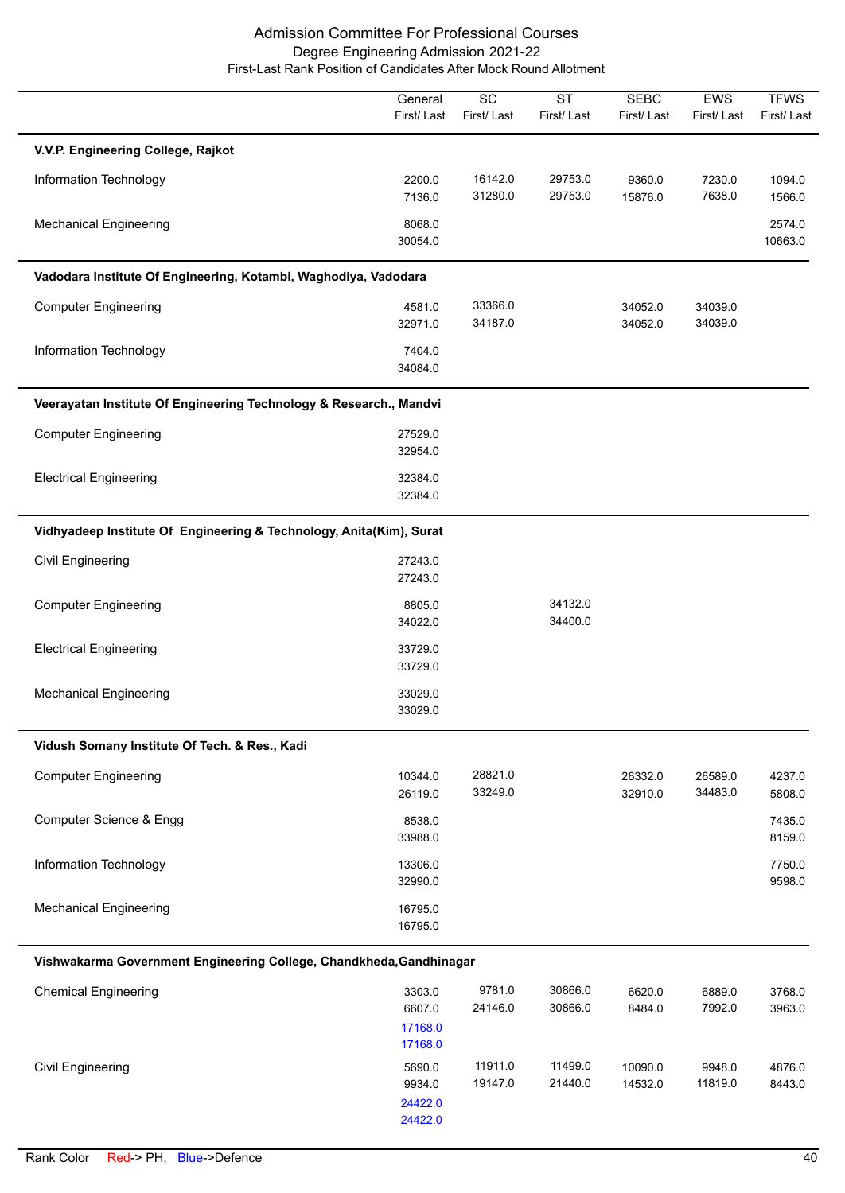# Admission Committee For Professional Courses

## Degree Engineering Admission 2021-22

### First-Last Rank Position of Candidates After Mock Round Allotment

| | General First/ Last | SC First/ Last | ST First/ Last | SEBC First/ Last | EWS First/ Last | TFWS First/ Last |
|---|---|---|---|---|---|---|
| **V.V.P. Engineering College, Rajkot** | | | | | | |
| Information Technology | 2200.0<br>7136.0 | 16142.0<br>31280.0 | 29753.0<br>29753.0 | 9360.0<br>15876.0 | 7230.0<br>7638.0 | 1094.0<br>1566.0 |
| Mechanical Engineering | 8068.0<br>30054.0 | | | | | 2574.0<br>10663.0 |
| **Vadodara Institute Of Engineering, Kotambi, Waghodiya, Vadodara** | | | | | | |
| Computer Engineering | 4581.0<br>32971.0 | 33366.0<br>34187.0 | | 34052.0<br>34052.0 | 34039.0<br>34039.0 | |
| Information Technology | 7404.0<br>34084.0 | | | | | |
| **Veerayatan Institute Of Engineering Technology & Research., Mandvi** | | | | | | |
| Computer Engineering | 27529.0<br>32954.0 | | | | | |
| Electrical Engineering | 32384.0<br>32384.0 | | | | | |
| **Vidhyadeep Institute Of Engineering & Technology, Anita(Kim), Surat** | | | | | | |
| Civil Engineering | 27243.0<br>27243.0 | | | | | |
| Computer Engineering | 8805.0<br>34022.0 | | 34132.0<br>34400.0 | | | |
| Electrical Engineering | 33729.0<br>33729.0 | | | | | |
| Mechanical Engineering | 33029.0<br>33029.0 | | | | | |
| **Vidush Somany Institute Of Tech. & Res., Kadi** | | | | | | |
| Computer Engineering | 10344.0<br>26119.0 | 28821.0<br>33249.0 | | 26332.0<br>32910.0 | 26589.0<br>34483.0 | 4237.0<br>5808.0 |
| Computer Science & Engg | 8538.0<br>33988.0 | | | | | 7435.0<br>8159.0 |
| Information Technology | 13306.0<br>32990.0 | | | | | 7750.0<br>9598.0 |
| Mechanical Engineering | 16795.0<br>16795.0 | | | | | |
| **Vishwakarma Government Engineering College, Chandkheda,Gandhinagar** | | | | | | |
| Chemical Engineering | 3303.0<br>6607.0<br>17168.0<br>17168.0 | 9781.0<br>24146.0 | 30866.0<br>30866.0 | 6620.0<br>8484.0 | 6889.0<br>7992.0 | 3768.0<br>3963.0 |
| Civil Engineering | 5690.0<br>9934.0<br>24422.0<br>24422.0 | 11911.0<br>19147.0 | 11499.0<br>21440.0 | 10090.0<br>14532.0 | 9948.0<br>11819.0 | 4876.0<br>8443.0 |

Rank Color Red-> PH, Blue->Defence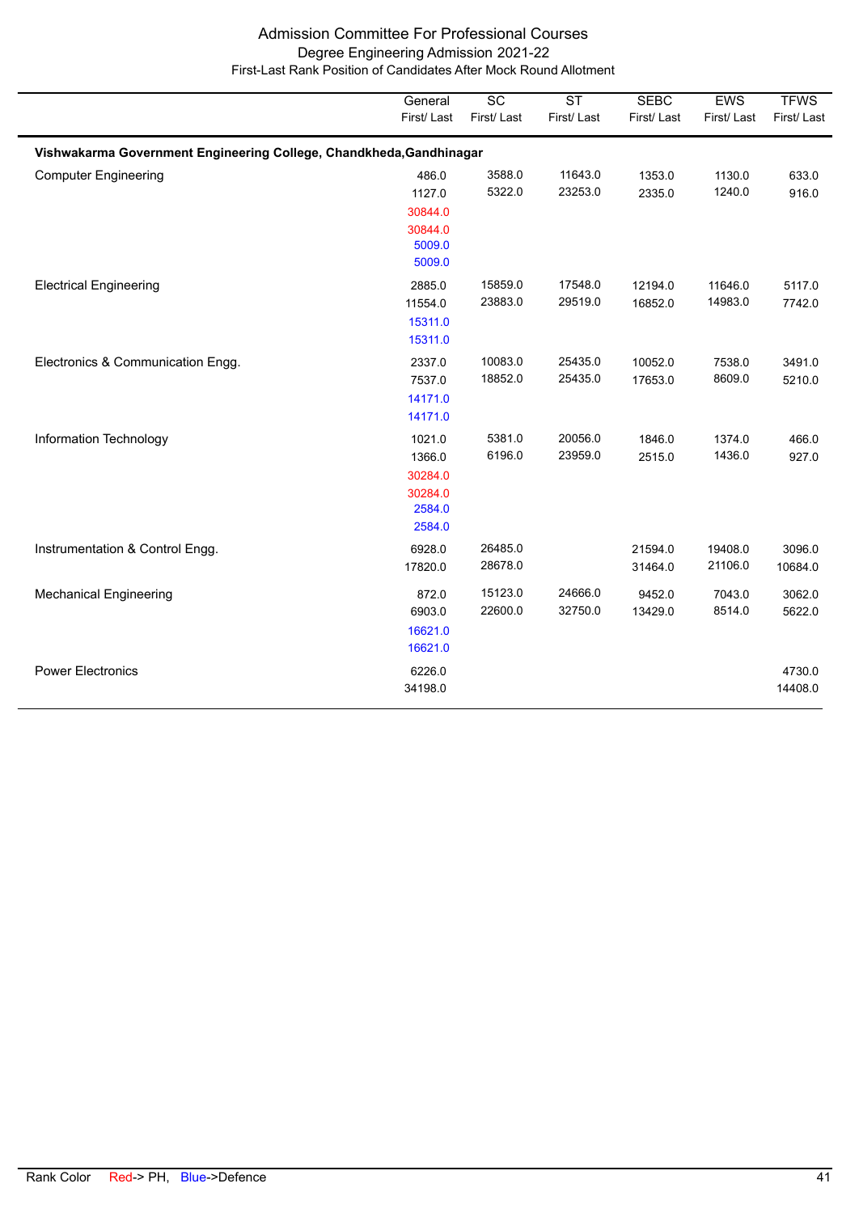# Admission Committee For Professional Courses

## Degree Engineering Admission 2021-22

### First-Last Rank Position of Candidates After Mock Round Allotment

| | General First/ Last | SC First/ Last | ST First/ Last | SEBC First/ Last | EWS First/ Last | TFWS First/ Last |
|---|---|---|---|---|---|---|
| **Vishwakarma Government Engineering College, Chandkheda,Gandhinagar** | | | | | | |
| Computer Engineering | 486.0<br>1127.0<br>30844.0<br>30844.0<br>5009.0<br>5009.0 | 3588.0<br>5322.0 | 11643.0<br>23253.0 | 1353.0<br>2335.0 | 1130.0<br>1240.0 | 633.0<br>916.0 |
| Electrical Engineering | 2885.0<br>11554.0<br>15311.0<br>15311.0 | 15859.0<br>23883.0 | 17548.0<br>29519.0 | 12194.0<br>16852.0 | 11646.0<br>14983.0 | 5117.0<br>7742.0 |
| Electronics & Communication Engg. | 2337.0<br>7537.0<br>14171.0<br>14171.0 | 10083.0<br>18852.0 | 25435.0<br>25435.0 | 10052.0<br>17653.0 | 7538.0<br>8609.0 | 3491.0<br>5210.0 |
| Information Technology | 1021.0<br>1366.0<br>30284.0<br>30284.0<br>2584.0<br>2584.0 | 5381.0<br>6196.0 | 20056.0<br>23959.0 | 1846.0<br>2515.0 | 1374.0<br>1436.0 | 466.0<br>927.0 |
| Instrumentation & Control Engg. | 6928.0<br>17820.0 | 26485.0<br>28678.0 | | 21594.0<br>31464.0 | 19408.0<br>21106.0 | 3096.0<br>10684.0 |
| Mechanical Engineering | 872.0<br>6903.0<br>16621.0<br>16621.0 | 15123.0<br>22600.0 | 24666.0<br>32750.0 | 9452.0<br>13429.0 | 7043.0<br>8514.0 | 3062.0<br>5622.0 |
| Power Electronics | 6226.0<br>34198.0 | | | | | 4730.0<br>14408.0 |

Rank Color Red-> PH, Blue->Defence